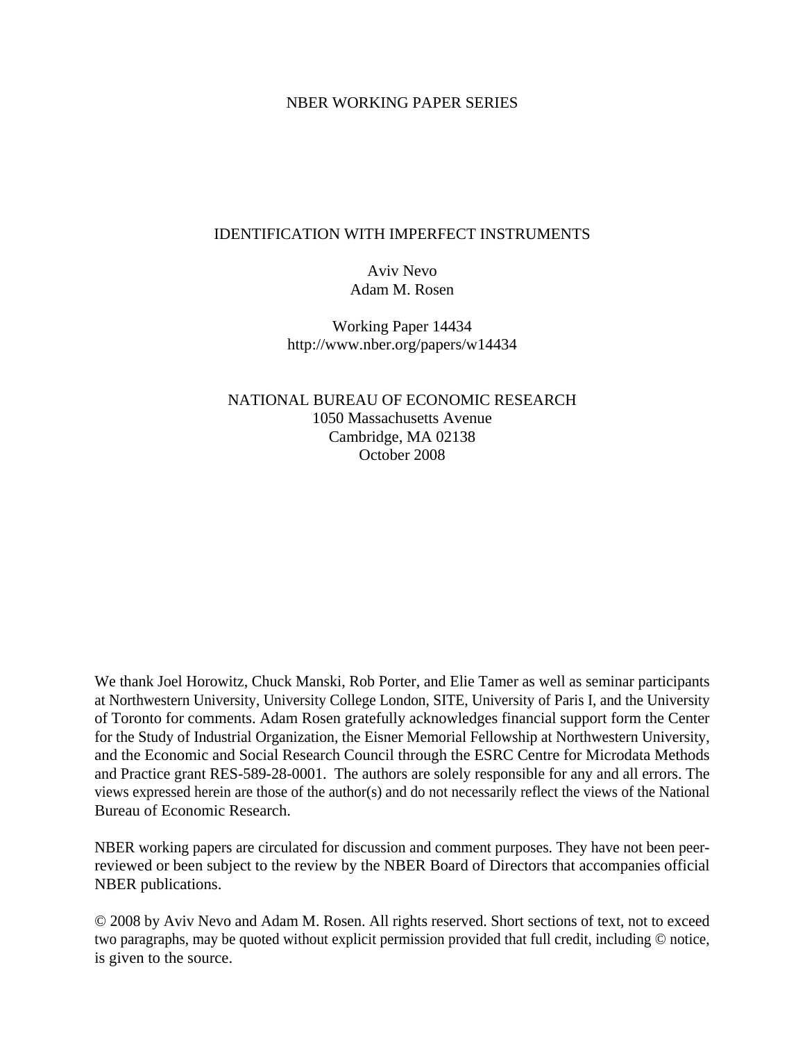NBER WORKING PAPER SERIES

# IDENTIFICATION WITH IMPERFECT INSTRUMENTS

Aviv Nevo  
Adam M. Rosen

Working Paper 14434  
http://www.nber.org/papers/w14434

NATIONAL BUREAU OF ECONOMIC RESEARCH  
1050 Massachusetts Avenue  
Cambridge, MA 02138  
October 2008

We thank Joel Horowitz, Chuck Manski, Rob Porter, and Elie Tamer as well as seminar participants at Northwestern University, University College London, SITE, University of Paris I, and the University of Toronto for comments. Adam Rosen gratefully acknowledges financial support form the Center for the Study of Industrial Organization, the Eisner Memorial Fellowship at Northwestern University, and the Economic and Social Research Council through the ESRC Centre for Microdata Methods and Practice grant RES-589-28-0001. The authors are solely responsible for any and all errors. The views expressed herein are those of the author(s) and do not necessarily reflect the views of the National Bureau of Economic Research.

NBER working papers are circulated for discussion and comment purposes. They have not been peer-reviewed or been subject to the review by the NBER Board of Directors that accompanies official NBER publications.

© 2008 by Aviv Nevo and Adam M. Rosen. All rights reserved. Short sections of text, not to exceed two paragraphs, may be quoted without explicit permission provided that full credit, including © notice, is given to the source.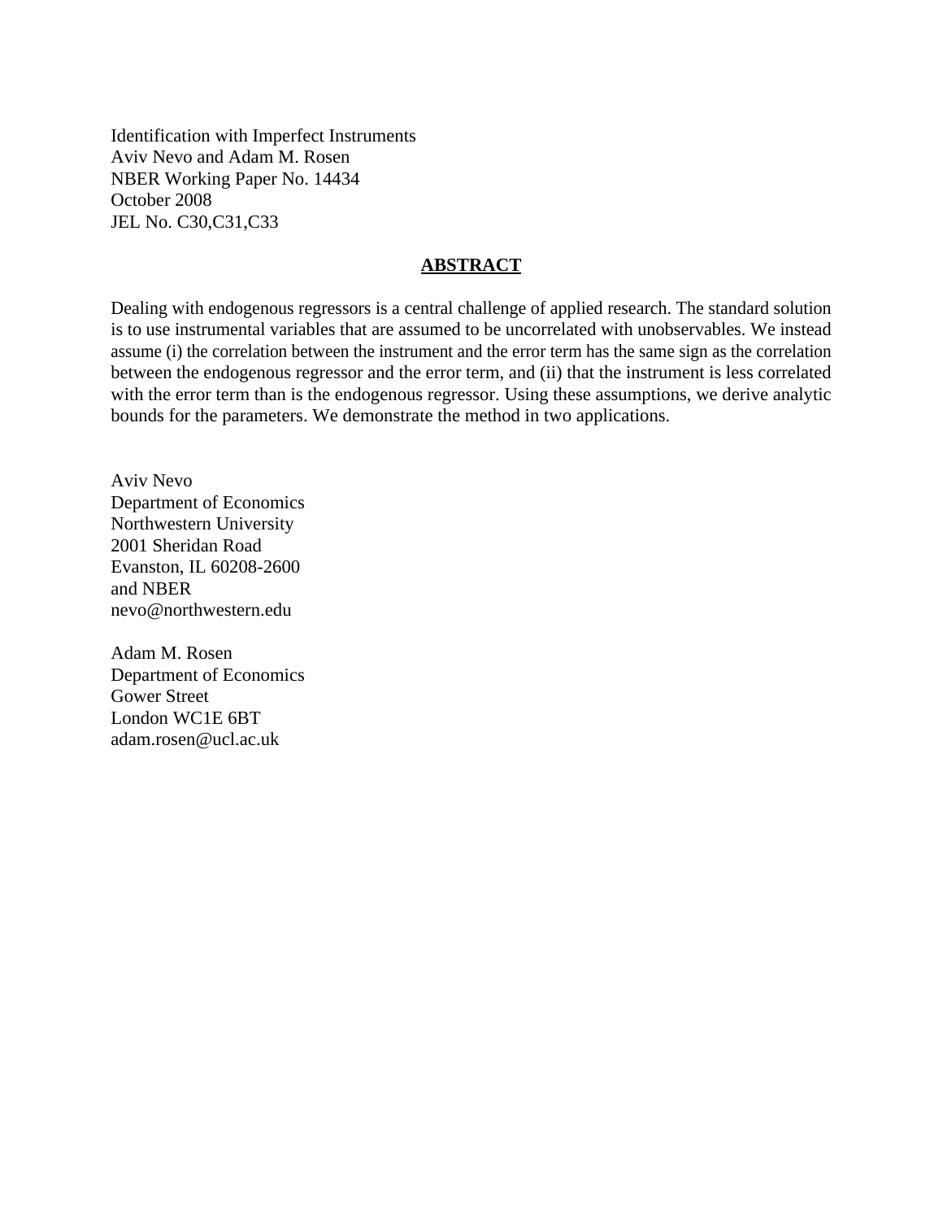Identification with Imperfect Instruments
Aviv Nevo and Adam M. Rosen
NBER Working Paper No. 14434
October 2008
JEL No. C30,C31,C33

## ABSTRACT

Dealing with endogenous regressors is a central challenge of applied research. The standard solution is to use instrumental variables that are assumed to be uncorrelated with unobservables. We instead assume (i) the correlation between the instrument and the error term has the same sign as the correlation between the endogenous regressor and the error term, and (ii) that the instrument is less correlated with the error term than is the endogenous regressor. Using these assumptions, we derive analytic bounds for the parameters. We demonstrate the method in two applications.

Aviv Nevo
Department of Economics
Northwestern University
2001 Sheridan Road
Evanston, IL 60208-2600
and NBER
nevo@northwestern.edu

Adam M. Rosen
Department of Economics
Gower Street
London WC1E 6BT
adam.rosen@ucl.ac.uk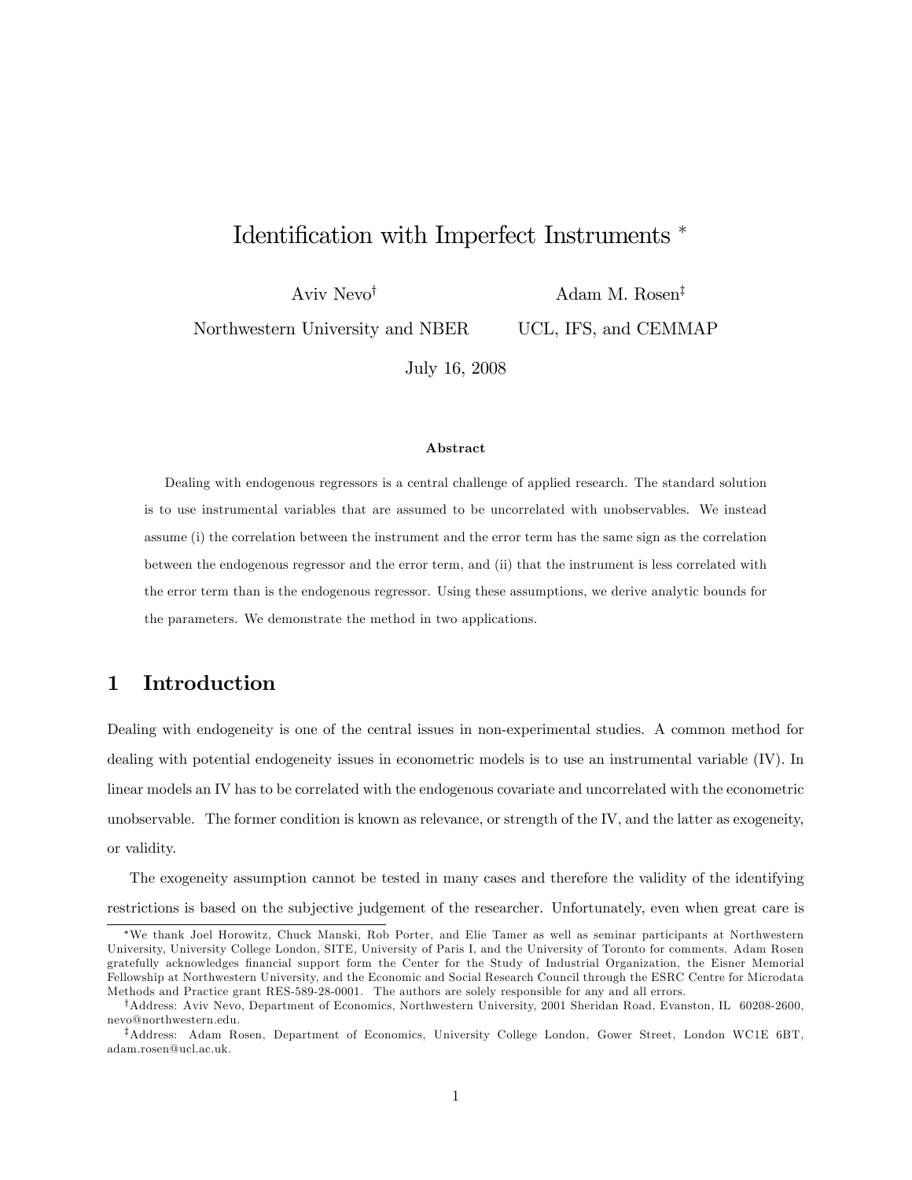# Identification with Imperfect Instruments *

Aviv Nevo[†]
Northwestern University and NBER

Adam M. Rosen[‡]
UCL, IFS, and CEMMAP

July 16, 2008

### Abstract

Dealing with endogenous regressors is a central challenge of applied research. The standard solution is to use instrumental variables that are assumed to be uncorrelated with unobservables. We instead assume (i) the correlation between the instrument and the error term has the same sign as the correlation between the endogenous regressor and the error term, and (ii) that the instrument is less correlated with the error term than is the endogenous regressor. Using these assumptions, we derive analytic bounds for the parameters. We demonstrate the method in two applications.

## 1 Introduction

Dealing with endogeneity is one of the central issues in non-experimental studies. A common method for dealing with potential endogeneity issues in econometric models is to use an instrumental variable (IV). In linear models an IV has to be correlated with the endogenous covariate and uncorrelated with the econometric unobservable. The former condition is known as relevance, or strength of the IV, and the latter as exogeneity, or validity.

The exogeneity assumption cannot be tested in many cases and therefore the validity of the identifying restrictions is based on the subjective judgement of the researcher. Unfortunately, even when great care is

*We thank Joel Horowitz, Chuck Manski, Rob Porter, and Elie Tamer as well as seminar participants at Northwestern University, University College London, SITE, University of Paris I, and the University of Toronto for comments. Adam Rosen gratefully acknowledges financial support form the Center for the Study of Industrial Organization, the Eisner Memorial Fellowship at Northwestern University, and the Economic and Social Research Council through the ESRC Centre for Microdata Methods and Practice grant RES-589-28-0001. The authors are solely responsible for any and all errors.

[†]Address: Aviv Nevo, Department of Economics, Northwestern University, 2001 Sheridan Road, Evanston, IL 60208-2600, nevo@northwestern.edu.

[‡]Address: Adam Rosen, Department of Economics, University College London, Gower Street, London WC1E 6BT, adam.rosen@ucl.ac.uk.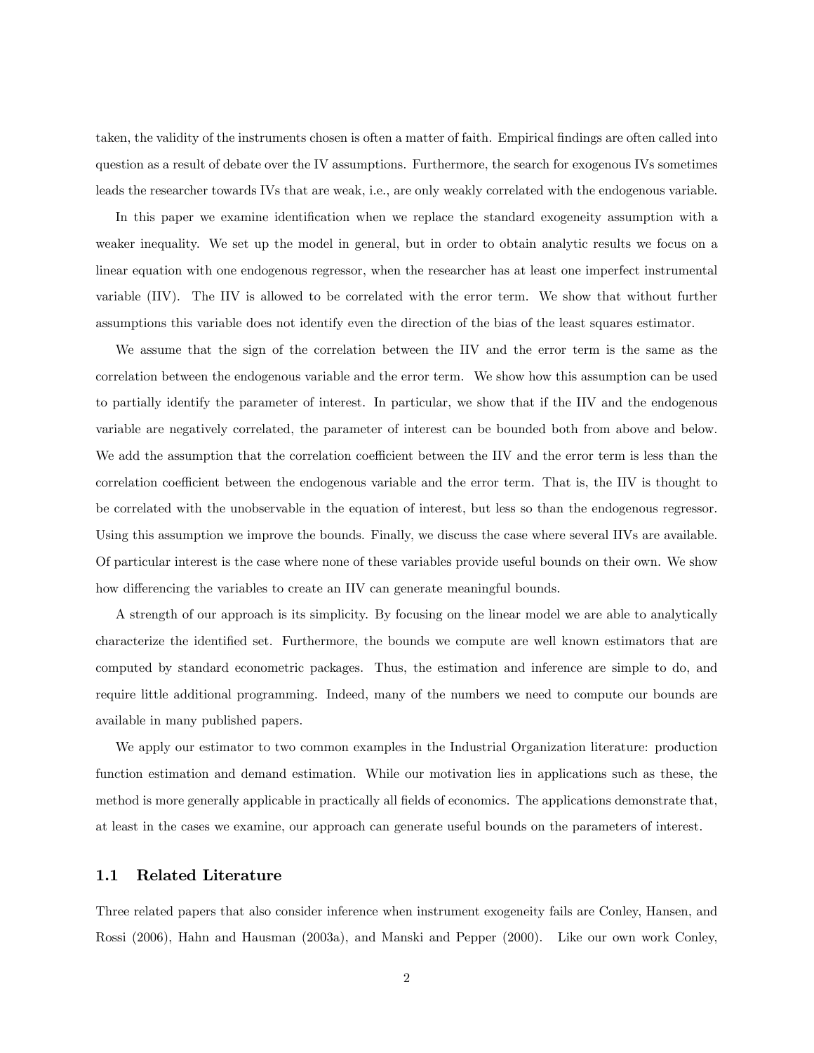taken, the validity of the instruments chosen is often a matter of faith. Empirical findings are often called into question as a result of debate over the IV assumptions. Furthermore, the search for exogenous IVs sometimes leads the researcher towards IVs that are weak, i.e., are only weakly correlated with the endogenous variable.

In this paper we examine identification when we replace the standard exogeneity assumption with a weaker inequality. We set up the model in general, but in order to obtain analytic results we focus on a linear equation with one endogenous regressor, when the researcher has at least one imperfect instrumental variable (IIV). The IIV is allowed to be correlated with the error term. We show that without further assumptions this variable does not identify even the direction of the bias of the least squares estimator.

We assume that the sign of the correlation between the IIV and the error term is the same as the correlation between the endogenous variable and the error term. We show how this assumption can be used to partially identify the parameter of interest. In particular, we show that if the IIV and the endogenous variable are negatively correlated, the parameter of interest can be bounded both from above and below. We add the assumption that the correlation coefficient between the IIV and the error term is less than the correlation coefficient between the endogenous variable and the error term. That is, the IIV is thought to be correlated with the unobservable in the equation of interest, but less so than the endogenous regressor. Using this assumption we improve the bounds. Finally, we discuss the case where several IIVs are available. Of particular interest is the case where none of these variables provide useful bounds on their own. We show how differencing the variables to create an IIV can generate meaningful bounds.

A strength of our approach is its simplicity. By focusing on the linear model we are able to analytically characterize the identified set. Furthermore, the bounds we compute are well known estimators that are computed by standard econometric packages. Thus, the estimation and inference are simple to do, and require little additional programming. Indeed, many of the numbers we need to compute our bounds are available in many published papers.

We apply our estimator to two common examples in the Industrial Organization literature: production function estimation and demand estimation. While our motivation lies in applications such as these, the method is more generally applicable in practically all fields of economics. The applications demonstrate that, at least in the cases we examine, our approach can generate useful bounds on the parameters of interest.

## 1.1 Related Literature

Three related papers that also consider inference when instrument exogeneity fails are Conley, Hansen, and Rossi (2006), Hahn and Hausman (2003a), and Manski and Pepper (2000). Like our own work Conley,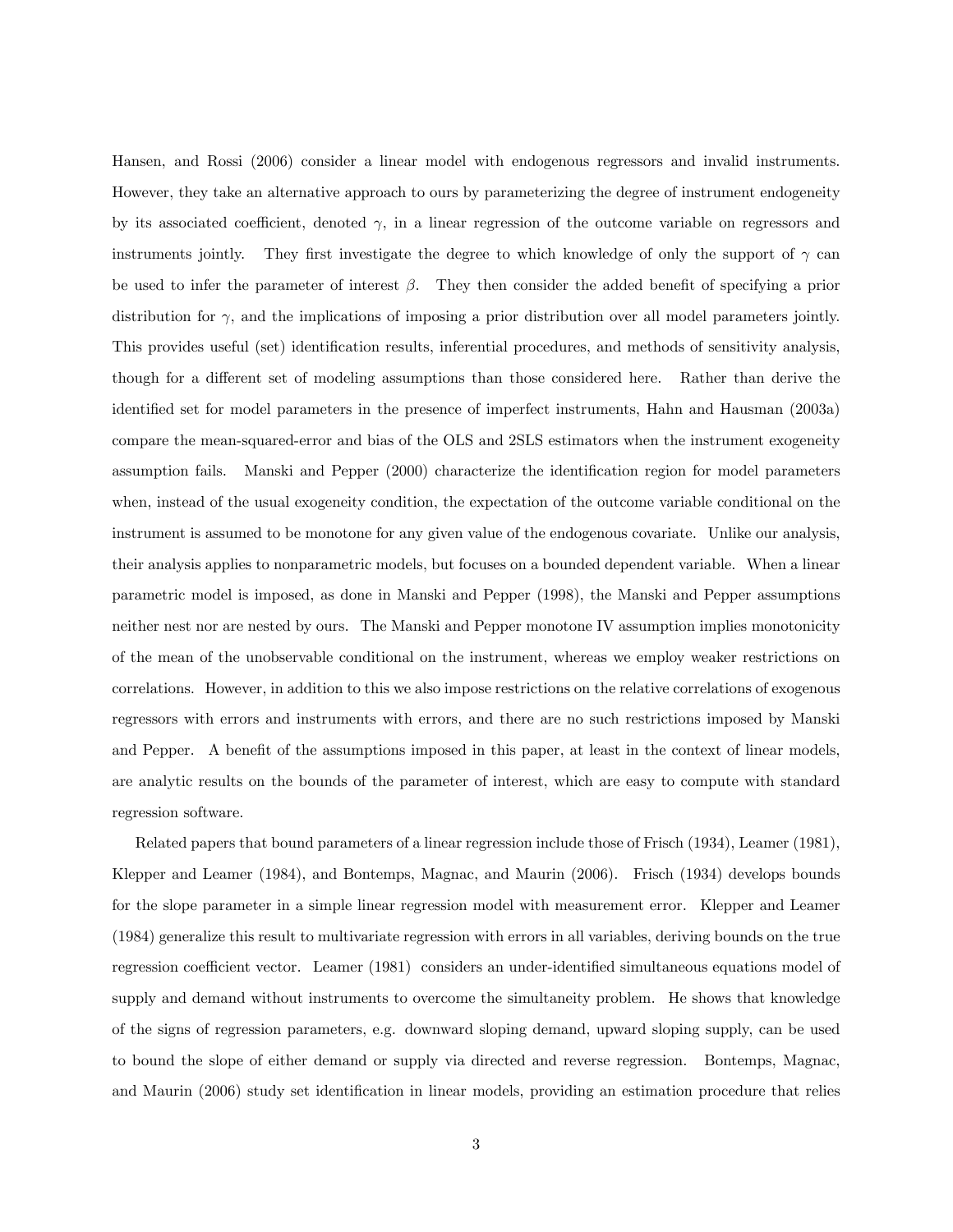Hansen, and Rossi (2006) consider a linear model with endogenous regressors and invalid instruments. However, they take an alternative approach to ours by parameterizing the degree of instrument endogeneity by its associated coefficient, denoted $\gamma$, in a linear regression of the outcome variable on regressors and instruments jointly. They first investigate the degree to which knowledge of only the support of $\gamma$ can be used to infer the parameter of interest $\beta$. They then consider the added benefit of specifying a prior distribution for $\gamma$, and the implications of imposing a prior distribution over all model parameters jointly. This provides useful (set) identification results, inferential procedures, and methods of sensitivity analysis, though for a different set of modeling assumptions than those considered here. Rather than derive the identified set for model parameters in the presence of imperfect instruments, Hahn and Hausman (2003a) compare the mean-squared-error and bias of the OLS and 2SLS estimators when the instrument exogeneity assumption fails. Manski and Pepper (2000) characterize the identification region for model parameters when, instead of the usual exogeneity condition, the expectation of the outcome variable conditional on the instrument is assumed to be monotone for any given value of the endogenous covariate. Unlike our analysis, their analysis applies to nonparametric models, but focuses on a bounded dependent variable. When a linear parametric model is imposed, as done in Manski and Pepper (1998), the Manski and Pepper assumptions neither nest nor are nested by ours. The Manski and Pepper monotone IV assumption implies monotonicity of the mean of the unobservable conditional on the instrument, whereas we employ weaker restrictions on correlations. However, in addition to this we also impose restrictions on the relative correlations of exogenous regressors with errors and instruments with errors, and there are no such restrictions imposed by Manski and Pepper. A benefit of the assumptions imposed in this paper, at least in the context of linear models, are analytic results on the bounds of the parameter of interest, which are easy to compute with standard regression software.

Related papers that bound parameters of a linear regression include those of Frisch (1934), Leamer (1981), Klepper and Leamer (1984), and Bontemps, Magnac, and Maurin (2006). Frisch (1934) develops bounds for the slope parameter in a simple linear regression model with measurement error. Klepper and Leamer (1984) generalize this result to multivariate regression with errors in all variables, deriving bounds on the true regression coefficient vector. Leamer (1981) considers an under-identified simultaneous equations model of supply and demand without instruments to overcome the simultaneity problem. He shows that knowledge of the signs of regression parameters, e.g. downward sloping demand, upward sloping supply, can be used to bound the slope of either demand or supply via directed and reverse regression. Bontemps, Magnac, and Maurin (2006) study set identification in linear models, providing an estimation procedure that relies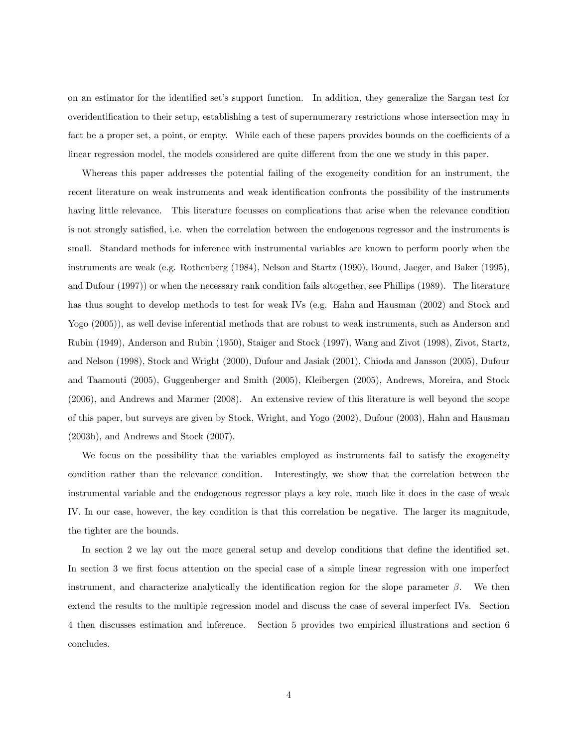on an estimator for the identified set's support function. In addition, they generalize the Sargan test for overidentification to their setup, establishing a test of supernumerary restrictions whose intersection may in fact be a proper set, a point, or empty. While each of these papers provides bounds on the coefficients of a linear regression model, the models considered are quite different from the one we study in this paper.

Whereas this paper addresses the potential failing of the exogeneity condition for an instrument, the recent literature on weak instruments and weak identification confronts the possibility of the instruments having little relevance. This literature focusses on complications that arise when the relevance condition is not strongly satisfied, i.e. when the correlation between the endogenous regressor and the instruments is small. Standard methods for inference with instrumental variables are known to perform poorly when the instruments are weak (e.g. Rothenberg (1984), Nelson and Startz (1990), Bound, Jaeger, and Baker (1995), and Dufour (1997)) or when the necessary rank condition fails altogether, see Phillips (1989). The literature has thus sought to develop methods to test for weak IVs (e.g. Hahn and Hausman (2002) and Stock and Yogo (2005)), as well devise inferential methods that are robust to weak instruments, such as Anderson and Rubin (1949), Anderson and Rubin (1950), Staiger and Stock (1997), Wang and Zivot (1998), Zivot, Startz, and Nelson (1998), Stock and Wright (2000), Dufour and Jasiak (2001), Chioda and Jansson (2005), Dufour and Taamouti (2005), Guggenberger and Smith (2005), Kleibergen (2005), Andrews, Moreira, and Stock (2006), and Andrews and Marmer (2008). An extensive review of this literature is well beyond the scope of this paper, but surveys are given by Stock, Wright, and Yogo (2002), Dufour (2003), Hahn and Hausman (2003b), and Andrews and Stock (2007).

We focus on the possibility that the variables employed as instruments fail to satisfy the exogeneity condition rather than the relevance condition. Interestingly, we show that the correlation between the instrumental variable and the endogenous regressor plays a key role, much like it does in the case of weak IV. In our case, however, the key condition is that this correlation be negative. The larger its magnitude, the tighter are the bounds.

In section 2 we lay out the more general setup and develop conditions that define the identified set. In section 3 we first focus attention on the special case of a simple linear regression with one imperfect instrument, and characterize analytically the identification region for the slope parameter $\beta$. We then extend the results to the multiple regression model and discuss the case of several imperfect IVs. Section 4 then discusses estimation and inference. Section 5 provides two empirical illustrations and section 6 concludes.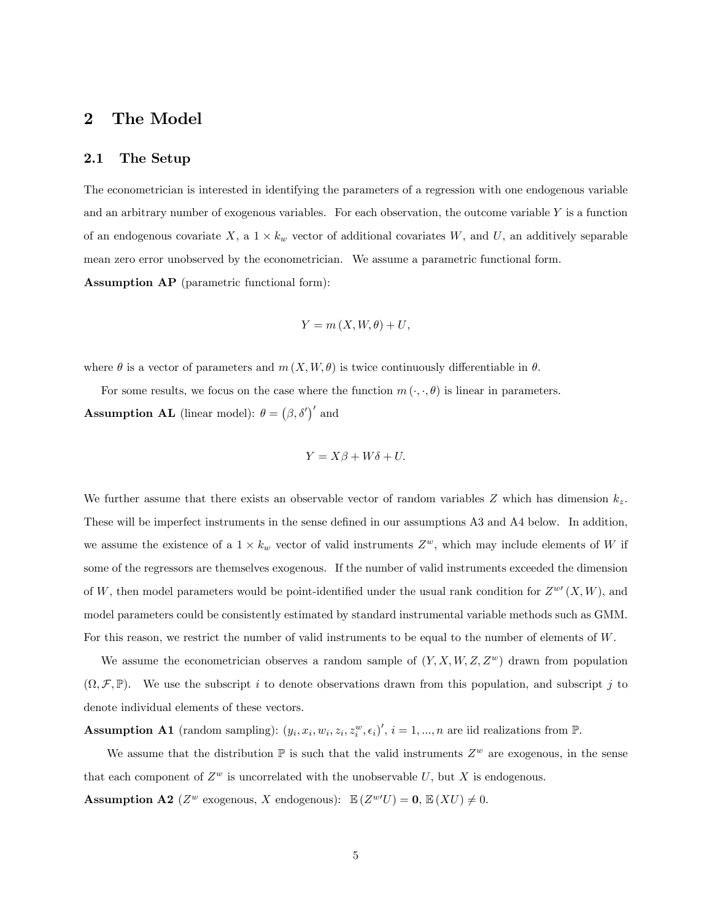## 2 The Model

### 2.1 The Setup

The econometrician is interested in identifying the parameters of a regression with one endogenous variable and an arbitrary number of exogenous variables. For each observation, the outcome variable $Y$ is a function of an endogenous covariate $X$, a $1 \times k_w$ vector of additional covariates $W$, and $U$, an additively separable mean zero error unobserved by the econometrician. We assume a parametric functional form.

**Assumption AP** (parametric functional form):

$$Y = m(X, W, \theta) + U,$$

where $\theta$ is a vector of parameters and $m(X, W, \theta)$ is twice continuously differentiable in $\theta$.

For some results, we focus on the case where the function $m(\cdot, \cdot, \theta)$ is linear in parameters.

**Assumption AL** (linear model): $\theta = (\beta, \delta')'$ and

$$Y = X\beta + W\delta + U.$$

We further assume that there exists an observable vector of random variables $Z$ which has dimension $k_z$. These will be imperfect instruments in the sense defined in our assumptions A3 and A4 below. In addition, we assume the existence of a $1 \times k_w$ vector of valid instruments $Z^w$, which may include elements of $W$ if some of the regressors are themselves exogenous. If the number of valid instruments exceeded the dimension of $W$, then model parameters would be point-identified under the usual rank condition for $Z^{w\prime}(X, W)$, and model parameters could be consistently estimated by standard instrumental variable methods such as GMM. For this reason, we restrict the number of valid instruments to be equal to the number of elements of $W$.

We assume the econometrician observes a random sample of $(Y, X, W, Z, Z^w)$ drawn from population $(\Omega, \mathcal{F}, \mathbb{P})$. We use the subscript $i$ to denote observations drawn from this population, and subscript $j$ to denote individual elements of these vectors.

**Assumption A1** (random sampling): $(y_i, x_i, w_i, z_i, z_i^w, \epsilon_i)'$, $i = 1, ..., n$ are iid realizations from $\mathbb{P}$.

We assume that the distribution $\mathbb{P}$ is such that the valid instruments $Z^w$ are exogenous, in the sense that each component of $Z^w$ is uncorrelated with the unobservable $U$, but $X$ is endogenous.

**Assumption A2** ($Z^w$ exogenous, $X$ endogenous): $\mathbb{E}(Z^{w\prime}U) = \mathbf{0}$, $\mathbb{E}(XU) \neq 0$.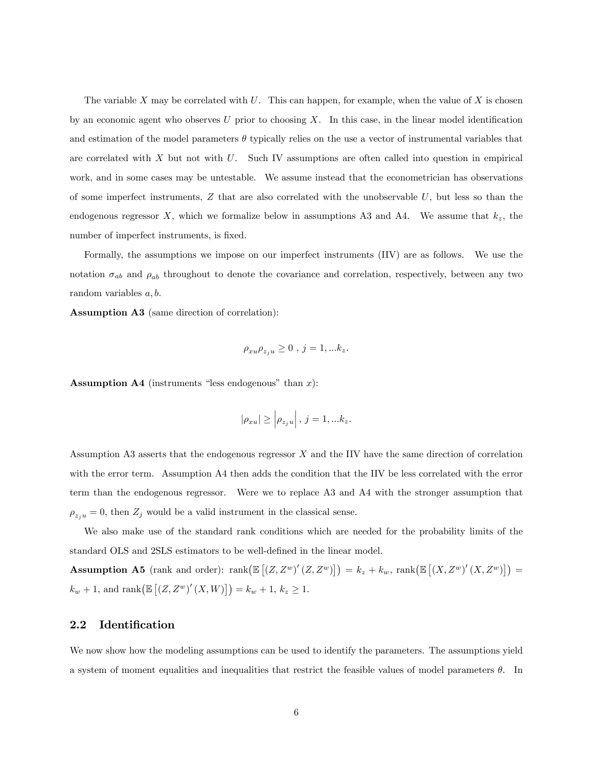The variable $X$ may be correlated with $U$. This can happen, for example, when the value of $X$ is chosen by an economic agent who observes $U$ prior to choosing $X$. In this case, in the linear model identification and estimation of the model parameters $\theta$ typically relies on the use a vector of instrumental variables that are correlated with $X$ but not with $U$. Such IV assumptions are often called into question in empirical work, and in some cases may be untestable. We assume instead that the econometrician has observations of some imperfect instruments, $Z$ that are also correlated with the unobservable $U$, but less so than the endogenous regressor $X$, which we formalize below in assumptions A3 and A4. We assume that $k_z$, the number of imperfect instruments, is fixed.

Formally, the assumptions we impose on our imperfect instruments (IIV) are as follows. We use the notation $\sigma_{ab}$ and $\rho_{ab}$ throughout to denote the covariance and correlation, respectively, between any two random variables $a, b$.

**Assumption A3** (same direction of correlation):

$$\rho_{xu}\rho_{z_j u} \geq 0 \ , \ j = 1, ...k_z.$$

**Assumption A4** (instruments "less endogenous" than $x$):

$$|\rho_{xu}| \geq \left|\rho_{z_j u}\right| , \ j = 1, ...k_z.$$

Assumption A3 asserts that the endogenous regressor $X$ and the IIV have the same direction of correlation with the error term. Assumption A4 then adds the condition that the IIV be less correlated with the error term than the endogenous regressor. Were we to replace A3 and A4 with the stronger assumption that $\rho_{z_j u} = 0$, then $Z_j$ would be a valid instrument in the classical sense.

We also make use of the standard rank conditions which are needed for the probability limits of the standard OLS and 2SLS estimators to be well-defined in the linear model.

**Assumption A5** (rank and order): $\text{rank}\left(\mathbb{E}\left[(Z, Z^w)' (Z, Z^w)\right]\right) = k_z + k_w$, $\text{rank}\left(\mathbb{E}\left[(X, Z^w)' (X, Z^w)\right]\right) = k_w + 1$, and $\text{rank}\left(\mathbb{E}\left[(Z, Z^w)' (X, W)\right]\right) = k_w + 1$, $k_z \geq 1$.

## 2.2 Identification

We now show how the modeling assumptions can be used to identify the parameters. The assumptions yield a system of moment equalities and inequalities that restrict the feasible values of model parameters $\theta$. In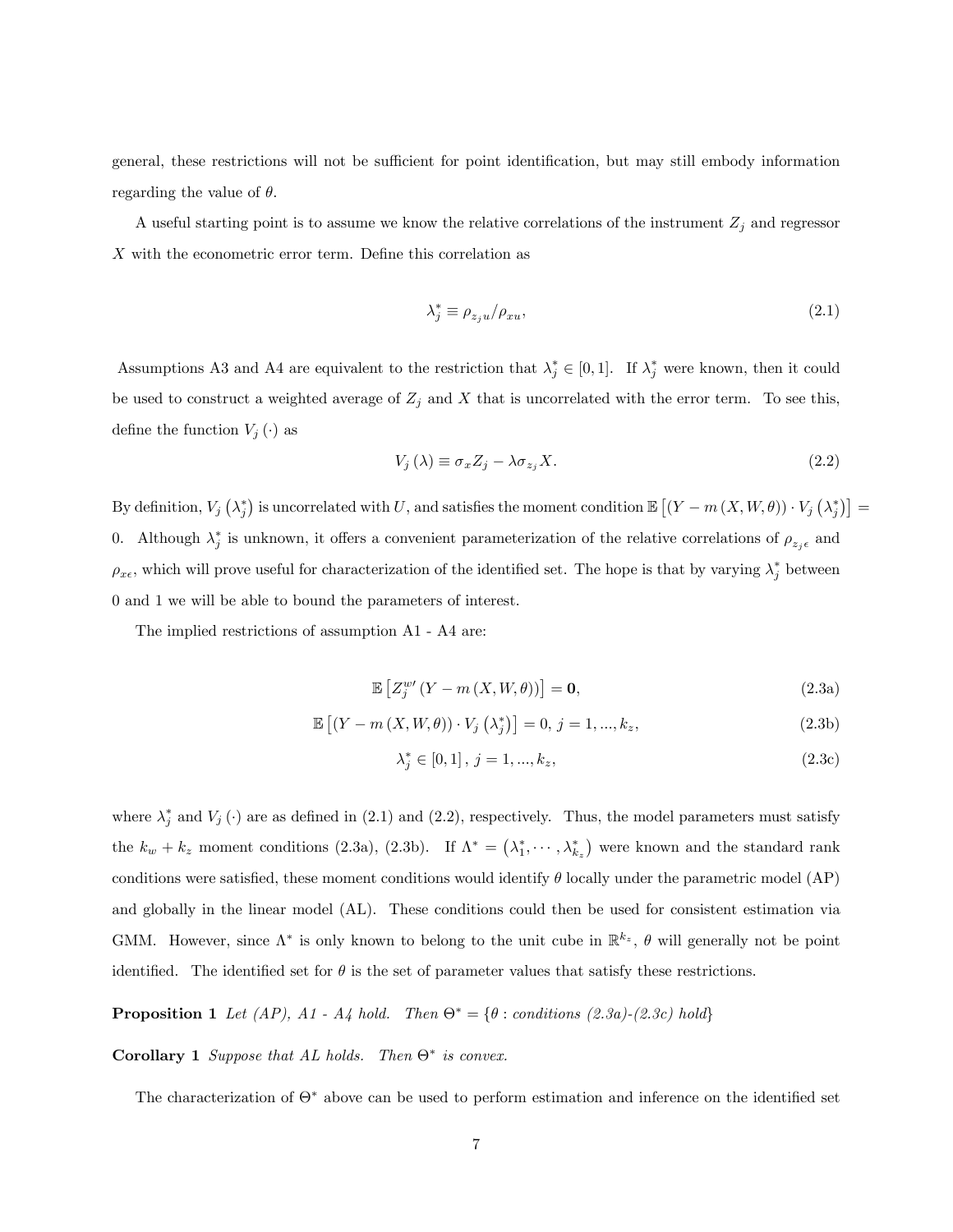general, these restrictions will not be sufficient for point identification, but may still embody information regarding the value of $\theta$.

A useful starting point is to assume we know the relative correlations of the instrument $Z_j$ and regressor $X$ with the econometric error term. Define this correlation as

$$\lambda_j^* \equiv \rho_{z_j u}/\rho_{xu}, \tag{2.1}$$

Assumptions A3 and A4 are equivalent to the restriction that $\lambda_j^* \in [0,1]$. If $\lambda_j^*$ were known, then it could be used to construct a weighted average of $Z_j$ and $X$ that is uncorrelated with the error term. To see this, define the function $V_j(\cdot)$ as

$$V_j(\lambda) \equiv \sigma_x Z_j - \lambda \sigma_{z_j} X. \tag{2.2}$$

By definition, $V_j(\lambda_j^*)$ is uncorrelated with $U$, and satisfies the moment condition $\mathbb{E}\left[(Y - m(X, W, \theta)) \cdot V_j(\lambda_j^*)\right] = 0$. Although $\lambda_j^*$ is unknown, it offers a convenient parameterization of the relative correlations of $\rho_{z_j \epsilon}$ and $\rho_{x\epsilon}$, which will prove useful for characterization of the identified set. The hope is that by varying $\lambda_j^*$ between 0 and 1 we will be able to bound the parameters of interest.

The implied restrictions of assumption A1 - A4 are:

$$\mathbb{E}\left[Z_j^{w\prime}(Y - m(X, W, \theta))\right] = \mathbf{0}, \tag{2.3a}$$

$$\mathbb{E}\left[(Y - m(X, W, \theta)) \cdot V_j(\lambda_j^*)\right] = 0, \; j = 1, ..., k_z, \tag{2.3b}$$

$$\lambda_j^* \in [0,1], \; j = 1, ..., k_z, \tag{2.3c}$$

where $\lambda_j^*$ and $V_j(\cdot)$ are as defined in (2.1) and (2.2), respectively. Thus, the model parameters must satisfy the $k_w + k_z$ moment conditions (2.3a), (2.3b). If $\Lambda^* = (\lambda_1^*, \cdots, \lambda_{k_z}^*)$ were known and the standard rank conditions were satisfied, these moment conditions would identify $\theta$ locally under the parametric model (AP) and globally in the linear model (AL). These conditions could then be used for consistent estimation via GMM. However, since $\Lambda^*$ is only known to belong to the unit cube in $\mathbb{R}^{k_z}$, $\theta$ will generally not be point identified. The identified set for $\theta$ is the set of parameter values that satisfy these restrictions.

**Proposition 1** *Let (AP), A1 - A4 hold. Then* $\Theta^* = \{\theta : \text{conditions (2.3a)-(2.3c) hold}\}$

**Corollary 1** *Suppose that AL holds. Then* $\Theta^*$ *is convex.*

The characterization of $\Theta^*$ above can be used to perform estimation and inference on the identified set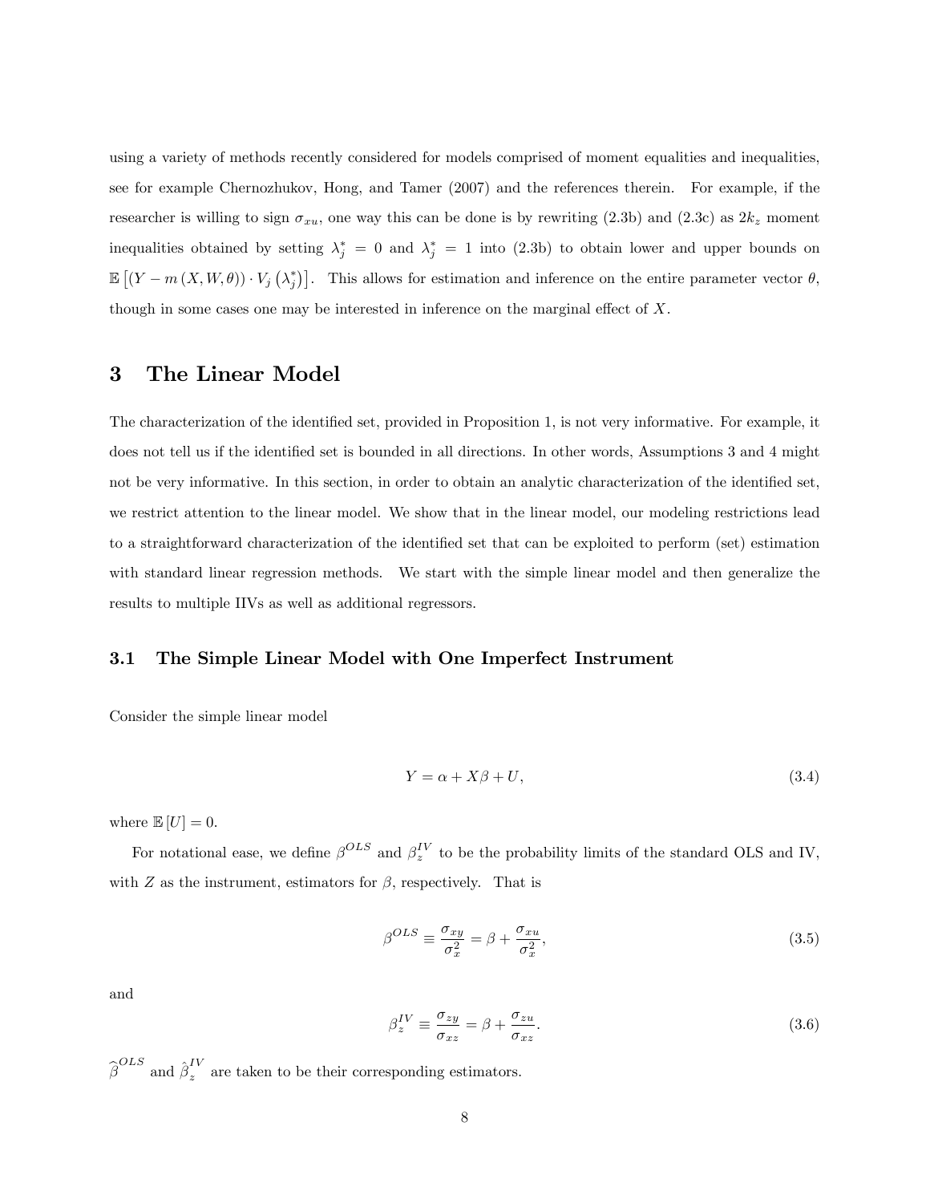using a variety of methods recently considered for models comprised of moment equalities and inequalities, see for example Chernozhukov, Hong, and Tamer (2007) and the references therein. For example, if the researcher is willing to sign $\sigma_{xu}$, one way this can be done is by rewriting (2.3b) and (2.3c) as $2k_z$ moment inequalities obtained by setting $\lambda_j^* = 0$ and $\lambda_j^* = 1$ into (2.3b) to obtain lower and upper bounds on $\mathbb{E}\left[(Y - m(X, W, \theta)) \cdot V_j\left(\lambda_j^*\right)\right]$. This allows for estimation and inference on the entire parameter vector $\theta$, though in some cases one may be interested in inference on the marginal effect of $X$.

# 3 The Linear Model

The characterization of the identified set, provided in Proposition 1, is not very informative. For example, it does not tell us if the identified set is bounded in all directions. In other words, Assumptions 3 and 4 might not be very informative. In this section, in order to obtain an analytic characterization of the identified set, we restrict attention to the linear model. We show that in the linear model, our modeling restrictions lead to a straightforward characterization of the identified set that can be exploited to perform (set) estimation with standard linear regression methods. We start with the simple linear model and then generalize the results to multiple IIVs as well as additional regressors.

## 3.1 The Simple Linear Model with One Imperfect Instrument

Consider the simple linear model

$$Y = \alpha + X\beta + U, \tag{3.4}$$

where $\mathbb{E}[U] = 0$.

For notational ease, we define $\beta^{OLS}$ and $\beta_z^{IV}$ to be the probability limits of the standard OLS and IV, with $Z$ as the instrument, estimators for $\beta$, respectively. That is

$$\beta^{OLS} \equiv \frac{\sigma_{xy}}{\sigma_x^2} = \beta + \frac{\sigma_{xu}}{\sigma_x^2}, \tag{3.5}$$

and

$$\beta_z^{IV} \equiv \frac{\sigma_{zy}}{\sigma_{xz}} = \beta + \frac{\sigma_{zu}}{\sigma_{xz}}. \tag{3.6}$$

$\widehat{\beta}^{OLS}$ and $\hat{\beta}_z^{IV}$ are taken to be their corresponding estimators.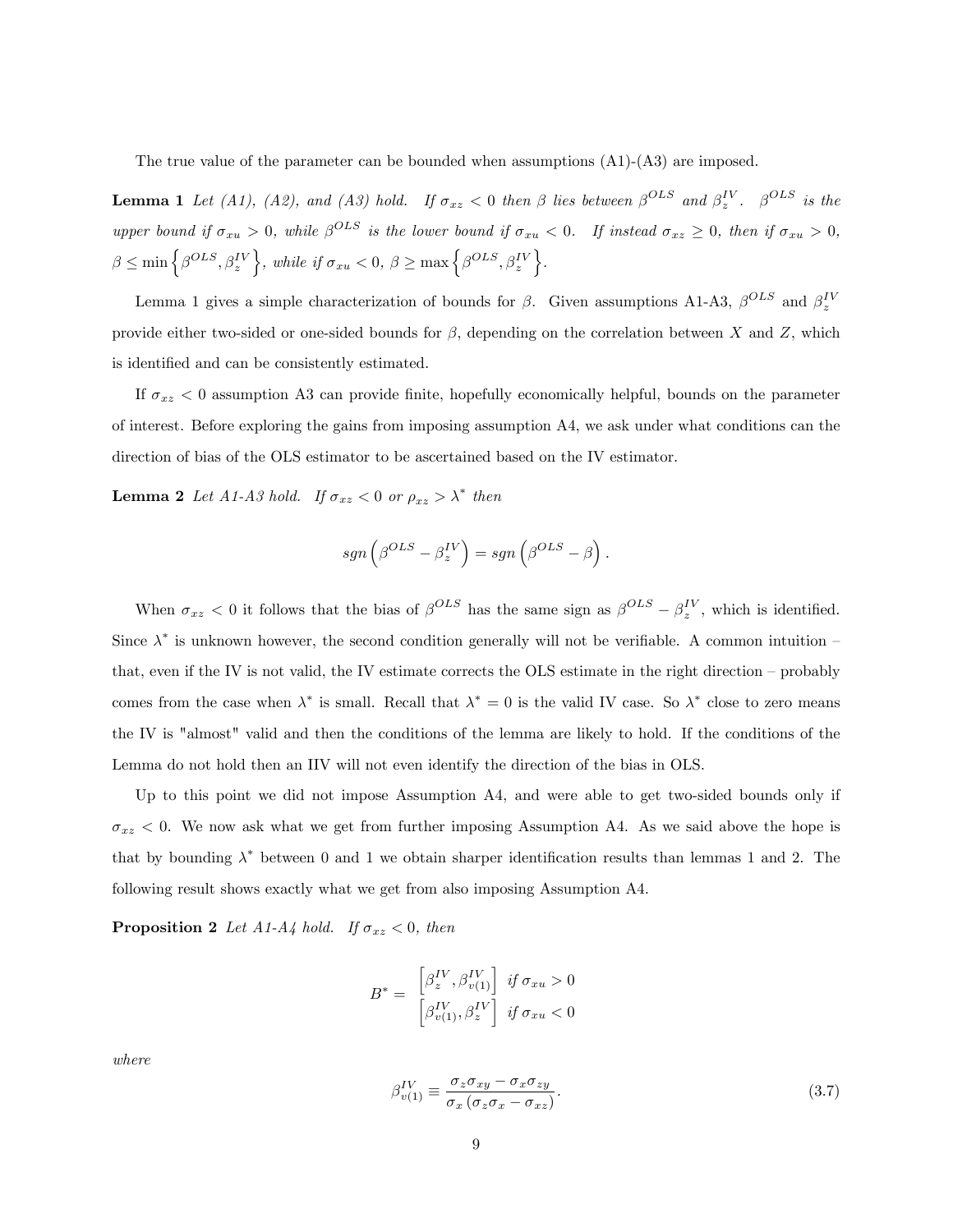The true value of the parameter can be bounded when assumptions (A1)-(A3) are imposed.

**Lemma 1** *Let (A1), (A2), and (A3) hold. If $\sigma_{xz} < 0$ then $\beta$ lies between $\beta^{OLS}$ and $\beta_z^{IV}$. $\beta^{OLS}$ is the upper bound if $\sigma_{xu} > 0$, while $\beta^{OLS}$ is the lower bound if $\sigma_{xu} < 0$. If instead $\sigma_{xz} \geq 0$, then if $\sigma_{xu} > 0$, $\beta \leq \min\left\{\beta^{OLS}, \beta_z^{IV}\right\}$, while if $\sigma_{xu} < 0$, $\beta \geq \max\left\{\beta^{OLS}, \beta_z^{IV}\right\}$.*

Lemma 1 gives a simple characterization of bounds for $\beta$. Given assumptions A1-A3, $\beta^{OLS}$ and $\beta_z^{IV}$ provide either two-sided or one-sided bounds for $\beta$, depending on the correlation between $X$ and $Z$, which is identified and can be consistently estimated.

If $\sigma_{xz} < 0$ assumption A3 can provide finite, hopefully economically helpful, bounds on the parameter of interest. Before exploring the gains from imposing assumption A4, we ask under what conditions can the direction of bias of the OLS estimator to be ascertained based on the IV estimator.

**Lemma 2** *Let A1-A3 hold. If $\sigma_{xz} < 0$ or $\rho_{xz} > \lambda^*$ then*

$$sgn\left(\beta^{OLS} - \beta_z^{IV}\right) = sgn\left(\beta^{OLS} - \beta\right).$$

When $\sigma_{xz} < 0$ it follows that the bias of $\beta^{OLS}$ has the same sign as $\beta^{OLS} - \beta_z^{IV}$, which is identified. Since $\lambda^*$ is unknown however, the second condition generally will not be verifiable. A common intuition – that, even if the IV is not valid, the IV estimate corrects the OLS estimate in the right direction – probably comes from the case when $\lambda^*$ is small. Recall that $\lambda^* = 0$ is the valid IV case. So $\lambda^*$ close to zero means the IV is "almost" valid and then the conditions of the lemma are likely to hold. If the conditions of the Lemma do not hold then an IIV will not even identify the direction of the bias in OLS.

Up to this point we did not impose Assumption A4, and were able to get two-sided bounds only if $\sigma_{xz} < 0$. We now ask what we get from further imposing Assumption A4. As we said above the hope is that by bounding $\lambda^*$ between 0 and 1 we obtain sharper identification results than lemmas 1 and 2. The following result shows exactly what we get from also imposing Assumption A4.

**Proposition 2** *Let A1-A4 hold. If $\sigma_{xz} < 0$, then*

$$B^* = \begin{matrix} \left[\beta_z^{IV}, \beta_{v(1)}^{IV}\right] & \text{if } \sigma_{xu} > 0 \\ \left[\beta_{v(1)}^{IV}, \beta_z^{IV}\right] & \text{if } \sigma_{xu} < 0 \end{matrix}$$

*where*

$$\beta_{v(1)}^{IV} \equiv \frac{\sigma_z \sigma_{xy} - \sigma_x \sigma_{zy}}{\sigma_x \left(\sigma_z \sigma_x - \sigma_{xz}\right)}. \tag{3.7}$$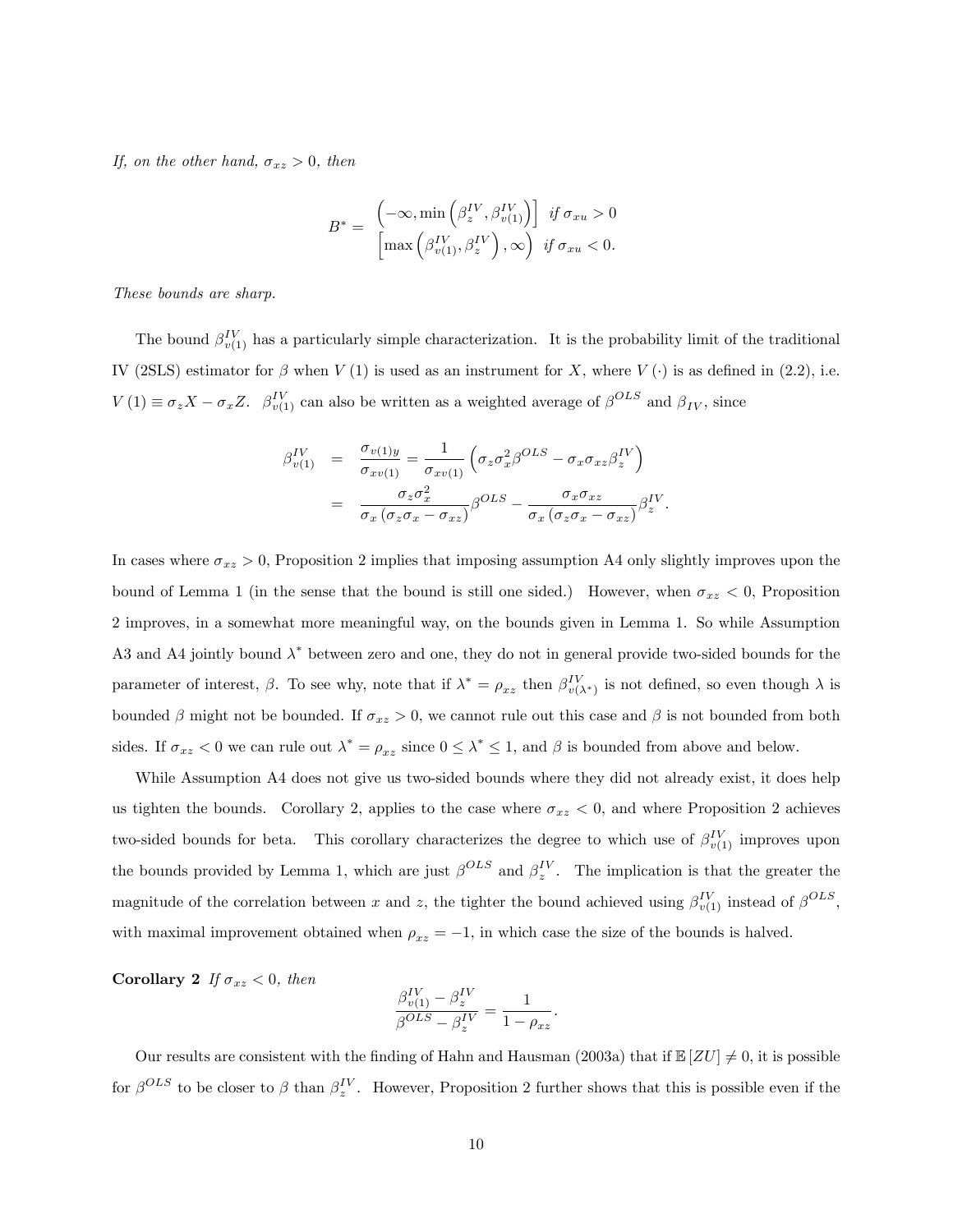*If, on the other hand, $\sigma_{xz} > 0$, then*

$$B^* = \begin{array}{ll} \left(-\infty, \min\left(\beta_z^{IV}, \beta_{v(1)}^{IV}\right)\right] & \text{if } \sigma_{xu} > 0 \\ \left[\max\left(\beta_{v(1)}^{IV}, \beta_z^{IV}\right), \infty\right) & \text{if } \sigma_{xu} < 0. \end{array}$$

*These bounds are sharp.*

The bound $\beta_{v(1)}^{IV}$ has a particularly simple characterization. It is the probability limit of the traditional IV (2SLS) estimator for $\beta$ when $V(1)$ is used as an instrument for $X$, where $V(\cdot)$ is as defined in (2.2), i.e. $V(1) \equiv \sigma_z X - \sigma_x Z$. $\beta_{v(1)}^{IV}$ can also be written as a weighted average of $\beta^{OLS}$ and $\beta_{IV}$, since

$$\begin{aligned} \beta_{v(1)}^{IV} &= \frac{\sigma_{v(1)y}}{\sigma_{xv(1)}} = \frac{1}{\sigma_{xv(1)}}\left(\sigma_z \sigma_x^2 \beta^{OLS} - \sigma_x \sigma_{xz} \beta_z^{IV}\right) \\ &= \frac{\sigma_z \sigma_x^2}{\sigma_x\left(\sigma_z \sigma_x - \sigma_{xz}\right)} \beta^{OLS} - \frac{\sigma_x \sigma_{xz}}{\sigma_x\left(\sigma_z \sigma_x - \sigma_{xz}\right)} \beta_z^{IV}. \end{aligned}$$

In cases where $\sigma_{xz} > 0$, Proposition 2 implies that imposing assumption A4 only slightly improves upon the bound of Lemma 1 (in the sense that the bound is still one sided.) However, when $\sigma_{xz} < 0$, Proposition 2 improves, in a somewhat more meaningful way, on the bounds given in Lemma 1. So while Assumption A3 and A4 jointly bound $\lambda^*$ between zero and one, they do not in general provide two-sided bounds for the parameter of interest, $\beta$. To see why, note that if $\lambda^* = \rho_{xz}$ then $\beta_{v(\lambda^*)}^{IV}$ is not defined, so even though $\lambda$ is bounded $\beta$ might not be bounded. If $\sigma_{xz} > 0$, we cannot rule out this case and $\beta$ is not bounded from both sides. If $\sigma_{xz} < 0$ we can rule out $\lambda^* = \rho_{xz}$ since $0 \leq \lambda^* \leq 1$, and $\beta$ is bounded from above and below.

While Assumption A4 does not give us two-sided bounds where they did not already exist, it does help us tighten the bounds. Corollary 2, applies to the case where $\sigma_{xz} < 0$, and where Proposition 2 achieves two-sided bounds for beta. This corollary characterizes the degree to which use of $\beta_{v(1)}^{IV}$ improves upon the bounds provided by Lemma 1, which are just $\beta^{OLS}$ and $\beta_z^{IV}$. The implication is that the greater the magnitude of the correlation between $x$ and $z$, the tighter the bound achieved using $\beta_{v(1)}^{IV}$ instead of $\beta^{OLS}$, with maximal improvement obtained when $\rho_{xz} = -1$, in which case the size of the bounds is halved.

**Corollary 2** *If $\sigma_{xz} < 0$, then*

$$\frac{\beta_{v(1)}^{IV} - \beta_z^{IV}}{\beta^{OLS} - \beta_z^{IV}} = \frac{1}{1 - \rho_{xz}}.$$

Our results are consistent with the finding of Hahn and Hausman (2003a) that if $\mathbb{E}[ZU] \neq 0$, it is possible for $\beta^{OLS}$ to be closer to $\beta$ than $\beta_z^{IV}$. However, Proposition 2 further shows that this is possible even if the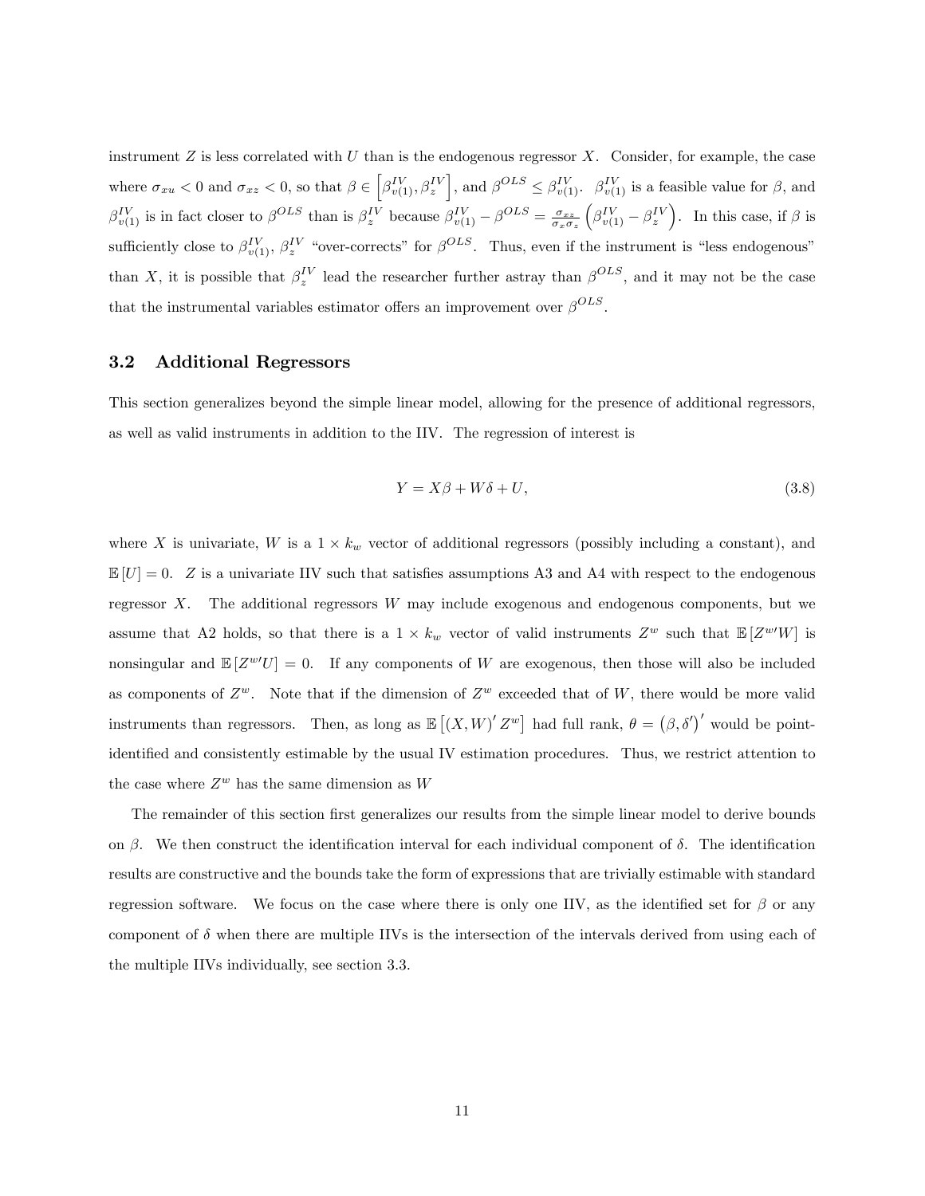instrument $Z$ is less correlated with $U$ than is the endogenous regressor $X$. Consider, for example, the case where $\sigma_{xu} < 0$ and $\sigma_{xz} < 0$, so that $\beta \in \left[\beta^{IV}_{v(1)}, \beta^{IV}_{z}\right]$, and $\beta^{OLS} \leq \beta^{IV}_{v(1)}$. $\beta^{IV}_{v(1)}$ is a feasible value for $\beta$, and $\beta^{IV}_{v(1)}$ is in fact closer to $\beta^{OLS}$ than is $\beta^{IV}_{z}$ because $\beta^{IV}_{v(1)} - \beta^{OLS} = \frac{\sigma_{xz}}{\sigma_x \sigma_z}\left(\beta^{IV}_{v(1)} - \beta^{IV}_{z}\right)$. In this case, if $\beta$ is sufficiently close to $\beta^{IV}_{v(1)}$, $\beta^{IV}_{z}$ "over-corrects" for $\beta^{OLS}$. Thus, even if the instrument is "less endogenous" than $X$, it is possible that $\beta^{IV}_{z}$ lead the researcher further astray than $\beta^{OLS}$, and it may not be the case that the instrumental variables estimator offers an improvement over $\beta^{OLS}$.

## 3.2 Additional Regressors

This section generalizes beyond the simple linear model, allowing for the presence of additional regressors, as well as valid instruments in addition to the IIV. The regression of interest is

$$Y = X\beta + W\delta + U, \tag{3.8}$$

where $X$ is univariate, $W$ is a $1 \times k_w$ vector of additional regressors (possibly including a constant), and $\mathbb{E}[U] = 0$. $Z$ is a univariate IIV such that satisfies assumptions A3 and A4 with respect to the endogenous regressor $X$. The additional regressors $W$ may include exogenous and endogenous components, but we assume that A2 holds, so that there is a $1 \times k_w$ vector of valid instruments $Z^w$ such that $\mathbb{E}[Z^{w\prime}W]$ is nonsingular and $\mathbb{E}[Z^{w\prime}U] = 0$. If any components of $W$ are exogenous, then those will also be included as components of $Z^w$. Note that if the dimension of $Z^w$ exceeded that of $W$, there would be more valid instruments than regressors. Then, as long as $\mathbb{E}\left[(X, W)' Z^w\right]$ had full rank, $\theta = \left(\beta, \delta'\right)'$ would be point-identified and consistently estimable by the usual IV estimation procedures. Thus, we restrict attention to the case where $Z^w$ has the same dimension as $W$

The remainder of this section first generalizes our results from the simple linear model to derive bounds on $\beta$. We then construct the identification interval for each individual component of $\delta$. The identification results are constructive and the bounds take the form of expressions that are trivially estimable with standard regression software. We focus on the case where there is only one IIV, as the identified set for $\beta$ or any component of $\delta$ when there are multiple IIVs is the intersection of the intervals derived from using each of the multiple IIVs individually, see section 3.3.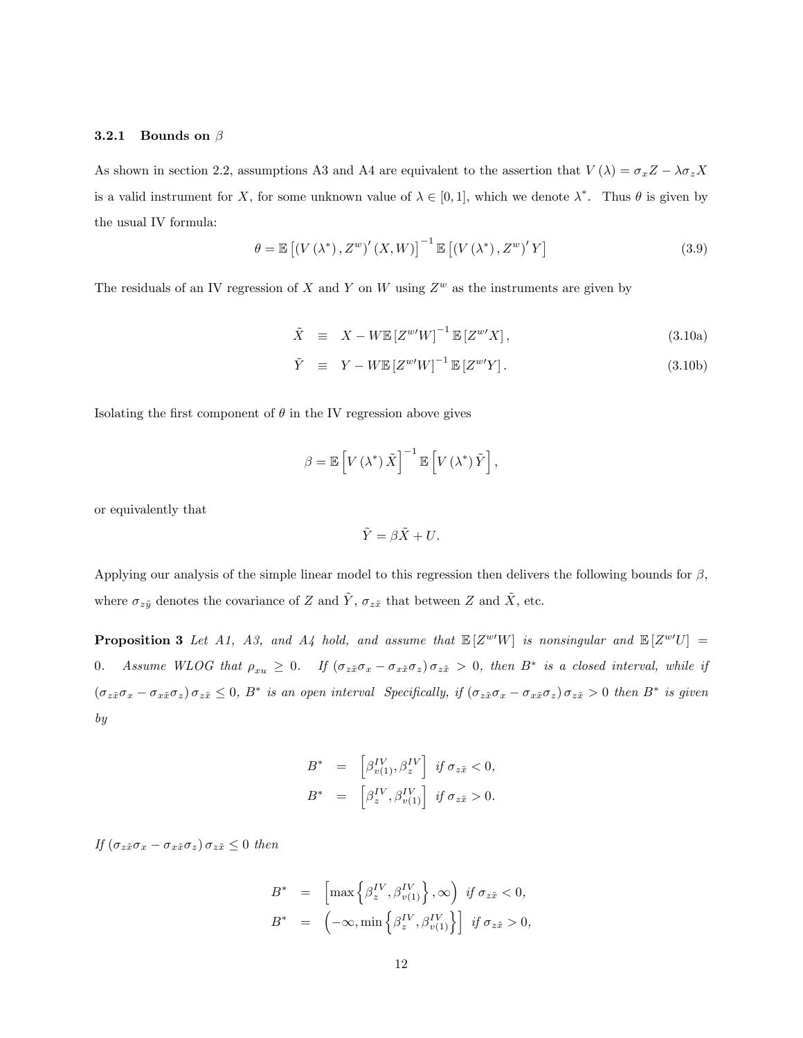#### 3.2.1 Bounds on $\beta$

As shown in section 2.2, assumptions A3 and A4 are equivalent to the assertion that $V(\lambda) = \sigma_x Z - \lambda \sigma_z X$ is a valid instrument for $X$, for some unknown value of $\lambda \in [0,1]$, which we denote $\lambda^*$. Thus $\theta$ is given by the usual IV formula:

$$\theta = \mathbb{E}\left[(V(\lambda^*), Z^w)'(X, W)\right]^{-1} \mathbb{E}\left[(V(\lambda^*), Z^w)' Y\right] \tag{3.9}$$

The residuals of an IV regression of $X$ and $Y$ on $W$ using $Z^w$ as the instruments are given by

$$\tilde{X} \equiv X - W\mathbb{E}\left[Z^{w\prime}W\right]^{-1}\mathbb{E}\left[Z^{w\prime}X\right], \tag{3.10a}$$

$$\tilde{Y} \equiv Y - W\mathbb{E}\left[Z^{w\prime}W\right]^{-1}\mathbb{E}\left[Z^{w\prime}Y\right]. \tag{3.10b}$$

Isolating the first component of $\theta$ in the IV regression above gives

$$\beta = \mathbb{E}\left[V(\lambda^*)\tilde{X}\right]^{-1}\mathbb{E}\left[V(\lambda^*)\tilde{Y}\right],$$

or equivalently that

$$\tilde{Y} = \beta\tilde{X} + U.$$

Applying our analysis of the simple linear model to this regression then delivers the following bounds for $\beta$, where $\sigma_{z\tilde{y}}$ denotes the covariance of $Z$ and $\tilde{Y}$, $\sigma_{z\tilde{x}}$ that between $Z$ and $\tilde{X}$, etc.

**Proposition 3** *Let A1, A3, and A4 hold, and assume that $\mathbb{E}\left[Z^{w\prime}W\right]$ is nonsingular and $\mathbb{E}\left[Z^{w\prime}U\right] = 0$. Assume WLOG that $\rho_{xu} \geq 0$. If $(\sigma_{z\tilde{x}}\sigma_x - \sigma_{x\tilde{x}}\sigma_z)\sigma_{z\tilde{x}} > 0$, then $B^*$ is a closed interval, while if $(\sigma_{z\tilde{x}}\sigma_x - \sigma_{x\tilde{x}}\sigma_z)\sigma_{z\tilde{x}} \leq 0$, $B^*$ is an open interval Specifically, if $(\sigma_{z\tilde{x}}\sigma_x - \sigma_{x\tilde{x}}\sigma_z)\sigma_{z\tilde{x}} > 0$ then $B^*$ is given by*

$$B^* = \left[\beta^{IV}_{v(1)}, \beta^{IV}_z\right] \text{ if } \sigma_{z\tilde{x}} < 0,$$
$$B^* = \left[\beta^{IV}_z, \beta^{IV}_{v(1)}\right] \text{ if } \sigma_{z\tilde{x}} > 0.$$

*If $(\sigma_{z\tilde{x}}\sigma_x - \sigma_{x\tilde{x}}\sigma_z)\sigma_{z\tilde{x}} \leq 0$ then*

$$B^* = \left[\max\left\{\beta^{IV}_z, \beta^{IV}_{v(1)}\right\}, \infty\right) \text{ if } \sigma_{z\tilde{x}} < 0,$$
$$B^* = \left(-\infty, \min\left\{\beta^{IV}_z, \beta^{IV}_{v(1)}\right\}\right] \text{ if } \sigma_{z\tilde{x}} > 0,$$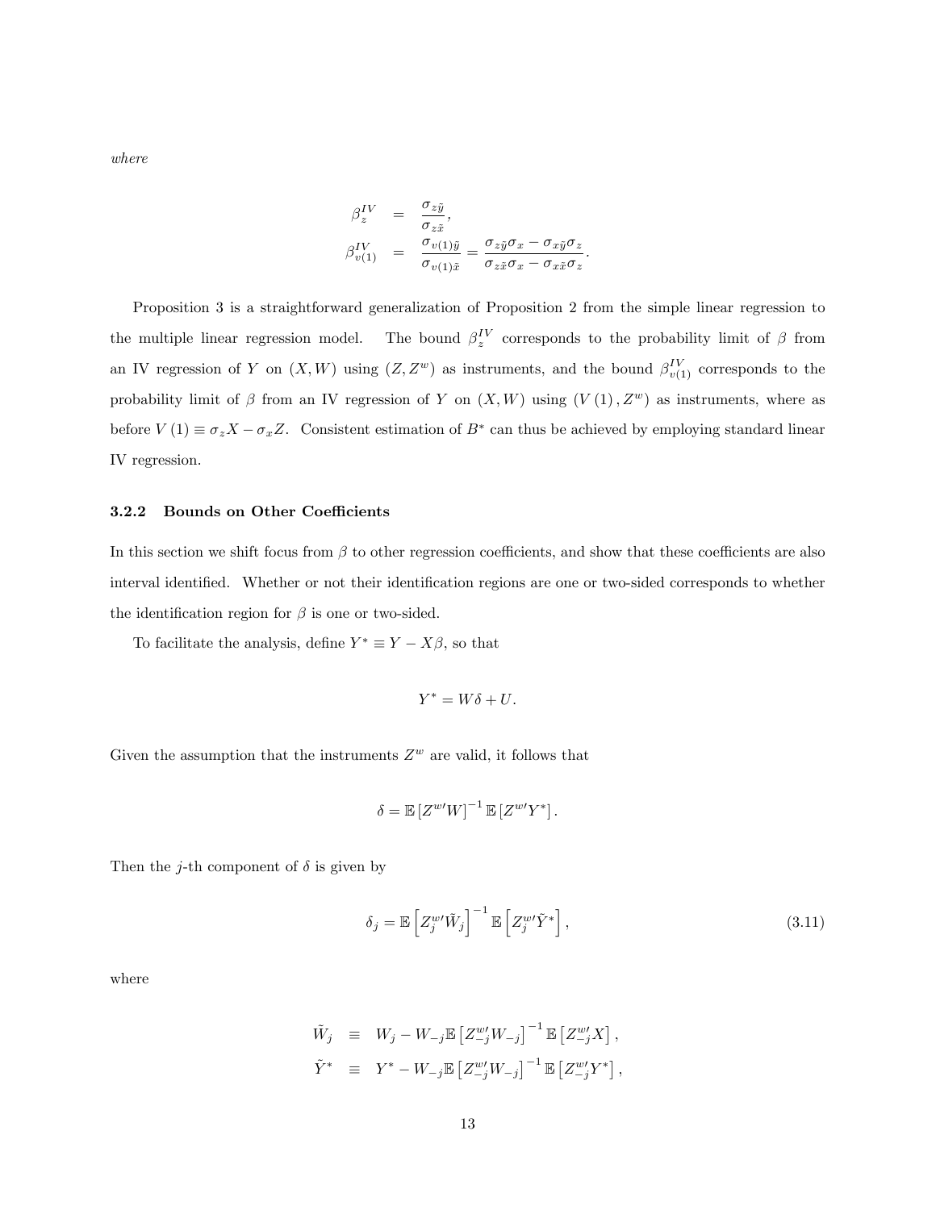*where*

$$
\begin{aligned}
\beta_z^{IV} &= \frac{\sigma_{z\tilde{y}}}{\sigma_{z\tilde{x}}}, \\
\beta_{v(1)}^{IV} &= \frac{\sigma_{v(1)\tilde{y}}}{\sigma_{v(1)\tilde{x}}} = \frac{\sigma_{z\tilde{y}}\sigma_x - \sigma_{x\tilde{y}}\sigma_z}{\sigma_{z\tilde{x}}\sigma_x - \sigma_{x\tilde{x}}\sigma_z}.
\end{aligned}
$$

Proposition 3 is a straightforward generalization of Proposition 2 from the simple linear regression to the multiple linear regression model. The bound $\beta_z^{IV}$ corresponds to the probability limit of $\beta$ from an IV regression of $Y$ on $(X, W)$ using $(Z, Z^w)$ as instruments, and the bound $\beta_{v(1)}^{IV}$ corresponds to the probability limit of $\beta$ from an IV regression of $Y$ on $(X, W)$ using $(V(1), Z^w)$ as instruments, where as before $V(1) \equiv \sigma_z X - \sigma_x Z$. Consistent estimation of $B^*$ can thus be achieved by employing standard linear IV regression.

### 3.2.2 Bounds on Other Coefficients

In this section we shift focus from $\beta$ to other regression coefficients, and show that these coefficients are also interval identified. Whether or not their identification regions are one or two-sided corresponds to whether the identification region for $\beta$ is one or two-sided.

To facilitate the analysis, define $Y^* \equiv Y - X\beta$, so that

$$
Y^* = W\delta + U.
$$

Given the assumption that the instruments $Z^w$ are valid, it follows that

$$
\delta = \mathbb{E}\left[Z^{w\prime}W\right]^{-1}\mathbb{E}\left[Z^{w\prime}Y^*\right].
$$

Then the $j$-th component of $\delta$ is given by

$$
\delta_j = \mathbb{E}\left[Z_j^{w\prime}\tilde{W}_j\right]^{-1}\mathbb{E}\left[Z_j^{w\prime}\tilde{Y}^*\right], \tag{3.11}
$$

where

$$
\begin{aligned}
\tilde{W}_j &\equiv W_j - W_{-j}\mathbb{E}\left[Z_{-j}^{w\prime}W_{-j}\right]^{-1}\mathbb{E}\left[Z_{-j}^{w\prime}X\right], \\
\tilde{Y}^* &\equiv Y^* - W_{-j}\mathbb{E}\left[Z_{-j}^{w\prime}W_{-j}\right]^{-1}\mathbb{E}\left[Z_{-j}^{w\prime}Y^*\right],
\end{aligned}
$$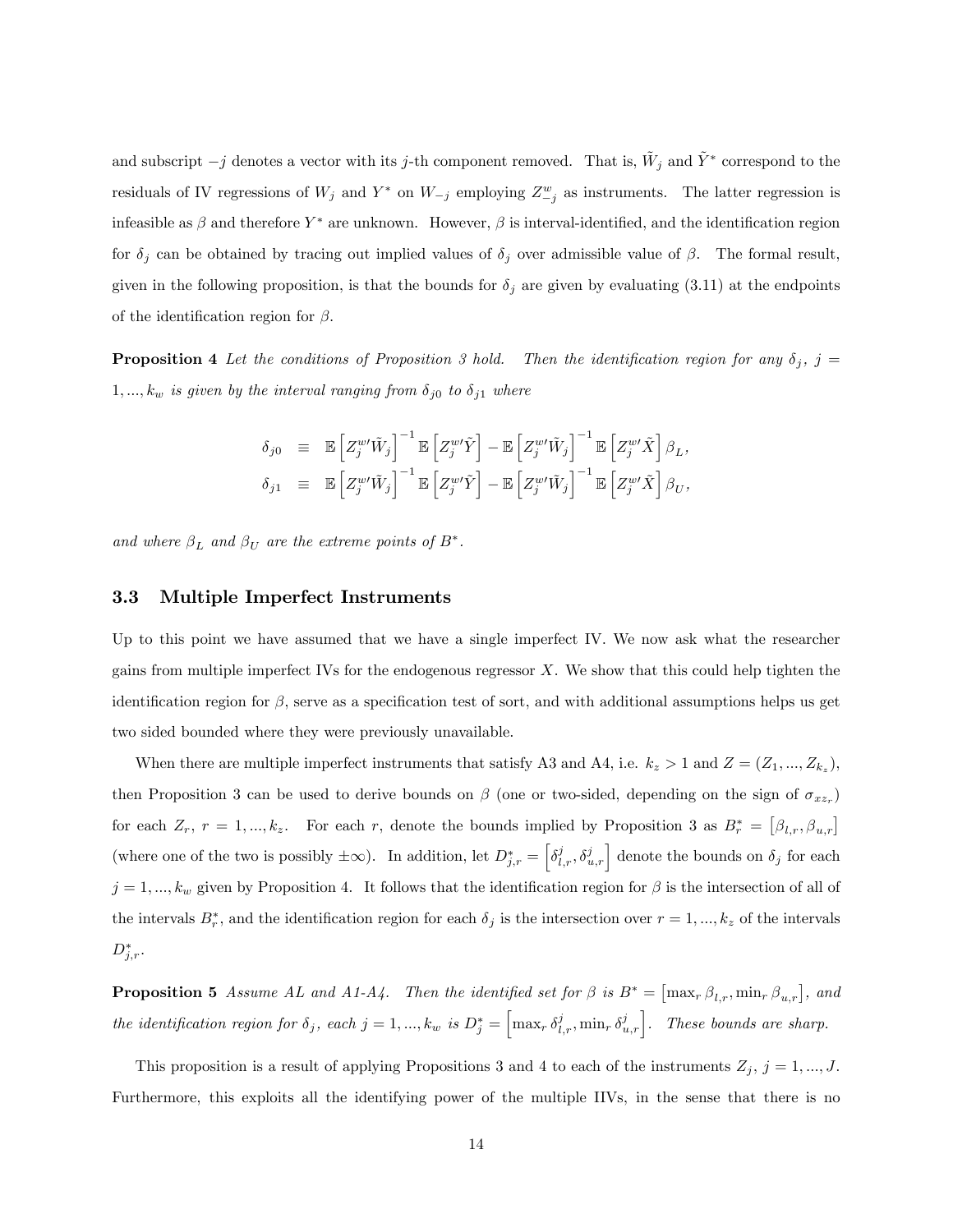and subscript $-j$ denotes a vector with its $j$-th component removed. That is, $\tilde{W}_j$ and $\tilde{Y}^*$ correspond to the residuals of IV regressions of $W_j$ and $Y^*$ on $W_{-j}$ employing $Z^w_{-j}$ as instruments. The latter regression is infeasible as $\beta$ and therefore $Y^*$ are unknown. However, $\beta$ is interval-identified, and the identification region for $\delta_j$ can be obtained by tracing out implied values of $\delta_j$ over admissible value of $\beta$. The formal result, given in the following proposition, is that the bounds for $\delta_j$ are given by evaluating (3.11) at the endpoints of the identification region for $\beta$.

**Proposition 4** *Let the conditions of Proposition 3 hold. Then the identification region for any $\delta_j$, $j = 1, ..., k_w$ is given by the interval ranging from $\delta_{j0}$ to $\delta_{j1}$ where*

$$
\begin{aligned}
\delta_{j0} &\equiv \mathbb{E}\left[Z_j^{w\prime}\tilde{W}_j\right]^{-1}\mathbb{E}\left[Z_j^{w\prime}\tilde{Y}\right] - \mathbb{E}\left[Z_j^{w\prime}\tilde{W}_j\right]^{-1}\mathbb{E}\left[Z_j^{w\prime}\tilde{X}\right]\beta_L, \\
\delta_{j1} &\equiv \mathbb{E}\left[Z_j^{w\prime}\tilde{W}_j\right]^{-1}\mathbb{E}\left[Z_j^{w\prime}\tilde{Y}\right] - \mathbb{E}\left[Z_j^{w\prime}\tilde{W}_j\right]^{-1}\mathbb{E}\left[Z_j^{w\prime}\tilde{X}\right]\beta_U,
\end{aligned}
$$

*and where $\beta_L$ and $\beta_U$ are the extreme points of $B^*$.*

### 3.3 Multiple Imperfect Instruments

Up to this point we have assumed that we have a single imperfect IV. We now ask what the researcher gains from multiple imperfect IVs for the endogenous regressor $X$. We show that this could help tighten the identification region for $\beta$, serve as a specification test of sort, and with additional assumptions helps us get two sided bounded where they were previously unavailable.

When there are multiple imperfect instruments that satisfy A3 and A4, i.e. $k_z > 1$ and $Z = (Z_1, ..., Z_{k_z})$, then Proposition 3 can be used to derive bounds on $\beta$ (one or two-sided, depending on the sign of $\sigma_{xz_r}$) for each $Z_r$, $r = 1, ..., k_z$. For each $r$, denote the bounds implied by Proposition 3 as $B_r^* = \left[\beta_{l,r}, \beta_{u,r}\right]$ (where one of the two is possibly $\pm\infty$). In addition, let $D_{j,r}^* = \left[\delta_{l,r}^j, \delta_{u,r}^j\right]$ denote the bounds on $\delta_j$ for each $j = 1, ..., k_w$ given by Proposition 4. It follows that the identification region for $\beta$ is the intersection of all of the intervals $B_r^*$, and the identification region for each $\delta_j$ is the intersection over $r = 1, ..., k_z$ of the intervals $D_{j,r}^*$.

**Proposition 5** *Assume AL and A1-A4. Then the identified set for $\beta$ is $B^* = \left[\max_r \beta_{l,r}, \min_r \beta_{u,r}\right]$, and the identification region for $\delta_j$, each $j = 1, ..., k_w$ is $D_j^* = \left[\max_r \delta_{l,r}^j, \min_r \delta_{u,r}^j\right]$. These bounds are sharp.*

This proposition is a result of applying Propositions 3 and 4 to each of the instruments $Z_j$, $j = 1, ..., J$. Furthermore, this exploits all the identifying power of the multiple IIVs, in the sense that there is no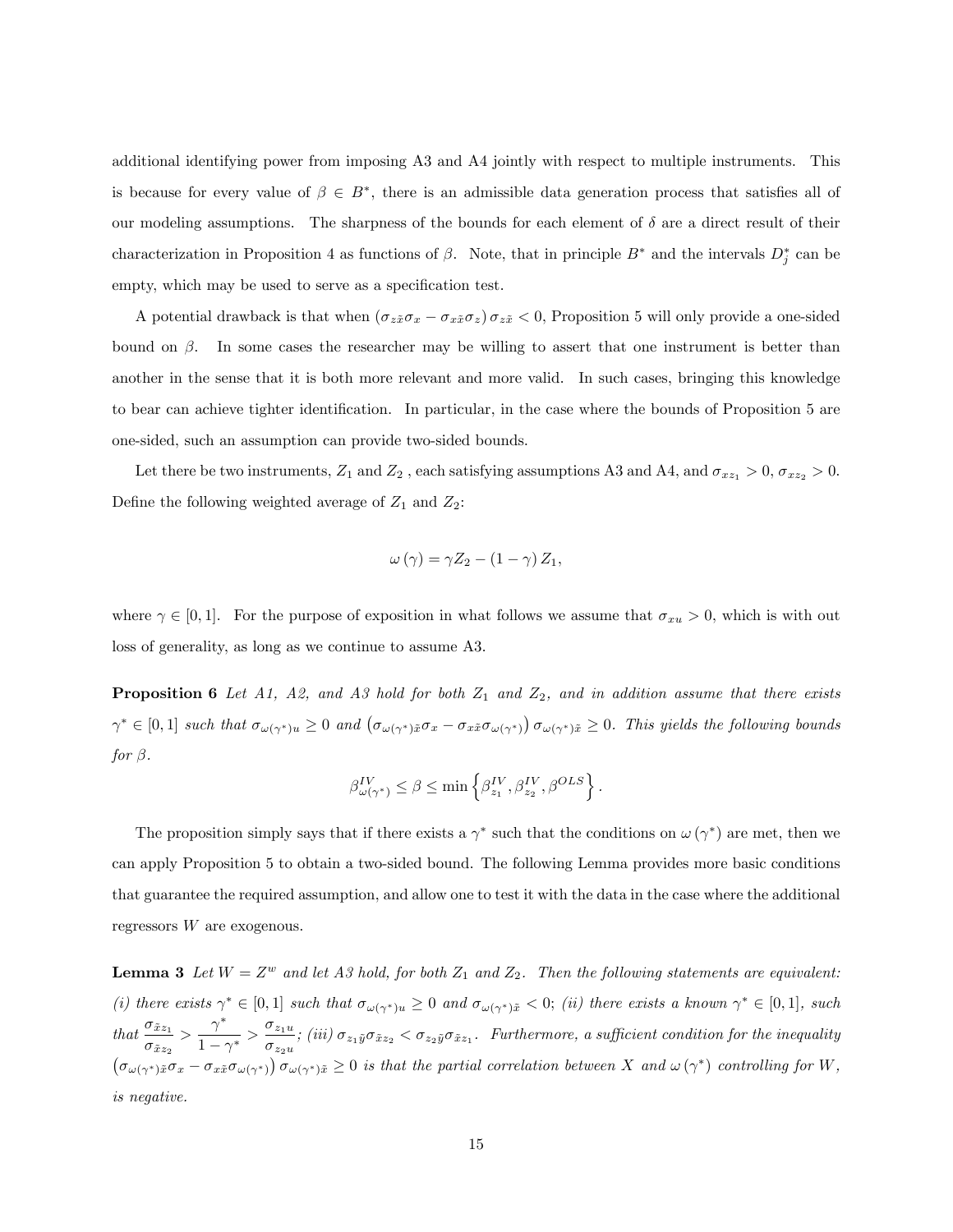additional identifying power from imposing A3 and A4 jointly with respect to multiple instruments. This is because for every value of $\beta \in B^*$, there is an admissible data generation process that satisfies all of our modeling assumptions. The sharpness of the bounds for each element of $\delta$ are a direct result of their characterization in Proposition 4 as functions of $\beta$. Note, that in principle $B^*$ and the intervals $D_j^*$ can be empty, which may be used to serve as a specification test.

A potential drawback is that when $(\sigma_{z\tilde{x}}\sigma_x - \sigma_{x\tilde{x}}\sigma_z)\,\sigma_{z\tilde{x}} < 0$, Proposition 5 will only provide a one-sided bound on $\beta$. In some cases the researcher may be willing to assert that one instrument is better than another in the sense that it is both more relevant and more valid. In such cases, bringing this knowledge to bear can achieve tighter identification. In particular, in the case where the bounds of Proposition 5 are one-sided, such an assumption can provide two-sided bounds.

Let there be two instruments, $Z_1$ and $Z_2$ , each satisfying assumptions A3 and A4, and $\sigma_{xz_1} > 0$, $\sigma_{xz_2} > 0$. Define the following weighted average of $Z_1$ and $Z_2$:

$$\omega(\gamma) = \gamma Z_2 - (1-\gamma) Z_1,$$

where $\gamma \in [0,1]$. For the purpose of exposition in what follows we assume that $\sigma_{xu} > 0$, which is with out loss of generality, as long as we continue to assume A3.

**Proposition 6** *Let A1, A2, and A3 hold for both $Z_1$ and $Z_2$, and in addition assume that there exists $\gamma^* \in [0,1]$ such that $\sigma_{\omega(\gamma^*)u} \geq 0$ and $\left(\sigma_{\omega(\gamma^*)\tilde{x}}\sigma_x - \sigma_{x\tilde{x}}\sigma_{\omega(\gamma^*)}\right)\sigma_{\omega(\gamma^*)\tilde{x}} \geq 0$. This yields the following bounds for $\beta$.*

$$\beta^{IV}_{\omega(\gamma^*)} \leq \beta \leq \min\left\{\beta^{IV}_{z_1}, \beta^{IV}_{z_2}, \beta^{OLS}\right\}.$$

The proposition simply says that if there exists a $\gamma^*$ such that the conditions on $\omega(\gamma^*)$ are met, then we can apply Proposition 5 to obtain a two-sided bound. The following Lemma provides more basic conditions that guarantee the required assumption, and allow one to test it with the data in the case where the additional regressors $W$ are exogenous.

**Lemma 3** *Let $W = Z^w$ and let A3 hold, for both $Z_1$ and $Z_2$. Then the following statements are equivalent: (i) there exists $\gamma^* \in [0,1]$ such that $\sigma_{\omega(\gamma^*)u} \geq 0$ and $\sigma_{\omega(\gamma^*)\tilde{x}} < 0$; (ii) there exists a known $\gamma^* \in [0,1]$, such that $\dfrac{\sigma_{\tilde{x}z_1}}{\sigma_{\tilde{x}z_2}} > \dfrac{\gamma^*}{1-\gamma^*} > \dfrac{\sigma_{z_1u}}{\sigma_{z_2u}}$; (iii) $\sigma_{z_1\tilde{y}}\sigma_{\tilde{x}z_2} < \sigma_{z_2\tilde{y}}\sigma_{\tilde{x}z_1}$. Furthermore, a sufficient condition for the inequality $\left(\sigma_{\omega(\gamma^*)\tilde{x}}\sigma_x - \sigma_{x\tilde{x}}\sigma_{\omega(\gamma^*)}\right)\sigma_{\omega(\gamma^*)\tilde{x}} \geq 0$ is that the partial correlation between $X$ and $\omega(\gamma^*)$ controlling for $W$, is negative.*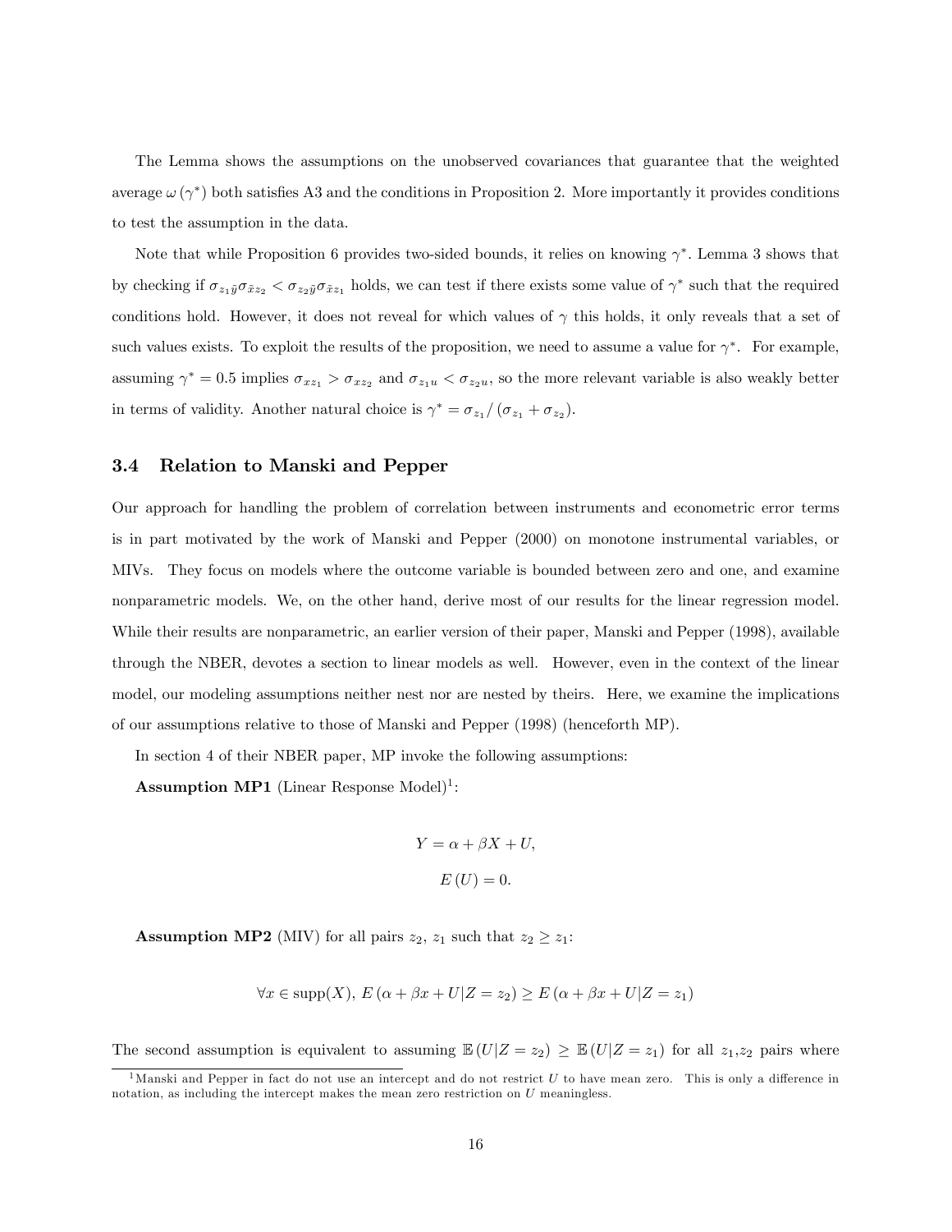The Lemma shows the assumptions on the unobserved covariances that guarantee that the weighted average $\omega(\gamma^*)$ both satisfies A3 and the conditions in Proposition 2. More importantly it provides conditions to test the assumption in the data.

Note that while Proposition 6 provides two-sided bounds, it relies on knowing $\gamma^*$. Lemma 3 shows that by checking if $\sigma_{z_1\tilde{y}}\sigma_{\tilde{x}z_2} < \sigma_{z_2\tilde{y}}\sigma_{\tilde{x}z_1}$ holds, we can test if there exists some value of $\gamma^*$ such that the required conditions hold. However, it does not reveal for which values of $\gamma$ this holds, it only reveals that a set of such values exists. To exploit the results of the proposition, we need to assume a value for $\gamma^*$. For example, assuming $\gamma^* = 0.5$ implies $\sigma_{xz_1} > \sigma_{xz_2}$ and $\sigma_{z_1u} < \sigma_{z_2u}$, so the more relevant variable is also weakly better in terms of validity. Another natural choice is $\gamma^* = \sigma_{z_1}/(\sigma_{z_1} + \sigma_{z_2})$.

### 3.4 Relation to Manski and Pepper

Our approach for handling the problem of correlation between instruments and econometric error terms is in part motivated by the work of Manski and Pepper (2000) on monotone instrumental variables, or MIVs. They focus on models where the outcome variable is bounded between zero and one, and examine nonparametric models. We, on the other hand, derive most of our results for the linear regression model. While their results are nonparametric, an earlier version of their paper, Manski and Pepper (1998), available through the NBER, devotes a section to linear models as well. However, even in the context of the linear model, our modeling assumptions neither nest nor are nested by theirs. Here, we examine the implications of our assumptions relative to those of Manski and Pepper (1998) (henceforth MP).

In section 4 of their NBER paper, MP invoke the following assumptions:

**Assumption MP1** (Linear Response Model)[1]:

$$Y = \alpha + \beta X + U,$$
$$E(U) = 0.$$

**Assumption MP2** (MIV) for all pairs $z_2$, $z_1$ such that $z_2 \geq z_1$:

$$\forall x \in \text{supp}(X),\ E(\alpha + \beta x + U | Z = z_2) \geq E(\alpha + \beta x + U | Z = z_1)$$

The second assumption is equivalent to assuming $\mathbb{E}(U|Z = z_2) \geq \mathbb{E}(U|Z = z_1)$ for all $z_1$,$z_2$ pairs where

[1] Manski and Pepper in fact do not use an intercept and do not restrict $U$ to have mean zero. This is only a difference in notation, as including the intercept makes the mean zero restriction on $U$ meaningless.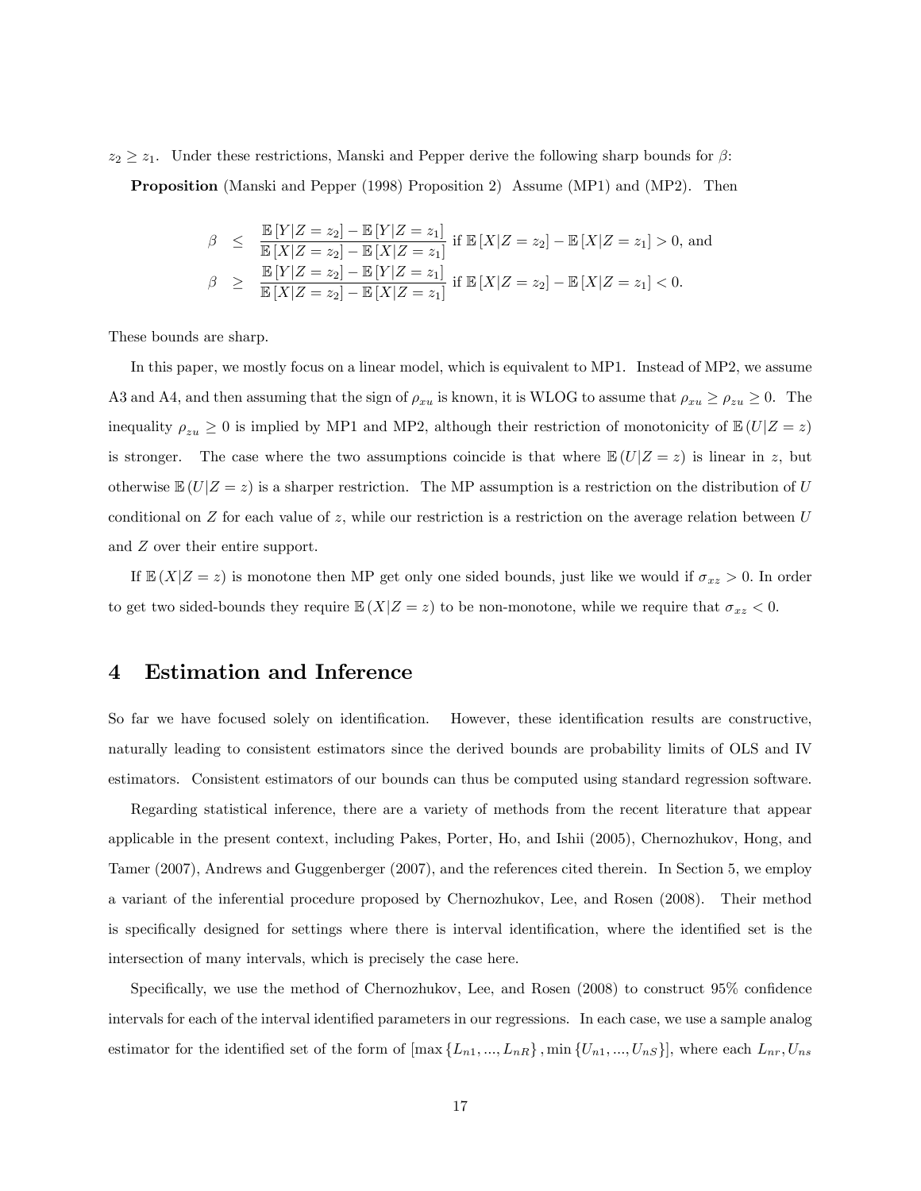$z_2 \geq z_1$. Under these restrictions, Manski and Pepper derive the following sharp bounds for $\beta$:

**Proposition** (Manski and Pepper (1998) Proposition 2) Assume (MP1) and (MP2). Then

$$
\begin{aligned}
\beta &\leq \frac{\mathbb{E}[Y|Z=z_2] - \mathbb{E}[Y|Z=z_1]}{\mathbb{E}[X|Z=z_2] - \mathbb{E}[X|Z=z_1]} \text{ if } \mathbb{E}[X|Z=z_2] - \mathbb{E}[X|Z=z_1] > 0, \text{ and} \\
\beta &\geq \frac{\mathbb{E}[Y|Z=z_2] - \mathbb{E}[Y|Z=z_1]}{\mathbb{E}[X|Z=z_2] - \mathbb{E}[X|Z=z_1]} \text{ if } \mathbb{E}[X|Z=z_2] - \mathbb{E}[X|Z=z_1] < 0.
\end{aligned}
$$

These bounds are sharp.

In this paper, we mostly focus on a linear model, which is equivalent to MP1. Instead of MP2, we assume A3 and A4, and then assuming that the sign of $\rho_{xu}$ is known, it is WLOG to assume that $\rho_{xu} \geq \rho_{zu} \geq 0$. The inequality $\rho_{zu} \geq 0$ is implied by MP1 and MP2, although their restriction of monotonicity of $\mathbb{E}(U|Z=z)$ is stronger. The case where the two assumptions coincide is that where $\mathbb{E}(U|Z=z)$ is linear in $z$, but otherwise $\mathbb{E}(U|Z=z)$ is a sharper restriction. The MP assumption is a restriction on the distribution of $U$ conditional on $Z$ for each value of $z$, while our restriction is a restriction on the average relation between $U$ and $Z$ over their entire support.

If $\mathbb{E}(X|Z=z)$ is monotone then MP get only one sided bounds, just like we would if $\sigma_{xz} > 0$. In order to get two sided-bounds they require $\mathbb{E}(X|Z=z)$ to be non-monotone, while we require that $\sigma_{xz} < 0$.

# 4 Estimation and Inference

So far we have focused solely on identification. However, these identification results are constructive, naturally leading to consistent estimators since the derived bounds are probability limits of OLS and IV estimators. Consistent estimators of our bounds can thus be computed using standard regression software.

Regarding statistical inference, there are a variety of methods from the recent literature that appear applicable in the present context, including Pakes, Porter, Ho, and Ishii (2005), Chernozhukov, Hong, and Tamer (2007), Andrews and Guggenberger (2007), and the references cited therein. In Section 5, we employ a variant of the inferential procedure proposed by Chernozhukov, Lee, and Rosen (2008). Their method is specifically designed for settings where there is interval identification, where the identified set is the intersection of many intervals, which is precisely the case here.

Specifically, we use the method of Chernozhukov, Lee, and Rosen (2008) to construct 95% confidence intervals for each of the interval identified parameters in our regressions. In each case, we use a sample analog estimator for the identified set of the form of $[\max\{L_{n1},...,L_{nR}\}, \min\{U_{n1},...,U_{nS}\}]$, where each $L_{nr}, U_{ns}$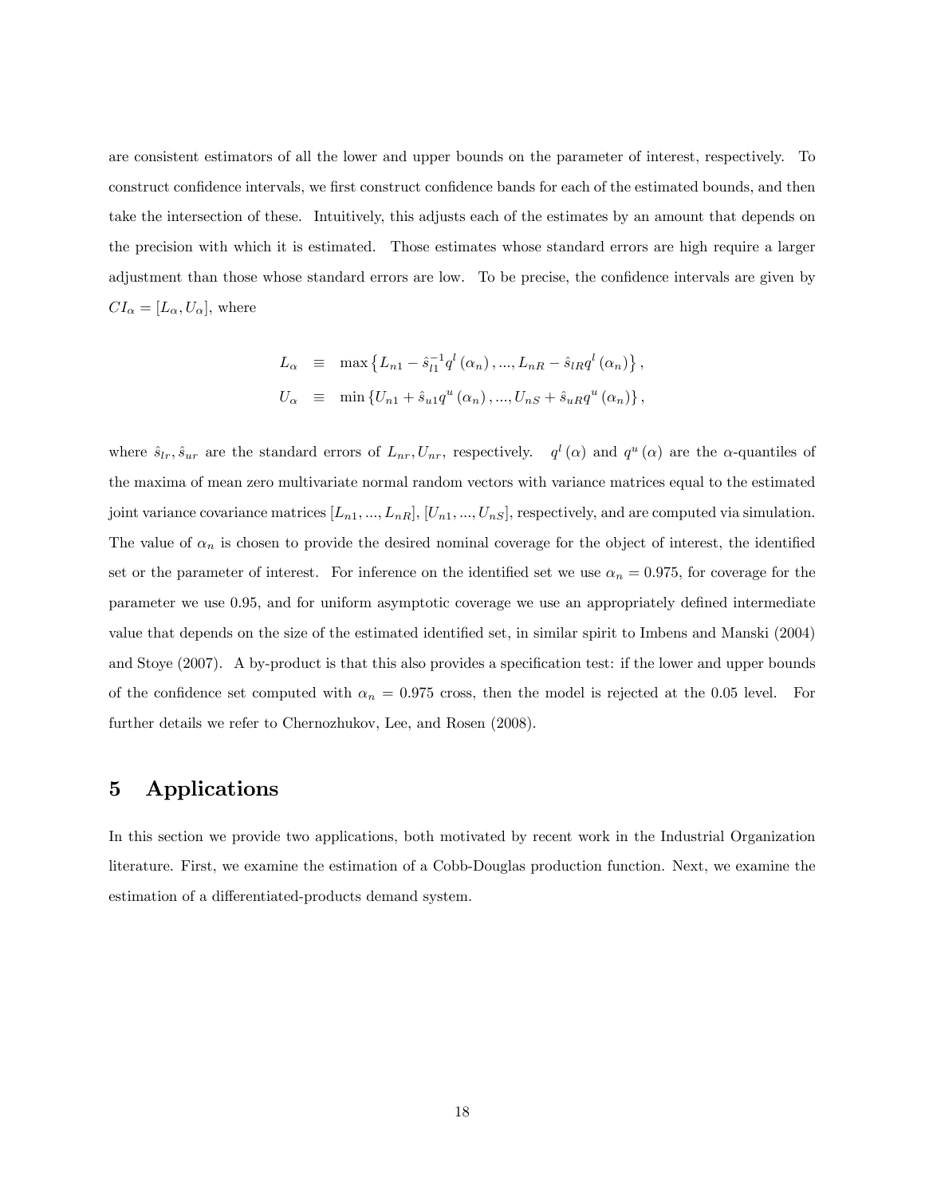are consistent estimators of all the lower and upper bounds on the parameter of interest, respectively. To construct confidence intervals, we first construct confidence bands for each of the estimated bounds, and then take the intersection of these. Intuitively, this adjusts each of the estimates by an amount that depends on the precision with which it is estimated. Those estimates whose standard errors are high require a larger adjustment than those whose standard errors are low. To be precise, the confidence intervals are given by $CI_\alpha = [L_\alpha, U_\alpha]$, where

$$
\begin{aligned}
L_\alpha &\equiv \max\left\{L_{n1} - \hat{s}_{l1}^{-1} q^l(\alpha_n), ..., L_{nR} - \hat{s}_{lR} q^l(\alpha_n)\right\}, \\
U_\alpha &\equiv \min\left\{U_{n1} + \hat{s}_{u1} q^u(\alpha_n), ..., U_{nS} + \hat{s}_{uR} q^u(\alpha_n)\right\},
\end{aligned}
$$

where $\hat{s}_{lr}, \hat{s}_{ur}$ are the standard errors of $L_{nr}, U_{nr}$, respectively. $q^l(\alpha)$ and $q^u(\alpha)$ are the $\alpha$-quantiles of the maxima of mean zero multivariate normal random vectors with variance matrices equal to the estimated joint variance covariance matrices $[L_{n1}, ..., L_{nR}]$, $[U_{n1}, ..., U_{nS}]$, respectively, and are computed via simulation. The value of $\alpha_n$ is chosen to provide the desired nominal coverage for the object of interest, the identified set or the parameter of interest. For inference on the identified set we use $\alpha_n = 0.975$, for coverage for the parameter we use 0.95, and for uniform asymptotic coverage we use an appropriately defined intermediate value that depends on the size of the estimated identified set, in similar spirit to Imbens and Manski (2004) and Stoye (2007). A by-product is that this also provides a specification test: if the lower and upper bounds of the confidence set computed with $\alpha_n = 0.975$ cross, then the model is rejected at the 0.05 level. For further details we refer to Chernozhukov, Lee, and Rosen (2008).

# 5 Applications

In this section we provide two applications, both motivated by recent work in the Industrial Organization literature. First, we examine the estimation of a Cobb-Douglas production function. Next, we examine the estimation of a differentiated-products demand system.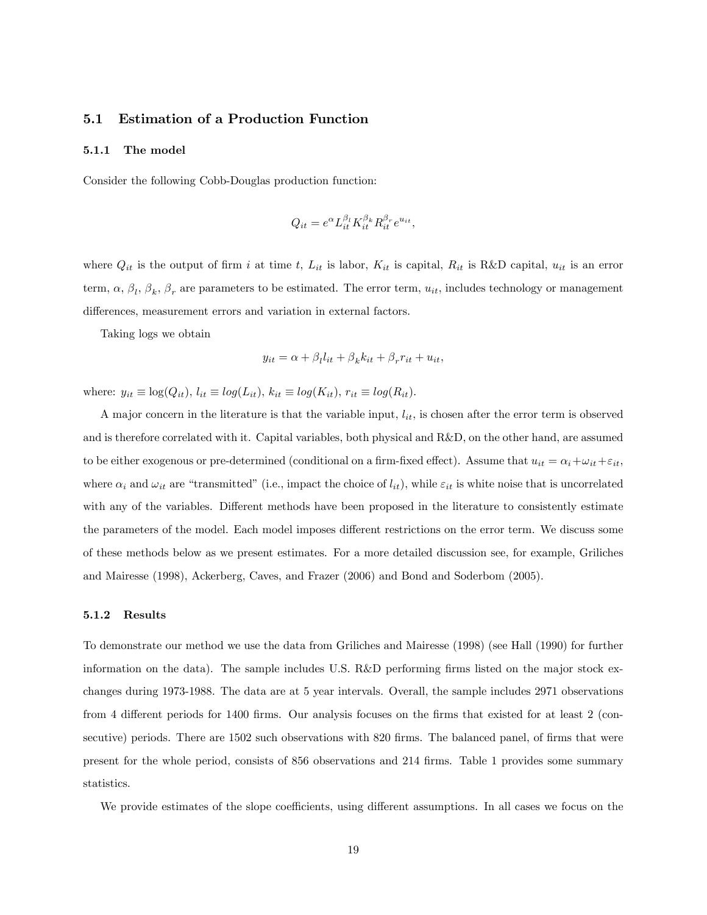### 5.1 Estimation of a Production Function

#### 5.1.1 The model

Consider the following Cobb-Douglas production function:

$$Q_{it} = e^{\alpha} L_{it}^{\beta_l} K_{it}^{\beta_k} R_{it}^{\beta_r} e^{u_{it}},$$

where $Q_{it}$ is the output of firm $i$ at time $t$, $L_{it}$ is labor, $K_{it}$ is capital, $R_{it}$ is R&D capital, $u_{it}$ is an error term, $\alpha$, $\beta_l$, $\beta_k$, $\beta_r$ are parameters to be estimated. The error term, $u_{it}$, includes technology or management differences, measurement errors and variation in external factors.

Taking logs we obtain

$$y_{it} = \alpha + \beta_l l_{it} + \beta_k k_{it} + \beta_r r_{it} + u_{it},$$

where: $y_{it} \equiv \log(Q_{it})$, $l_{it} \equiv log(L_{it})$, $k_{it} \equiv log(K_{it})$, $r_{it} \equiv log(R_{it})$.

A major concern in the literature is that the variable input, $l_{it}$, is chosen after the error term is observed and is therefore correlated with it. Capital variables, both physical and R&D, on the other hand, are assumed to be either exogenous or pre-determined (conditional on a firm-fixed effect). Assume that $u_{it} = \alpha_i + \omega_{it} + \varepsilon_{it}$, where $\alpha_i$ and $\omega_{it}$ are "transmitted" (i.e., impact the choice of $l_{it}$), while $\varepsilon_{it}$ is white noise that is uncorrelated with any of the variables. Different methods have been proposed in the literature to consistently estimate the parameters of the model. Each model imposes different restrictions on the error term. We discuss some of these methods below as we present estimates. For a more detailed discussion see, for example, Griliches and Mairesse (1998), Ackerberg, Caves, and Frazer (2006) and Bond and Soderbom (2005).

#### 5.1.2 Results

To demonstrate our method we use the data from Griliches and Mairesse (1998) (see Hall (1990) for further information on the data). The sample includes U.S. R&D performing firms listed on the major stock exchanges during 1973-1988. The data are at 5 year intervals. Overall, the sample includes 2971 observations from 4 different periods for 1400 firms. Our analysis focuses on the firms that existed for at least 2 (consecutive) periods. There are 1502 such observations with 820 firms. The balanced panel, of firms that were present for the whole period, consists of 856 observations and 214 firms. Table 1 provides some summary statistics.

We provide estimates of the slope coefficients, using different assumptions. In all cases we focus on the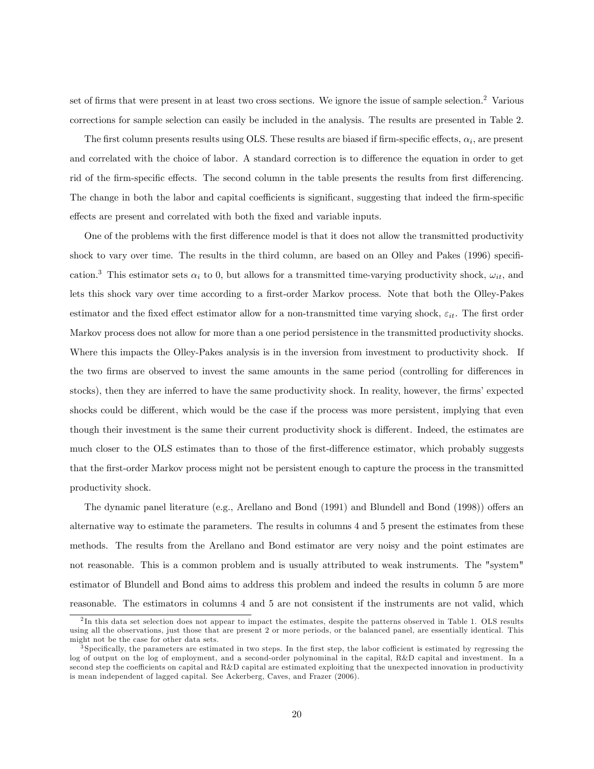set of firms that were present in at least two cross sections. We ignore the issue of sample selection.[2] Various corrections for sample selection can easily be included in the analysis. The results are presented in Table 2.

The first column presents results using OLS. These results are biased if firm-specific effects, $\alpha_i$, are present and correlated with the choice of labor. A standard correction is to difference the equation in order to get rid of the firm-specific effects. The second column in the table presents the results from first differencing. The change in both the labor and capital coefficients is significant, suggesting that indeed the firm-specific effects are present and correlated with both the fixed and variable inputs.

One of the problems with the first difference model is that it does not allow the transmitted productivity shock to vary over time. The results in the third column, are based on an Olley and Pakes (1996) specification.[3] This estimator sets $\alpha_i$ to 0, but allows for a transmitted time-varying productivity shock, $\omega_{it}$, and lets this shock vary over time according to a first-order Markov process. Note that both the Olley-Pakes estimator and the fixed effect estimator allow for a non-transmitted time varying shock, $\varepsilon_{it}$. The first order Markov process does not allow for more than a one period persistence in the transmitted productivity shocks. Where this impacts the Olley-Pakes analysis is in the inversion from investment to productivity shock. If the two firms are observed to invest the same amounts in the same period (controlling for differences in stocks), then they are inferred to have the same productivity shock. In reality, however, the firms' expected shocks could be different, which would be the case if the process was more persistent, implying that even though their investment is the same their current productivity shock is different. Indeed, the estimates are much closer to the OLS estimates than to those of the first-difference estimator, which probably suggests that the first-order Markov process might not be persistent enough to capture the process in the transmitted productivity shock.

The dynamic panel literature (e.g., Arellano and Bond (1991) and Blundell and Bond (1998)) offers an alternative way to estimate the parameters. The results in columns 4 and 5 present the estimates from these methods. The results from the Arellano and Bond estimator are very noisy and the point estimates are not reasonable. This is a common problem and is usually attributed to weak instruments. The "system" estimator of Blundell and Bond aims to address this problem and indeed the results in column 5 are more reasonable. The estimators in columns 4 and 5 are not consistent if the instruments are not valid, which

---

[2] In this data set selection does not appear to impact the estimates, despite the patterns observed in Table 1. OLS results using all the observations, just those that are present 2 or more periods, or the balanced panel, are essentially identical. This might not be the case for other data sets.

[3] Specifically, the parameters are estimated in two steps. In the first step, the labor cofficient is estimated by regressing the log of output on the log of employment, and a second-order polynominal in the capital, R&D capital and investment. In a second step the coefficients on capital and R&D capital are estimated exploiting that the unexpected innovation in productivity is mean independent of lagged capital. See Ackerberg, Caves, and Frazer (2006).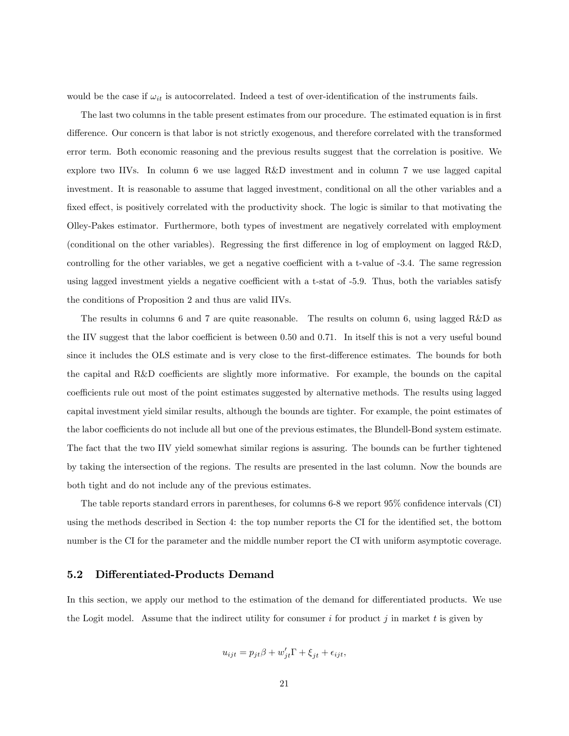would be the case if $\omega_{it}$ is autocorrelated. Indeed a test of over-identification of the instruments fails.

The last two columns in the table present estimates from our procedure. The estimated equation is in first difference. Our concern is that labor is not strictly exogenous, and therefore correlated with the transformed error term. Both economic reasoning and the previous results suggest that the correlation is positive. We explore two IIVs. In column 6 we use lagged R&D investment and in column 7 we use lagged capital investment. It is reasonable to assume that lagged investment, conditional on all the other variables and a fixed effect, is positively correlated with the productivity shock. The logic is similar to that motivating the Olley-Pakes estimator. Furthermore, both types of investment are negatively correlated with employment (conditional on the other variables). Regressing the first difference in log of employment on lagged R&D, controlling for the other variables, we get a negative coefficient with a t-value of -3.4. The same regression using lagged investment yields a negative coefficient with a t-stat of -5.9. Thus, both the variables satisfy the conditions of Proposition 2 and thus are valid IIVs.

The results in columns 6 and 7 are quite reasonable. The results on column 6, using lagged R&D as the IIV suggest that the labor coefficient is between 0.50 and 0.71. In itself this is not a very useful bound since it includes the OLS estimate and is very close to the first-difference estimates. The bounds for both the capital and R&D coefficients are slightly more informative. For example, the bounds on the capital coefficients rule out most of the point estimates suggested by alternative methods. The results using lagged capital investment yield similar results, although the bounds are tighter. For example, the point estimates of the labor coefficients do not include all but one of the previous estimates, the Blundell-Bond system estimate. The fact that the two IIV yield somewhat similar regions is assuring. The bounds can be further tightened by taking the intersection of the regions. The results are presented in the last column. Now the bounds are both tight and do not include any of the previous estimates.

The table reports standard errors in parentheses, for columns 6-8 we report 95% confidence intervals (CI) using the methods described in Section 4: the top number reports the CI for the identified set, the bottom number is the CI for the parameter and the middle number report the CI with uniform asymptotic coverage.

## 5.2 Differentiated-Products Demand

In this section, we apply our method to the estimation of the demand for differentiated products. We use the Logit model. Assume that the indirect utility for consumer $i$ for product $j$ in market $t$ is given by

$$u_{ijt} = p_{jt}\beta + w'_{jt}\Gamma + \xi_{jt} + \epsilon_{ijt},$$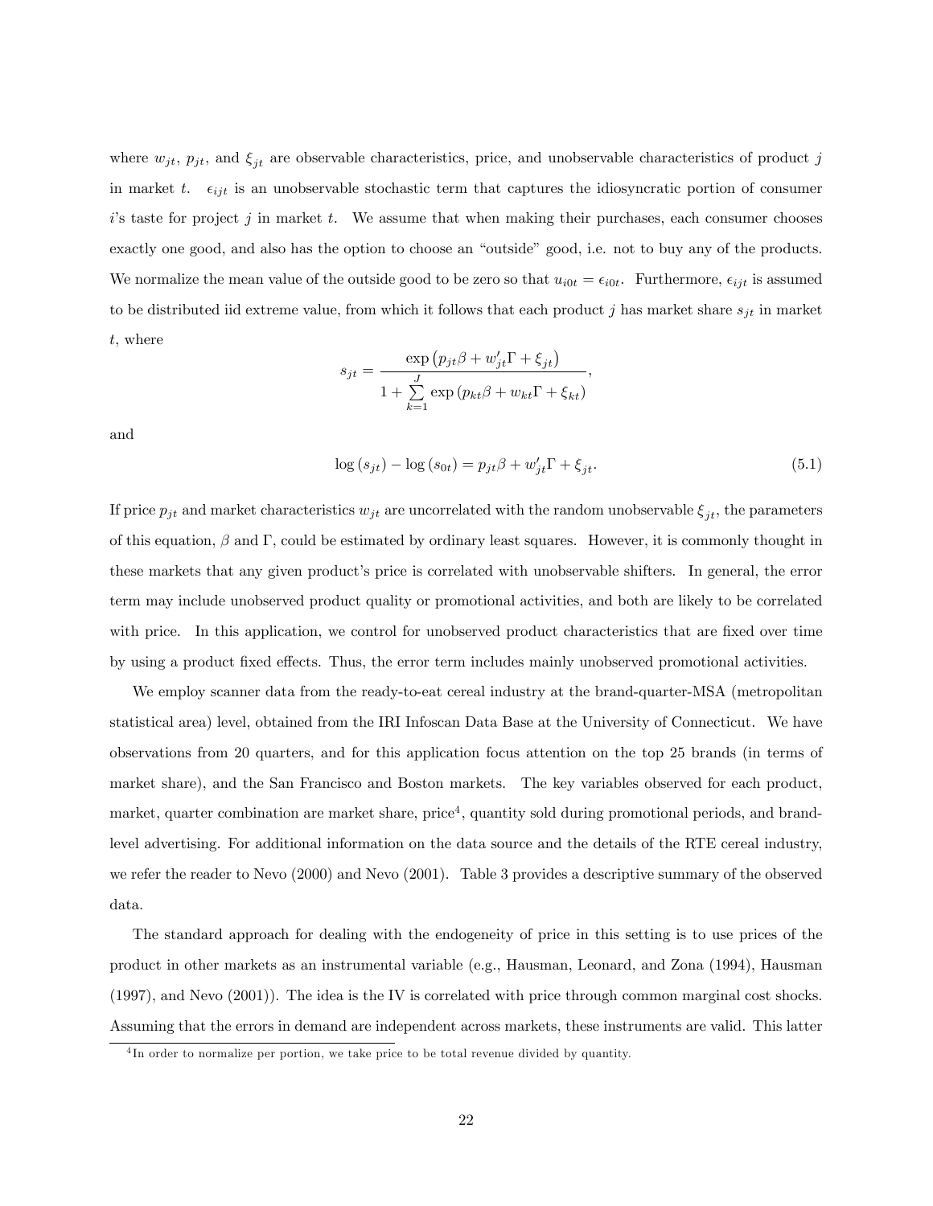where $w_{jt}$, $p_{jt}$, and $\xi_{jt}$ are observable characteristics, price, and unobservable characteristics of product $j$ in market $t$. $\epsilon_{ijt}$ is an unobservable stochastic term that captures the idiosyncratic portion of consumer $i$'s taste for project $j$ in market $t$. We assume that when making their purchases, each consumer chooses exactly one good, and also has the option to choose an "outside" good, i.e. not to buy any of the products. We normalize the mean value of the outside good to be zero so that $u_{i0t} = \epsilon_{i0t}$. Furthermore, $\epsilon_{ijt}$ is assumed to be distributed iid extreme value, from which it follows that each product $j$ has market share $s_{jt}$ in market $t$, where

$$s_{jt} = \frac{\exp\left(p_{jt}\beta + w_{jt}'\Gamma + \xi_{jt}\right)}{1 + \sum_{k=1}^{J} \exp\left(p_{kt}\beta + w_{kt}\Gamma + \xi_{kt}\right)},$$

and

$$\log\left(s_{jt}\right) - \log\left(s_{0t}\right) = p_{jt}\beta + w_{jt}'\Gamma + \xi_{jt}. \tag{5.1}$$

If price $p_{jt}$ and market characteristics $w_{jt}$ are uncorrelated with the random unobservable $\xi_{jt}$, the parameters of this equation, $\beta$ and $\Gamma$, could be estimated by ordinary least squares. However, it is commonly thought in these markets that any given product's price is correlated with unobservable shifters. In general, the error term may include unobserved product quality or promotional activities, and both are likely to be correlated with price. In this application, we control for unobserved product characteristics that are fixed over time by using a product fixed effects. Thus, the error term includes mainly unobserved promotional activities.

We employ scanner data from the ready-to-eat cereal industry at the brand-quarter-MSA (metropolitan statistical area) level, obtained from the IRI Infoscan Data Base at the University of Connecticut. We have observations from 20 quarters, and for this application focus attention on the top 25 brands (in terms of market share), and the San Francisco and Boston markets. The key variables observed for each product, market, quarter combination are market share, price[4], quantity sold during promotional periods, and brand-level advertising. For additional information on the data source and the details of the RTE cereal industry, we refer the reader to Nevo (2000) and Nevo (2001). Table 3 provides a descriptive summary of the observed data.

The standard approach for dealing with the endogeneity of price in this setting is to use prices of the product in other markets as an instrumental variable (e.g., Hausman, Leonard, and Zona (1994), Hausman (1997), and Nevo (2001)). The idea is the IV is correlated with price through common marginal cost shocks. Assuming that the errors in demand are independent across markets, these instruments are valid. This latter

[4] In order to normalize per portion, we take price to be total revenue divided by quantity.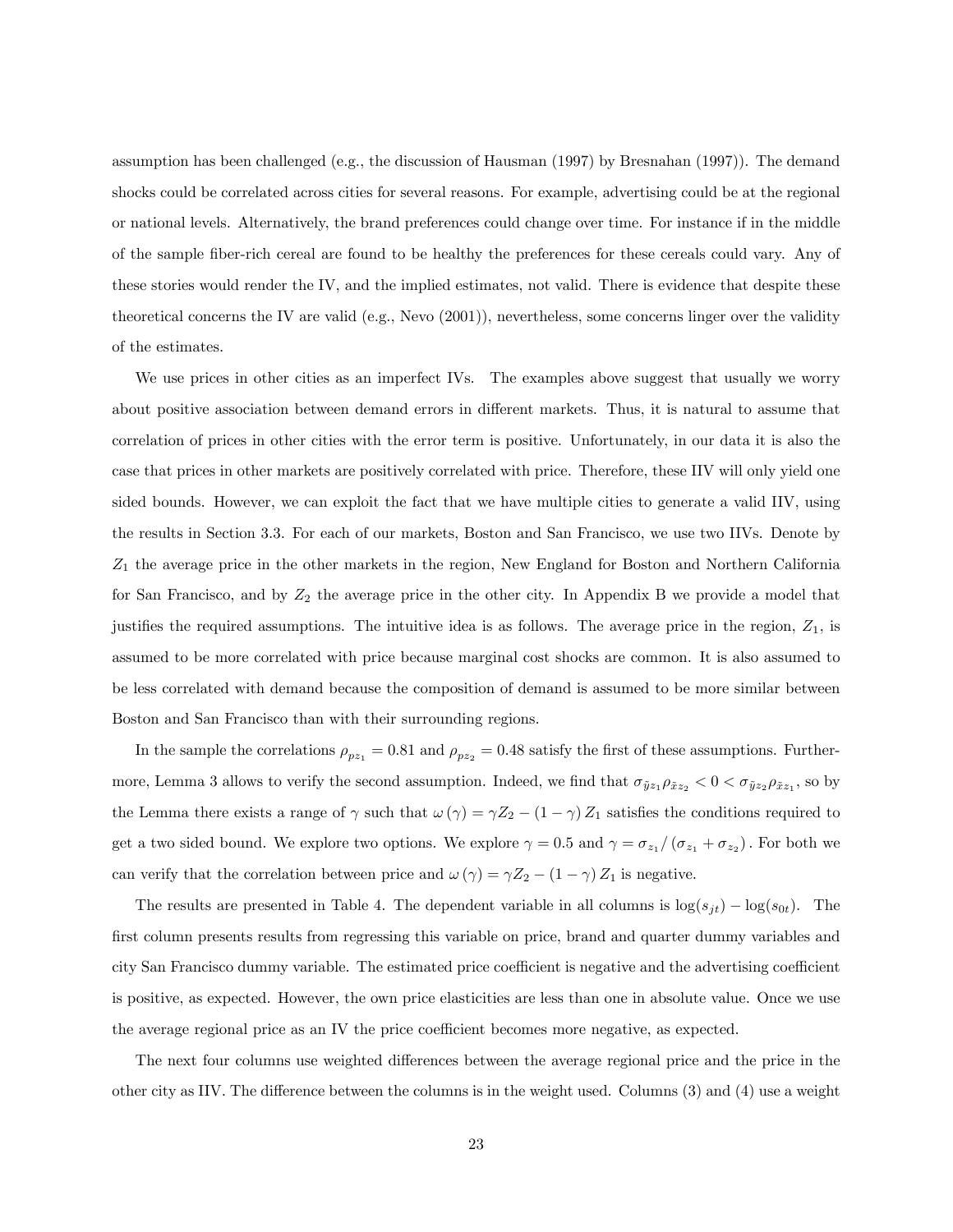assumption has been challenged (e.g., the discussion of Hausman (1997) by Bresnahan (1997)). The demand shocks could be correlated across cities for several reasons. For example, advertising could be at the regional or national levels. Alternatively, the brand preferences could change over time. For instance if in the middle of the sample fiber-rich cereal are found to be healthy the preferences for these cereals could vary. Any of these stories would render the IV, and the implied estimates, not valid. There is evidence that despite these theoretical concerns the IV are valid (e.g., Nevo (2001)), nevertheless, some concerns linger over the validity of the estimates.

We use prices in other cities as an imperfect IVs. The examples above suggest that usually we worry about positive association between demand errors in different markets. Thus, it is natural to assume that correlation of prices in other cities with the error term is positive. Unfortunately, in our data it is also the case that prices in other markets are positively correlated with price. Therefore, these IIV will only yield one sided bounds. However, we can exploit the fact that we have multiple cities to generate a valid IIV, using the results in Section 3.3. For each of our markets, Boston and San Francisco, we use two IIVs. Denote by $Z_1$ the average price in the other markets in the region, New England for Boston and Northern California for San Francisco, and by $Z_2$ the average price in the other city. In Appendix B we provide a model that justifies the required assumptions. The intuitive idea is as follows. The average price in the region, $Z_1$, is assumed to be more correlated with price because marginal cost shocks are common. It is also assumed to be less correlated with demand because the composition of demand is assumed to be more similar between Boston and San Francisco than with their surrounding regions.

In the sample the correlations $\rho_{pz_1} = 0.81$ and $\rho_{pz_2} = 0.48$ satisfy the first of these assumptions. Furthermore, Lemma 3 allows to verify the second assumption. Indeed, we find that $\sigma_{\tilde{y}z_1}\rho_{\tilde{x}z_2} < 0 < \sigma_{\tilde{y}z_2}\rho_{\tilde{x}z_1}$, so by the Lemma there exists a range of $\gamma$ such that $\omega(\gamma) = \gamma Z_2 - (1-\gamma) Z_1$ satisfies the conditions required to get a two sided bound. We explore two options. We explore $\gamma = 0.5$ and $\gamma = \sigma_{z_1}/(\sigma_{z_1} + \sigma_{z_2})$. For both we can verify that the correlation between price and $\omega(\gamma) = \gamma Z_2 - (1-\gamma) Z_1$ is negative.

The results are presented in Table 4. The dependent variable in all columns is $\log(s_{jt}) - \log(s_{0t})$. The first column presents results from regressing this variable on price, brand and quarter dummy variables and city San Francisco dummy variable. The estimated price coefficient is negative and the advertising coefficient is positive, as expected. However, the own price elasticities are less than one in absolute value. Once we use the average regional price as an IV the price coefficient becomes more negative, as expected.

The next four columns use weighted differences between the average regional price and the price in the other city as IIV. The difference between the columns is in the weight used. Columns (3) and (4) use a weight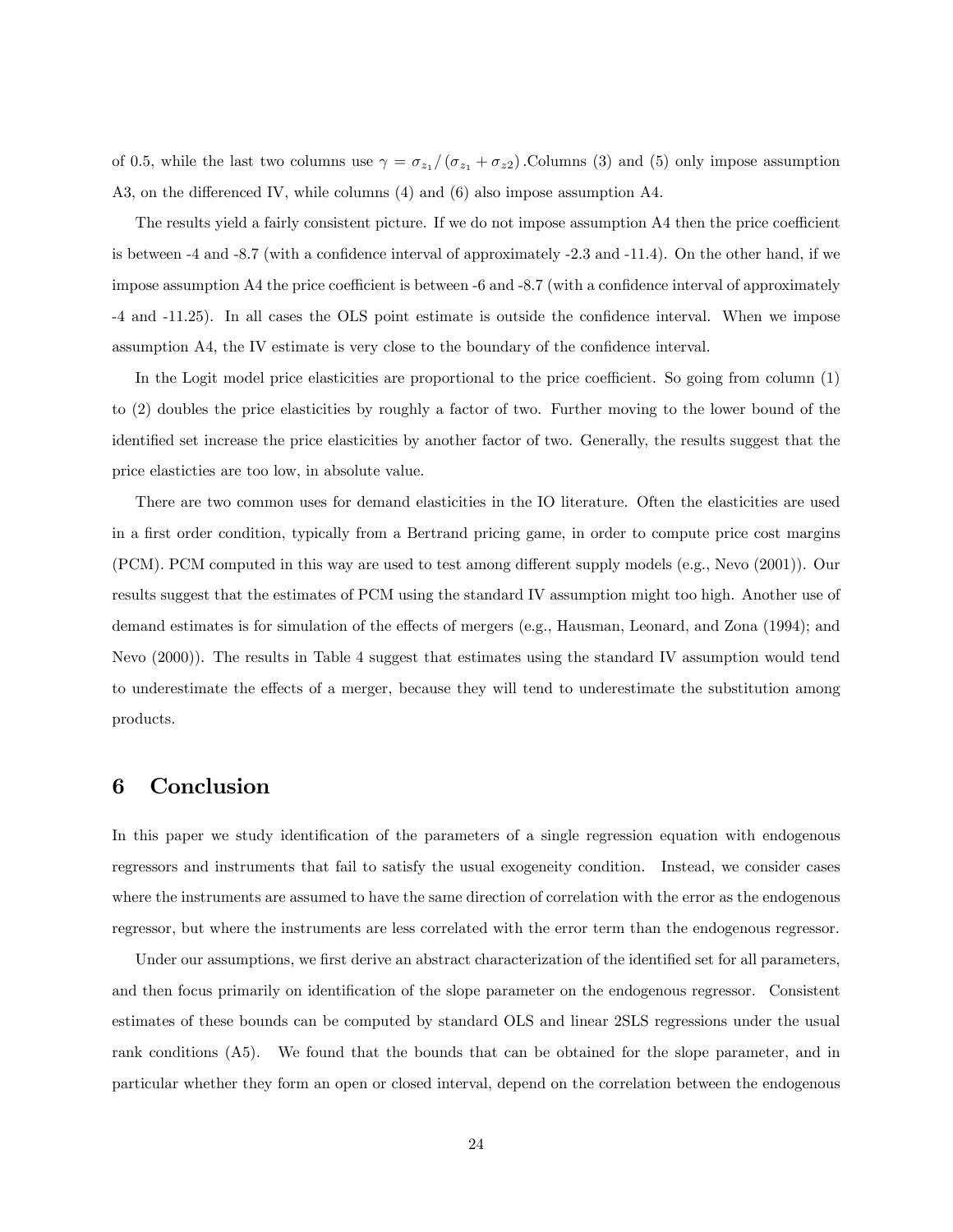of 0.5, while the last two columns use $\gamma = \sigma_{z_1} / (\sigma_{z_1} + \sigma_{z2})$ .Columns (3) and (5) only impose assumption A3, on the differenced IV, while columns (4) and (6) also impose assumption A4.

The results yield a fairly consistent picture. If we do not impose assumption A4 then the price coefficient is between -4 and -8.7 (with a confidence interval of approximately -2.3 and -11.4). On the other hand, if we impose assumption A4 the price coefficient is between -6 and -8.7 (with a confidence interval of approximately -4 and -11.25). In all cases the OLS point estimate is outside the confidence interval. When we impose assumption A4, the IV estimate is very close to the boundary of the confidence interval.

In the Logit model price elasticities are proportional to the price coefficient. So going from column (1) to (2) doubles the price elasticities by roughly a factor of two. Further moving to the lower bound of the identified set increase the price elasticities by another factor of two. Generally, the results suggest that the price elasticties are too low, in absolute value.

There are two common uses for demand elasticities in the IO literature. Often the elasticities are used in a first order condition, typically from a Bertrand pricing game, in order to compute price cost margins (PCM). PCM computed in this way are used to test among different supply models (e.g., Nevo (2001)). Our results suggest that the estimates of PCM using the standard IV assumption might too high. Another use of demand estimates is for simulation of the effects of mergers (e.g., Hausman, Leonard, and Zona (1994); and Nevo (2000)). The results in Table 4 suggest that estimates using the standard IV assumption would tend to underestimate the effects of a merger, because they will tend to underestimate the substitution among products.

# 6 Conclusion

In this paper we study identification of the parameters of a single regression equation with endogenous regressors and instruments that fail to satisfy the usual exogeneity condition. Instead, we consider cases where the instruments are assumed to have the same direction of correlation with the error as the endogenous regressor, but where the instruments are less correlated with the error term than the endogenous regressor.

Under our assumptions, we first derive an abstract characterization of the identified set for all parameters, and then focus primarily on identification of the slope parameter on the endogenous regressor. Consistent estimates of these bounds can be computed by standard OLS and linear 2SLS regressions under the usual rank conditions (A5). We found that the bounds that can be obtained for the slope parameter, and in particular whether they form an open or closed interval, depend on the correlation between the endogenous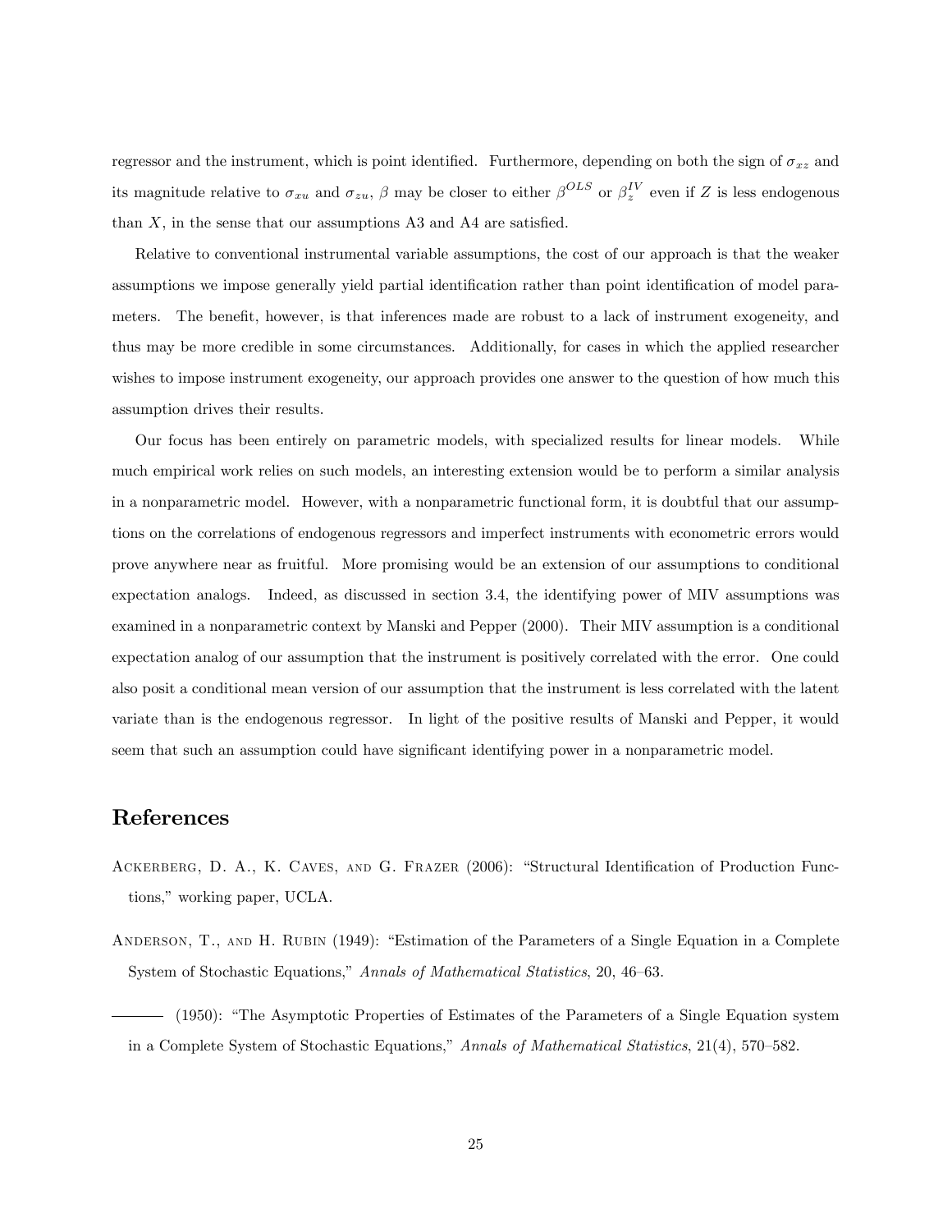regressor and the instrument, which is point identified. Furthermore, depending on both the sign of $\sigma_{xz}$ and its magnitude relative to $\sigma_{xu}$ and $\sigma_{zu}$, $\beta$ may be closer to either $\beta^{OLS}$ or $\beta_z^{IV}$ even if $Z$ is less endogenous than $X$, in the sense that our assumptions A3 and A4 are satisfied.

Relative to conventional instrumental variable assumptions, the cost of our approach is that the weaker assumptions we impose generally yield partial identification rather than point identification of model parameters. The benefit, however, is that inferences made are robust to a lack of instrument exogeneity, and thus may be more credible in some circumstances. Additionally, for cases in which the applied researcher wishes to impose instrument exogeneity, our approach provides one answer to the question of how much this assumption drives their results.

Our focus has been entirely on parametric models, with specialized results for linear models. While much empirical work relies on such models, an interesting extension would be to perform a similar analysis in a nonparametric model. However, with a nonparametric functional form, it is doubtful that our assumptions on the correlations of endogenous regressors and imperfect instruments with econometric errors would prove anywhere near as fruitful. More promising would be an extension of our assumptions to conditional expectation analogs. Indeed, as discussed in section 3.4, the identifying power of MIV assumptions was examined in a nonparametric context by Manski and Pepper (2000). Their MIV assumption is a conditional expectation analog of our assumption that the instrument is positively correlated with the error. One could also posit a conditional mean version of our assumption that the instrument is less correlated with the latent variate than is the endogenous regressor. In light of the positive results of Manski and Pepper, it would seem that such an assumption could have significant identifying power in a nonparametric model.

# References

Ackerberg, D. A., K. Caves, and G. Frazer (2006): "Structural Identification of Production Functions," working paper, UCLA.

Anderson, T., and H. Rubin (1949): "Estimation of the Parameters of a Single Equation in a Complete System of Stochastic Equations," *Annals of Mathematical Statistics*, 20, 46–63.

——— (1950): "The Asymptotic Properties of Estimates of the Parameters of a Single Equation system in a Complete System of Stochastic Equations," *Annals of Mathematical Statistics*, 21(4), 570–582.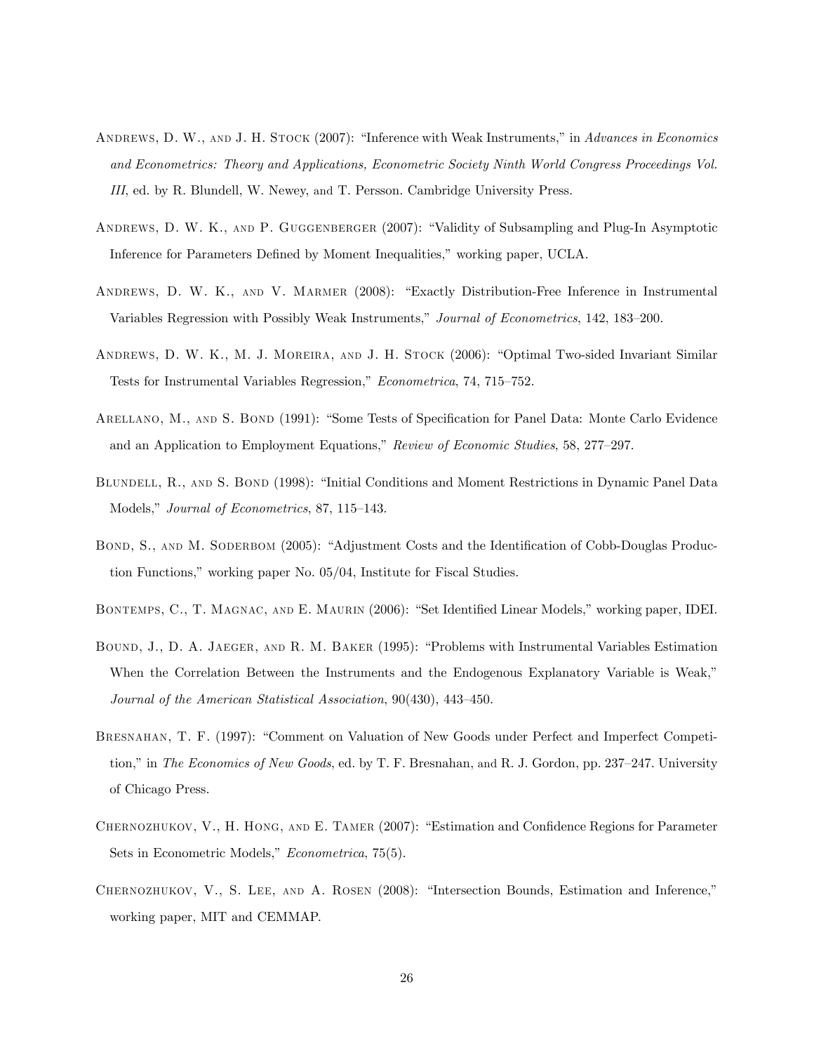Andrews, D. W., and J. H. Stock (2007): "Inference with Weak Instruments," in *Advances in Economics and Econometrics: Theory and Applications, Econometric Society Ninth World Congress Proceedings Vol. III*, ed. by R. Blundell, W. Newey, and T. Persson. Cambridge University Press.

Andrews, D. W. K., and P. Guggenberger (2007): "Validity of Subsampling and Plug-In Asymptotic Inference for Parameters Defined by Moment Inequalities," working paper, UCLA.

Andrews, D. W. K., and V. Marmer (2008): "Exactly Distribution-Free Inference in Instrumental Variables Regression with Possibly Weak Instruments," *Journal of Econometrics*, 142, 183–200.

Andrews, D. W. K., M. J. Moreira, and J. H. Stock (2006): "Optimal Two-sided Invariant Similar Tests for Instrumental Variables Regression," *Econometrica*, 74, 715–752.

Arellano, M., and S. Bond (1991): "Some Tests of Specification for Panel Data: Monte Carlo Evidence and an Application to Employment Equations," *Review of Economic Studies*, 58, 277–297.

Blundell, R., and S. Bond (1998): "Initial Conditions and Moment Restrictions in Dynamic Panel Data Models," *Journal of Econometrics*, 87, 115–143.

Bond, S., and M. Soderbom (2005): "Adjustment Costs and the Identification of Cobb-Douglas Production Functions," working paper No. 05/04, Institute for Fiscal Studies.

Bontemps, C., T. Magnac, and E. Maurin (2006): "Set Identified Linear Models," working paper, IDEI.

Bound, J., D. A. Jaeger, and R. M. Baker (1995): "Problems with Instrumental Variables Estimation When the Correlation Between the Instruments and the Endogenous Explanatory Variable is Weak," *Journal of the American Statistical Association*, 90(430), 443–450.

Bresnahan, T. F. (1997): "Comment on Valuation of New Goods under Perfect and Imperfect Competition," in *The Economics of New Goods*, ed. by T. F. Bresnahan, and R. J. Gordon, pp. 237–247. University of Chicago Press.

Chernozhukov, V., H. Hong, and E. Tamer (2007): "Estimation and Confidence Regions for Parameter Sets in Econometric Models," *Econometrica*, 75(5).

Chernozhukov, V., S. Lee, and A. Rosen (2008): "Intersection Bounds, Estimation and Inference," working paper, MIT and CEMMAP.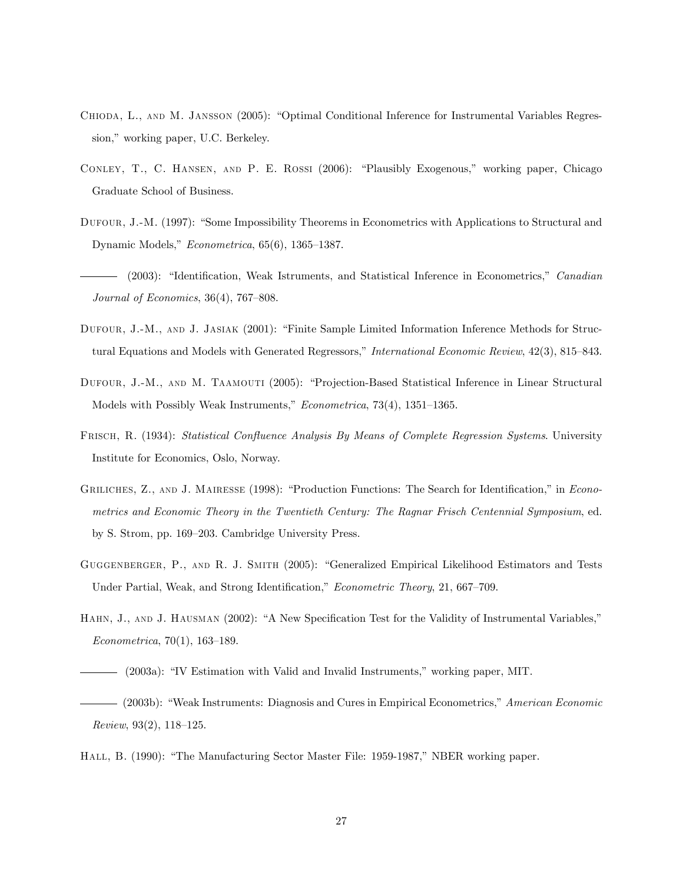Chioda, L., and M. Jansson (2005): "Optimal Conditional Inference for Instrumental Variables Regression," working paper, U.C. Berkeley.

Conley, T., C. Hansen, and P. E. Rossi (2006): "Plausibly Exogenous," working paper, Chicago Graduate School of Business.

Dufour, J.-M. (1997): "Some Impossibility Theorems in Econometrics with Applications to Structural and Dynamic Models," *Econometrica*, 65(6), 1365–1387.

——— (2003): "Identification, Weak Istruments, and Statistical Inference in Econometrics," *Canadian Journal of Economics*, 36(4), 767–808.

Dufour, J.-M., and J. Jasiak (2001): "Finite Sample Limited Information Inference Methods for Structural Equations and Models with Generated Regressors," *International Economic Review*, 42(3), 815–843.

Dufour, J.-M., and M. Taamouti (2005): "Projection-Based Statistical Inference in Linear Structural Models with Possibly Weak Instruments," *Econometrica*, 73(4), 1351–1365.

Frisch, R. (1934): *Statistical Confluence Analysis By Means of Complete Regression Systems*. University Institute for Economics, Oslo, Norway.

Griliches, Z., and J. Mairesse (1998): "Production Functions: The Search for Identification," in *Econometrics and Economic Theory in the Twentieth Century: The Ragnar Frisch Centennial Symposium*, ed. by S. Strom, pp. 169–203. Cambridge University Press.

Guggenberger, P., and R. J. Smith (2005): "Generalized Empirical Likelihood Estimators and Tests Under Partial, Weak, and Strong Identification," *Econometric Theory*, 21, 667–709.

Hahn, J., and J. Hausman (2002): "A New Specification Test for the Validity of Instrumental Variables," *Econometrica*, 70(1), 163–189.

——— (2003a): "IV Estimation with Valid and Invalid Instruments," working paper, MIT.

——— (2003b): "Weak Instruments: Diagnosis and Cures in Empirical Econometrics," *American Economic Review*, 93(2), 118–125.

Hall, B. (1990): "The Manufacturing Sector Master File: 1959-1987," NBER working paper.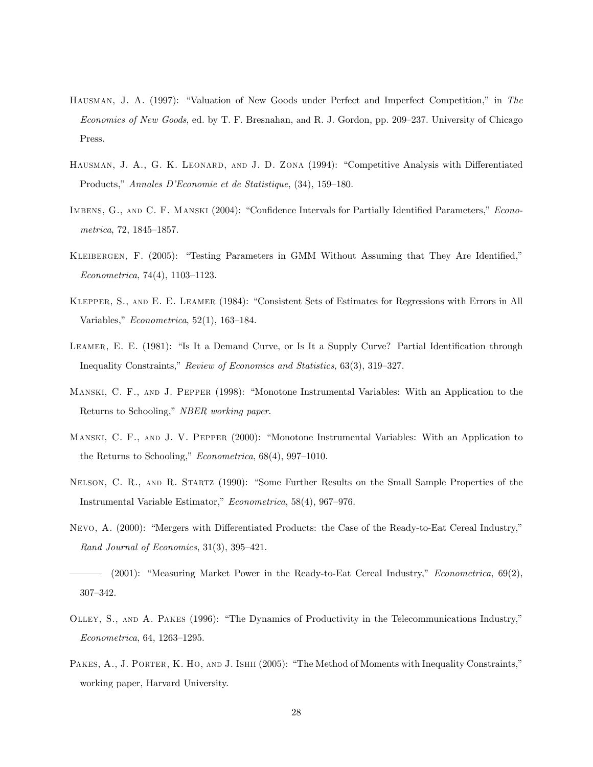Hausman, J. A. (1997): "Valuation of New Goods under Perfect and Imperfect Competition," in *The Economics of New Goods*, ed. by T. F. Bresnahan, and R. J. Gordon, pp. 209–237. University of Chicago Press.

Hausman, J. A., G. K. Leonard, and J. D. Zona (1994): "Competitive Analysis with Differentiated Products," *Annales D'Economie et de Statistique*, (34), 159–180.

Imbens, G., and C. F. Manski (2004): "Confidence Intervals for Partially Identified Parameters," *Econometrica*, 72, 1845–1857.

Kleibergen, F. (2005): "Testing Parameters in GMM Without Assuming that They Are Identified," *Econometrica*, 74(4), 1103–1123.

Klepper, S., and E. E. Leamer (1984): "Consistent Sets of Estimates for Regressions with Errors in All Variables," *Econometrica*, 52(1), 163–184.

Leamer, E. E. (1981): "Is It a Demand Curve, or Is It a Supply Curve? Partial Identification through Inequality Constraints," *Review of Economics and Statistics*, 63(3), 319–327.

Manski, C. F., and J. Pepper (1998): "Monotone Instrumental Variables: With an Application to the Returns to Schooling," *NBER working paper*.

Manski, C. F., and J. V. Pepper (2000): "Monotone Instrumental Variables: With an Application to the Returns to Schooling," *Econometrica*, 68(4), 997–1010.

Nelson, C. R., and R. Startz (1990): "Some Further Results on the Small Sample Properties of the Instrumental Variable Estimator," *Econometrica*, 58(4), 967–976.

Nevo, A. (2000): "Mergers with Differentiated Products: the Case of the Ready-to-Eat Cereal Industry," *Rand Journal of Economics*, 31(3), 395–421.

——— (2001): "Measuring Market Power in the Ready-to-Eat Cereal Industry," *Econometrica*, 69(2), 307–342.

Olley, S., and A. Pakes (1996): "The Dynamics of Productivity in the Telecommunications Industry," *Econometrica*, 64, 1263–1295.

Pakes, A., J. Porter, K. Ho, and J. Ishii (2005): "The Method of Moments with Inequality Constraints," working paper, Harvard University.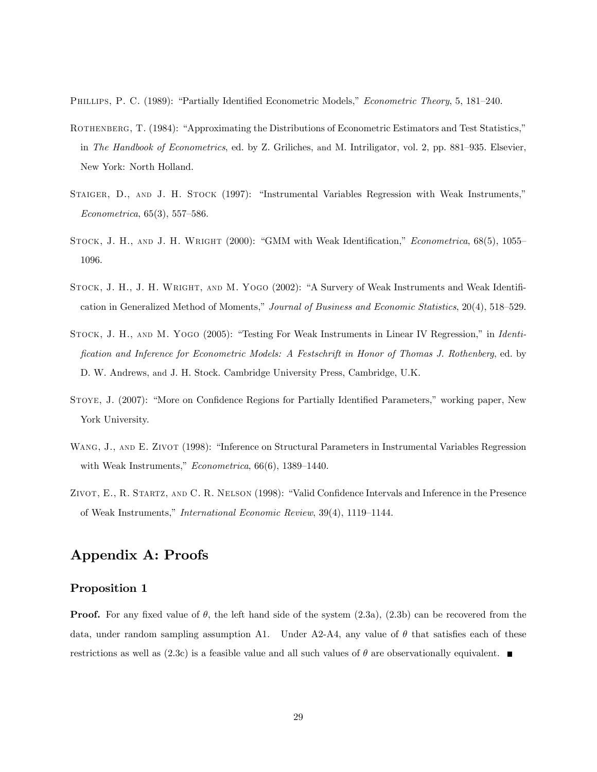Phillips, P. C. (1989): "Partially Identified Econometric Models," *Econometric Theory*, 5, 181–240.

Rothenberg, T. (1984): "Approximating the Distributions of Econometric Estimators and Test Statistics," in *The Handbook of Econometrics*, ed. by Z. Griliches, and M. Intriligator, vol. 2, pp. 881–935. Elsevier, New York: North Holland.

Staiger, D., and J. H. Stock (1997): "Instrumental Variables Regression with Weak Instruments," *Econometrica*, 65(3), 557–586.

Stock, J. H., and J. H. Wright (2000): "GMM with Weak Identification," *Econometrica*, 68(5), 1055–1096.

Stock, J. H., J. H. Wright, and M. Yogo (2002): "A Survery of Weak Instruments and Weak Identification in Generalized Method of Moments," *Journal of Business and Economic Statistics*, 20(4), 518–529.

Stock, J. H., and M. Yogo (2005): "Testing For Weak Instruments in Linear IV Regression," in *Identification and Inference for Econometric Models: A Festschrift in Honor of Thomas J. Rothenberg*, ed. by D. W. Andrews, and J. H. Stock. Cambridge University Press, Cambridge, U.K.

Stoye, J. (2007): "More on Confidence Regions for Partially Identified Parameters," working paper, New York University.

Wang, J., and E. Zivot (1998): "Inference on Structural Parameters in Instrumental Variables Regression with Weak Instruments," *Econometrica*, 66(6), 1389–1440.

Zivot, E., R. Startz, and C. R. Nelson (1998): "Valid Confidence Intervals and Inference in the Presence of Weak Instruments," *International Economic Review*, 39(4), 1119–1144.

## Appendix A: Proofs

### Proposition 1

**Proof.** For any fixed value of $\theta$, the left hand side of the system (2.3a), (2.3b) can be recovered from the data, under random sampling assumption A1. Under A2-A4, any value of $\theta$ that satisfies each of these restrictions as well as (2.3c) is a feasible value and all such values of $\theta$ are observationally equivalent. ∎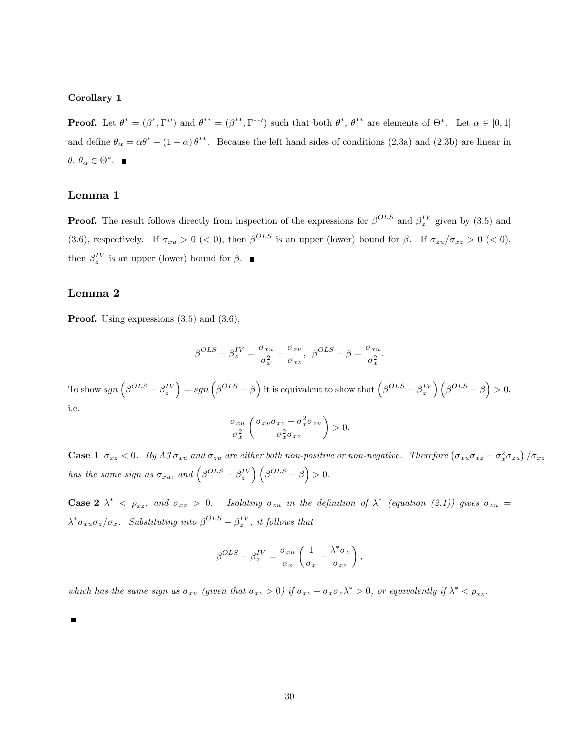**Corollary 1**

**Proof.** Let $\theta^* = (\beta^*, \Gamma^{*\prime})$ and $\theta^{**} = (\beta^{**}, \Gamma^{**\prime})$ such that both $\theta^*$, $\theta^{**}$ are elements of $\Theta^*$. Let $\alpha \in [0,1]$ and define $\theta_\alpha = \alpha\theta^* + (1-\alpha)\theta^{**}$. Because the left hand sides of conditions (2.3a) and (2.3b) are linear in $\theta$, $\theta_\alpha \in \Theta^*$. ■

## Lemma 1

**Proof.** The result follows directly from inspection of the expressions for $\beta^{OLS}$ and $\beta_z^{IV}$ given by (3.5) and (3.6), respectively. If $\sigma_{xu} > 0$ $(< 0)$, then $\beta^{OLS}$ is an upper (lower) bound for $\beta$. If $\sigma_{zu}/\sigma_{xz} > 0$ $(< 0)$, then $\beta_z^{IV}$ is an upper (lower) bound for $\beta$. ■

## Lemma 2

**Proof.** Using expressions (3.5) and (3.6),

$$\beta^{OLS} - \beta_z^{IV} = \frac{\sigma_{xu}}{\sigma_x^2} - \frac{\sigma_{zu}}{\sigma_{xz}}, \;\; \beta^{OLS} - \beta = \frac{\sigma_{xu}}{\sigma_x^2}.$$

To show $sgn\left(\beta^{OLS} - \beta_z^{IV}\right) = sgn\left(\beta^{OLS} - \beta\right)$ it is equivalent to show that $\left(\beta^{OLS} - \beta_z^{IV}\right)\left(\beta^{OLS} - \beta\right) > 0$, i.e.

$$\frac{\sigma_{xu}}{\sigma_x^2}\left(\frac{\sigma_{xu}\sigma_{xz} - \sigma_x^2\sigma_{zu}}{\sigma_x^2\sigma_{xz}}\right) > 0.$$

**Case 1** $\sigma_{xz} < 0$. *By A3 $\sigma_{xu}$ and $\sigma_{zu}$ are either both non-positive or non-negative. Therefore $\left(\sigma_{xu}\sigma_{xz} - \sigma_x^2\sigma_{zu}\right)/\sigma_{xz}$ has the same sign as $\sigma_{xu}$, and $\left(\beta^{OLS} - \beta_z^{IV}\right)\left(\beta^{OLS} - \beta\right) > 0$.*

**Case 2** $\lambda^* < \rho_{xz}$, *and* $\sigma_{xz} > 0$. *Isolating $\sigma_{zu}$ in the definition of $\lambda^*$ (equation (2.1)) gives $\sigma_{zu} = \lambda^*\sigma_{xu}\sigma_z/\sigma_x$. Substituting into $\beta^{OLS} - \beta_z^{IV}$, it follows that*

$$\beta^{OLS} - \beta_z^{IV} = \frac{\sigma_{xu}}{\sigma_x}\left(\frac{1}{\sigma_x} - \frac{\lambda^*\sigma_z}{\sigma_{xz}}\right),$$

*which has the same sign as $\sigma_{xu}$ (given that $\sigma_{xz} > 0$) if $\sigma_{xz} - \sigma_x\sigma_z\lambda^* > 0$, or equivalently if $\lambda^* < \rho_{xz}$.*

■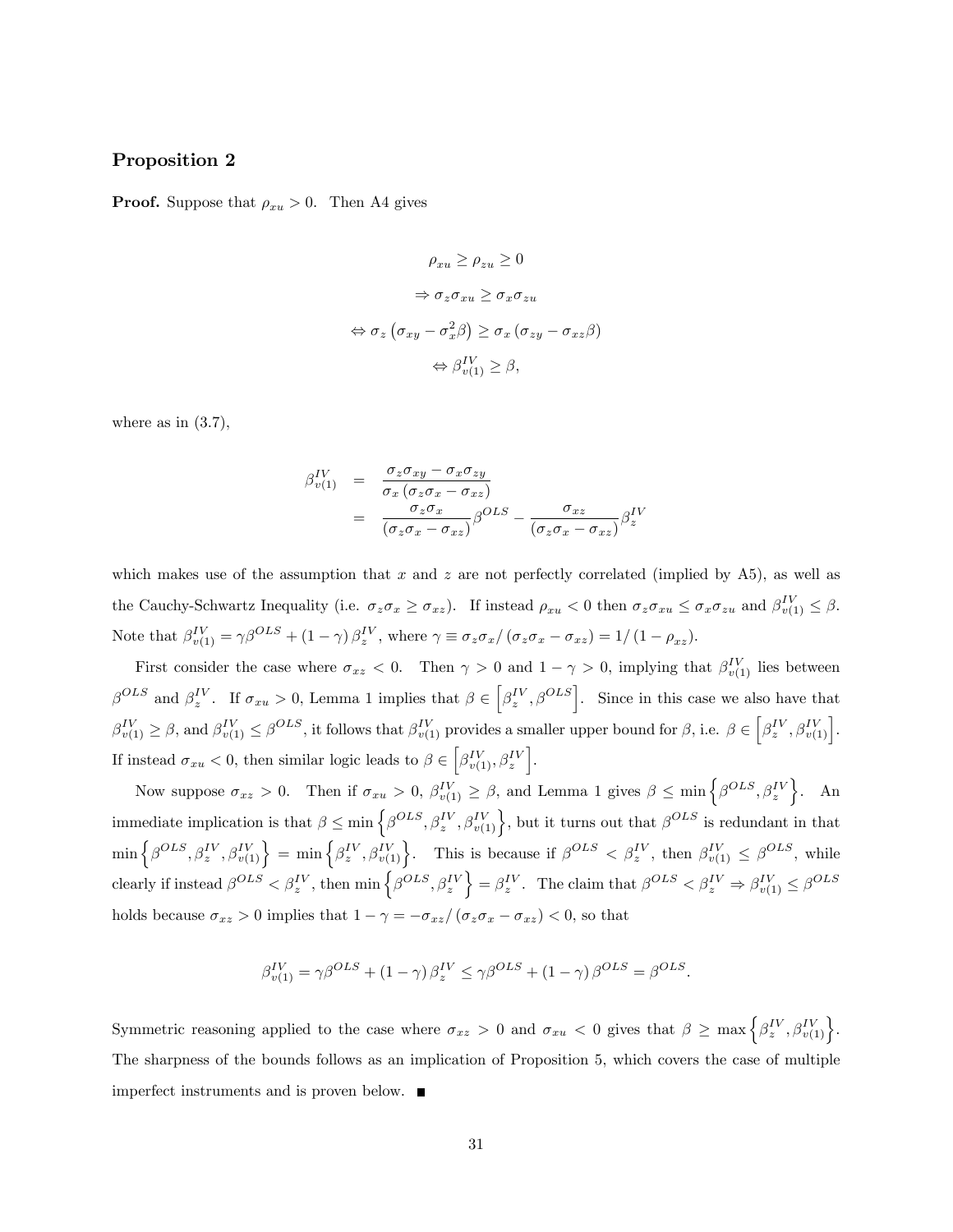## Proposition 2

**Proof.** Suppose that $\rho_{xu} > 0$. Then A4 gives

$$\rho_{xu} \geq \rho_{zu} \geq 0$$
$$\Rightarrow \sigma_z \sigma_{xu} \geq \sigma_x \sigma_{zu}$$
$$\Leftrightarrow \sigma_z \left(\sigma_{xy} - \sigma_x^2 \beta\right) \geq \sigma_x \left(\sigma_{zy} - \sigma_{xz}\beta\right)$$
$$\Leftrightarrow \beta_{v(1)}^{IV} \geq \beta,$$

where as in (3.7),

$$\begin{aligned} \beta_{v(1)}^{IV} &= \frac{\sigma_z \sigma_{xy} - \sigma_x \sigma_{zy}}{\sigma_x \left(\sigma_z \sigma_x - \sigma_{xz}\right)} \\ &= \frac{\sigma_z \sigma_x}{\left(\sigma_z \sigma_x - \sigma_{xz}\right)} \beta^{OLS} - \frac{\sigma_{xz}}{\left(\sigma_z \sigma_x - \sigma_{xz}\right)} \beta_z^{IV} \end{aligned}$$

which makes use of the assumption that $x$ and $z$ are not perfectly correlated (implied by A5), as well as the Cauchy-Schwartz Inequality (i.e. $\sigma_z \sigma_x \geq \sigma_{xz}$). If instead $\rho_{xu} < 0$ then $\sigma_z \sigma_{xu} \leq \sigma_x \sigma_{zu}$ and $\beta_{v(1)}^{IV} \leq \beta$. Note that $\beta_{v(1)}^{IV} = \gamma \beta^{OLS} + (1 - \gamma) \beta_z^{IV}$, where $\gamma \equiv \sigma_z \sigma_x / \left(\sigma_z \sigma_x - \sigma_{xz}\right) = 1/\left(1 - \rho_{xz}\right)$.

First consider the case where $\sigma_{xz} < 0$. Then $\gamma > 0$ and $1 - \gamma > 0$, implying that $\beta_{v(1)}^{IV}$ lies between $\beta^{OLS}$ and $\beta_z^{IV}$. If $\sigma_{xu} > 0$, Lemma 1 implies that $\beta \in \left[\beta_z^{IV}, \beta^{OLS}\right]$. Since in this case we also have that $\beta_{v(1)}^{IV} \geq \beta$, and $\beta_{v(1)}^{IV} \leq \beta^{OLS}$, it follows that $\beta_{v(1)}^{IV}$ provides a smaller upper bound for $\beta$, i.e. $\beta \in \left[\beta_z^{IV}, \beta_{v(1)}^{IV}\right]$. If instead $\sigma_{xu} < 0$, then similar logic leads to $\beta \in \left[\beta_{v(1)}^{IV}, \beta_z^{IV}\right]$.

Now suppose $\sigma_{xz} > 0$. Then if $\sigma_{xu} > 0$, $\beta_{v(1)}^{IV} \geq \beta$, and Lemma 1 gives $\beta \leq \min\left\{\beta^{OLS}, \beta_z^{IV}\right\}$. An immediate implication is that $\beta \leq \min\left\{\beta^{OLS}, \beta_z^{IV}, \beta_{v(1)}^{IV}\right\}$, but it turns out that $\beta^{OLS}$ is redundant in that $\min\left\{\beta^{OLS}, \beta_z^{IV}, \beta_{v(1)}^{IV}\right\} = \min\left\{\beta_z^{IV}, \beta_{v(1)}^{IV}\right\}$. This is because if $\beta^{OLS} < \beta_z^{IV}$, then $\beta_{v(1)}^{IV} \leq \beta^{OLS}$, while clearly if instead $\beta^{OLS} < \beta_z^{IV}$, then $\min\left\{\beta^{OLS}, \beta_z^{IV}\right\} = \beta_z^{IV}$. The claim that $\beta^{OLS} < \beta_z^{IV} \Rightarrow \beta_{v(1)}^{IV} \leq \beta^{OLS}$ holds because $\sigma_{xz} > 0$ implies that $1 - \gamma = -\sigma_{xz}/\left(\sigma_z \sigma_x - \sigma_{xz}\right) < 0$, so that

$$\beta_{v(1)}^{IV} = \gamma \beta^{OLS} + (1 - \gamma) \beta_z^{IV} \leq \gamma \beta^{OLS} + (1 - \gamma) \beta^{OLS} = \beta^{OLS}.$$

Symmetric reasoning applied to the case where $\sigma_{xz} > 0$ and $\sigma_{xu} < 0$ gives that $\beta \geq \max\left\{\beta_z^{IV}, \beta_{v(1)}^{IV}\right\}$. The sharpness of the bounds follows as an implication of Proposition 5, which covers the case of multiple imperfect instruments and is proven below. ■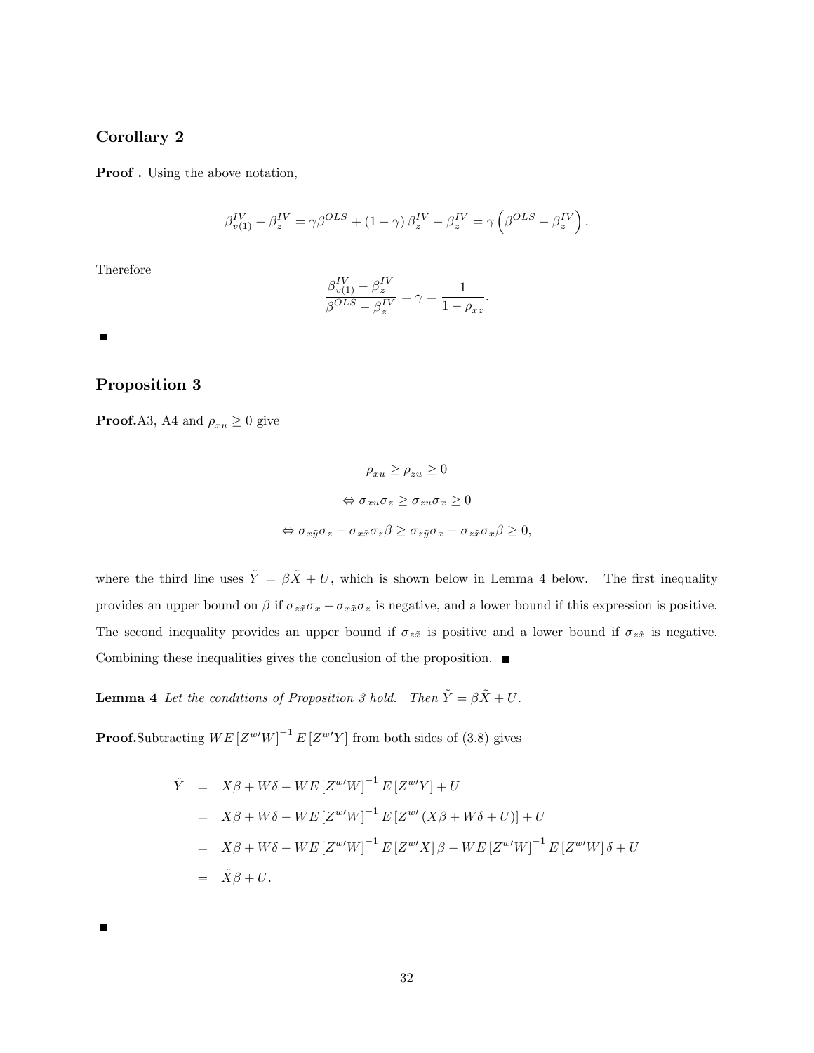## Corollary 2

**Proof .** Using the above notation,

$$\beta_{v(1)}^{IV} - \beta_z^{IV} = \gamma\beta^{OLS} + (1-\gamma)\,\beta_z^{IV} - \beta_z^{IV} = \gamma\left(\beta^{OLS} - \beta_z^{IV}\right).$$

Therefore

$$\frac{\beta_{v(1)}^{IV} - \beta_z^{IV}}{\beta^{OLS} - \beta_z^{IV}} = \gamma = \frac{1}{1-\rho_{xz}}.$$

■

## Proposition 3

**Proof.** A3, A4 and $\rho_{xu} \geq 0$ give

$$\rho_{xu} \geq \rho_{zu} \geq 0$$

$$\Leftrightarrow \sigma_{xu}\sigma_z \geq \sigma_{zu}\sigma_x \geq 0$$

$$\Leftrightarrow \sigma_{x\tilde{y}}\sigma_z - \sigma_{x\tilde{x}}\sigma_z\beta \geq \sigma_{z\tilde{y}}\sigma_x - \sigma_{z\tilde{x}}\sigma_x\beta \geq 0,$$

where the third line uses $\tilde{Y} = \beta\tilde{X} + U$, which is shown below in Lemma 4 below. The first inequality provides an upper bound on $\beta$ if $\sigma_{z\tilde{x}}\sigma_x - \sigma_{x\tilde{x}}\sigma_z$ is negative, and a lower bound if this expression is positive. The second inequality provides an upper bound if $\sigma_{z\tilde{x}}$ is positive and a lower bound if $\sigma_{z\tilde{x}}$ is negative. Combining these inequalities gives the conclusion of the proposition. ■

**Lemma 4** *Let the conditions of Proposition 3 hold. Then $\tilde{Y} = \beta\tilde{X} + U$.*

**Proof.** Subtracting $WE\left[Z^{w\prime}W\right]^{-1}E\left[Z^{w\prime}Y\right]$ from both sides of (3.8) gives

$$\begin{aligned}
\tilde{Y} &= X\beta + W\delta - WE\left[Z^{w\prime}W\right]^{-1}E\left[Z^{w\prime}Y\right] + U \\
&= X\beta + W\delta - WE\left[Z^{w\prime}W\right]^{-1}E\left[Z^{w\prime}\left(X\beta + W\delta + U\right)\right] + U \\
&= X\beta + W\delta - WE\left[Z^{w\prime}W\right]^{-1}E\left[Z^{w\prime}X\right]\beta - WE\left[Z^{w\prime}W\right]^{-1}E\left[Z^{w\prime}W\right]\delta + U \\
&= \tilde{X}\beta + U.
\end{aligned}$$

■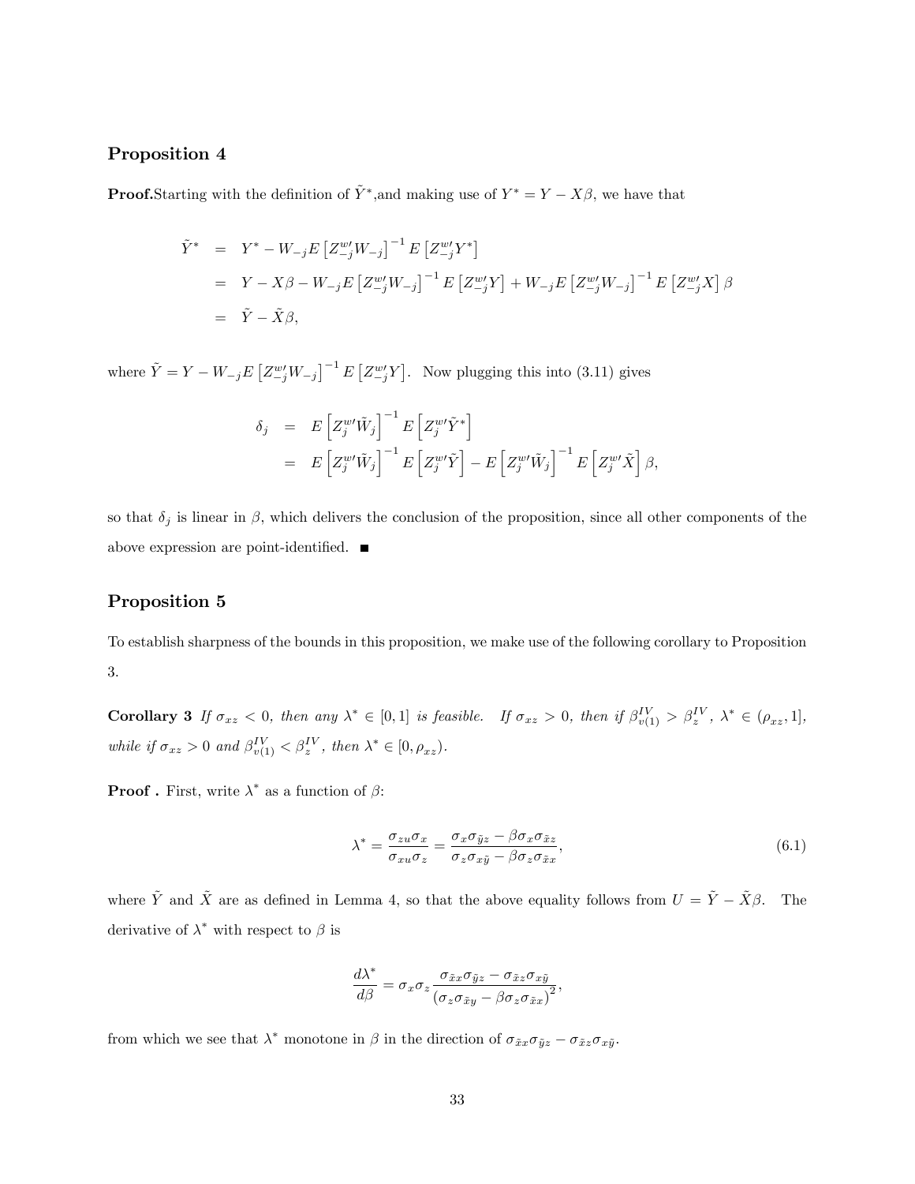## Proposition 4

**Proof.** Starting with the definition of $\tilde{Y}^*$, and making use of $Y^* = Y - X\beta$, we have that

$$
\begin{aligned}
\tilde{Y}^* &= Y^* - W_{-j} E\left[Z_{-j}^{w\prime} W_{-j}\right]^{-1} E\left[Z_{-j}^{w\prime} Y^*\right] \\
&= Y - X\beta - W_{-j} E\left[Z_{-j}^{w\prime} W_{-j}\right]^{-1} E\left[Z_{-j}^{w\prime} Y\right] + W_{-j} E\left[Z_{-j}^{w\prime} W_{-j}\right]^{-1} E\left[Z_{-j}^{w\prime} X\right]\beta \\
&= \tilde{Y} - \tilde{X}\beta,
\end{aligned}
$$

where $\tilde{Y} = Y - W_{-j} E\left[Z_{-j}^{w\prime} W_{-j}\right]^{-1} E\left[Z_{-j}^{w\prime} Y\right]$. Now plugging this into (3.11) gives

$$
\begin{aligned}
\delta_j &= E\left[Z_j^{w\prime} \tilde{W}_j\right]^{-1} E\left[Z_j^{w\prime} \tilde{Y}^*\right] \\
&= E\left[Z_j^{w\prime} \tilde{W}_j\right]^{-1} E\left[Z_j^{w\prime} \tilde{Y}\right] - E\left[Z_j^{w\prime} \tilde{W}_j\right]^{-1} E\left[Z_j^{w\prime} \tilde{X}\right]\beta,
\end{aligned}
$$

so that $\delta_j$ is linear in $\beta$, which delivers the conclusion of the proposition, since all other components of the above expression are point-identified. ■

## Proposition 5

To establish sharpness of the bounds in this proposition, we make use of the following corollary to Proposition 3.

**Corollary 3** *If $\sigma_{xz} < 0$, then any $\lambda^* \in [0, 1]$ is feasible. If $\sigma_{xz} > 0$, then if $\beta_{v(1)}^{IV} > \beta_z^{IV}$, $\lambda^* \in (\rho_{xz}, 1]$, while if $\sigma_{xz} > 0$ and $\beta_{v(1)}^{IV} < \beta_z^{IV}$, then $\lambda^* \in [0, \rho_{xz})$.*

**Proof .** First, write $\lambda^*$ as a function of $\beta$:

$$
\lambda^* = \frac{\sigma_{zu}\sigma_x}{\sigma_{xu}\sigma_z} = \frac{\sigma_x \sigma_{\tilde{y}z} - \beta\sigma_x\sigma_{\tilde{x}z}}{\sigma_z\sigma_{x\tilde{y}} - \beta\sigma_z\sigma_{\tilde{x}x}}, \tag{6.1}
$$

where $\tilde{Y}$ and $\tilde{X}$ are as defined in Lemma 4, so that the above equality follows from $U = \tilde{Y} - \tilde{X}\beta$. The derivative of $\lambda^*$ with respect to $\beta$ is

$$
\frac{d\lambda^*}{d\beta} = \sigma_x\sigma_z \frac{\sigma_{\tilde{x}x}\sigma_{\tilde{y}z} - \sigma_{\tilde{x}z}\sigma_{x\tilde{y}}}{\left(\sigma_z\sigma_{\tilde{x}y} - \beta\sigma_z\sigma_{\tilde{x}x}\right)^2},
$$

from which we see that $\lambda^*$ monotone in $\beta$ in the direction of $\sigma_{\tilde{x}x}\sigma_{\tilde{y}z} - \sigma_{\tilde{x}z}\sigma_{x\tilde{y}}$.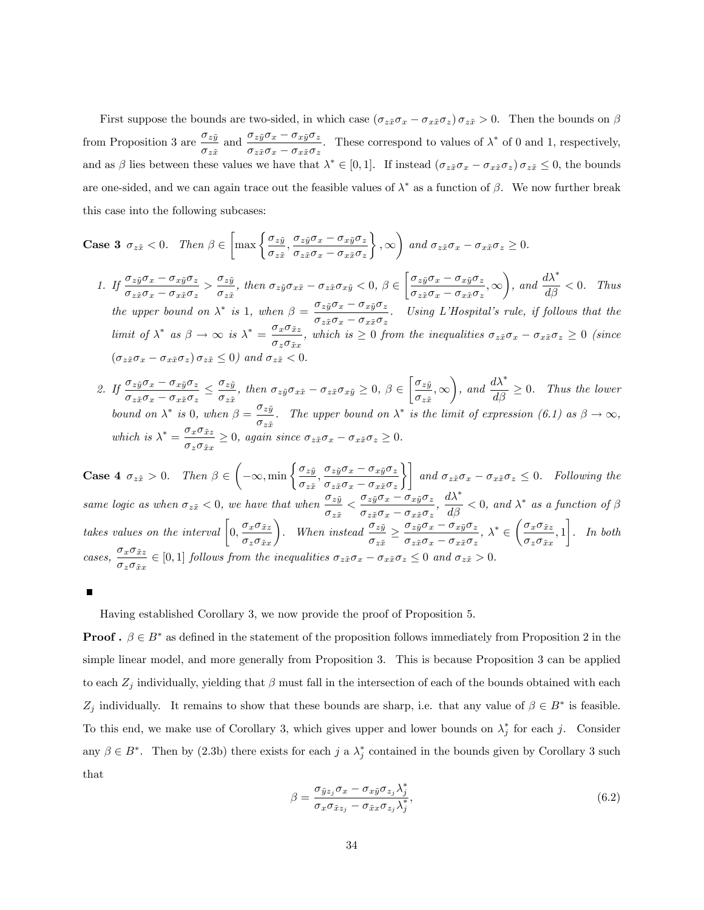First suppose the bounds are two-sided, in which case $(\sigma_{z\tilde{x}}\sigma_x - \sigma_{x\tilde{x}}\sigma_z)\,\sigma_{z\tilde{x}} > 0$. Then the bounds on $\beta$ from Proposition 3 are $\dfrac{\sigma_{z\tilde{y}}}{\sigma_{z\tilde{x}}}$ and $\dfrac{\sigma_{z\tilde{y}}\sigma_x - \sigma_{x\tilde{y}}\sigma_z}{\sigma_{z\tilde{x}}\sigma_x - \sigma_{x\tilde{x}}\sigma_z}$. These correspond to values of $\lambda^*$ of 0 and 1, respectively, and as $\beta$ lies between these values we have that $\lambda^* \in [0,1]$. If instead $(\sigma_{z\tilde{x}}\sigma_x - \sigma_{x\tilde{x}}\sigma_z)\,\sigma_{z\tilde{x}} \leq 0$, the bounds are one-sided, and we can again trace out the feasible values of $\lambda^*$ as a function of $\beta$. We now further break this case into the following subcases:

**Case 3** $\sigma_{z\tilde{x}} < 0$. *Then* $\beta \in \left[\max\left\{\dfrac{\sigma_{z\tilde{y}}}{\sigma_{z\tilde{x}}}, \dfrac{\sigma_{z\tilde{y}}\sigma_x - \sigma_{x\tilde{y}}\sigma_z}{\sigma_{z\tilde{x}}\sigma_x - \sigma_{x\tilde{x}}\sigma_z}\right\}, \infty\right)$ *and* $\sigma_{z\tilde{x}}\sigma_x - \sigma_{x\tilde{x}}\sigma_z \geq 0$.

1. *If* $\dfrac{\sigma_{z\tilde{y}}\sigma_x - \sigma_{x\tilde{y}}\sigma_z}{\sigma_{z\tilde{x}}\sigma_x - \sigma_{x\tilde{x}}\sigma_z} > \dfrac{\sigma_{z\tilde{y}}}{\sigma_{z\tilde{x}}}$, *then* $\sigma_{z\tilde{y}}\sigma_{x\tilde{x}} - \sigma_{z\tilde{x}}\sigma_{x\tilde{y}} < 0$, $\beta \in \left[\dfrac{\sigma_{z\tilde{y}}\sigma_x - \sigma_{x\tilde{y}}\sigma_z}{\sigma_{z\tilde{x}}\sigma_x - \sigma_{x\tilde{x}}\sigma_z}, \infty\right)$, *and* $\dfrac{d\lambda^*}{d\beta} < 0$. *Thus the upper bound on* $\lambda^*$ *is 1, when* $\beta = \dfrac{\sigma_{z\tilde{y}}\sigma_x - \sigma_{x\tilde{y}}\sigma_z}{\sigma_{z\tilde{x}}\sigma_x - \sigma_{x\tilde{x}}\sigma_z}$. *Using L'Hospital's rule, if follows that the limit of* $\lambda^*$ *as* $\beta \to \infty$ *is* $\lambda^* = \dfrac{\sigma_x\sigma_{\tilde{x}z}}{\sigma_z\sigma_{\tilde{x}x}}$, *which is* $\geq 0$ *from the inequalities* $\sigma_{z\tilde{x}}\sigma_x - \sigma_{x\tilde{x}}\sigma_z \geq 0$ *(since* $(\sigma_{z\tilde{x}}\sigma_x - \sigma_{x\tilde{x}}\sigma_z)\,\sigma_{z\tilde{x}} \leq 0$*) and* $\sigma_{z\tilde{x}} < 0$.

2. *If* $\dfrac{\sigma_{z\tilde{y}}\sigma_x - \sigma_{x\tilde{y}}\sigma_z}{\sigma_{z\tilde{x}}\sigma_x - \sigma_{x\tilde{x}}\sigma_z} \leq \dfrac{\sigma_{z\tilde{y}}}{\sigma_{z\tilde{x}}}$, *then* $\sigma_{z\tilde{y}}\sigma_{x\tilde{x}} - \sigma_{z\tilde{x}}\sigma_{x\tilde{y}} \geq 0$, $\beta \in \left[\dfrac{\sigma_{z\tilde{y}}}{\sigma_{z\tilde{x}}}, \infty\right)$, *and* $\dfrac{d\lambda^*}{d\beta} \geq 0$. *Thus the lower bound on* $\lambda^*$ *is 0, when* $\beta = \dfrac{\sigma_{z\tilde{y}}}{\sigma_{z\tilde{x}}}$. *The upper bound on* $\lambda^*$ *is the limit of expression (6.1) as* $\beta \to \infty$, *which is* $\lambda^* = \dfrac{\sigma_x\sigma_{\tilde{x}z}}{\sigma_z\sigma_{\tilde{x}x}} \geq 0$, *again since* $\sigma_{z\tilde{x}}\sigma_x - \sigma_{x\tilde{x}}\sigma_z \geq 0$.

**Case 4** $\sigma_{z\tilde{x}} > 0$. *Then* $\beta \in \left(-\infty, \min\left\{\dfrac{\sigma_{z\tilde{y}}}{\sigma_{z\tilde{x}}}, \dfrac{\sigma_{z\tilde{y}}\sigma_x - \sigma_{x\tilde{y}}\sigma_z}{\sigma_{z\tilde{x}}\sigma_x - \sigma_{x\tilde{x}}\sigma_z}\right\}\right]$ *and* $\sigma_{z\tilde{x}}\sigma_x - \sigma_{x\tilde{x}}\sigma_z \leq 0$. *Following the same logic as when* $\sigma_{z\tilde{x}} < 0$, *we have that when* $\dfrac{\sigma_{z\tilde{y}}}{\sigma_{z\tilde{x}}} < \dfrac{\sigma_{z\tilde{y}}\sigma_x - \sigma_{x\tilde{y}}\sigma_z}{\sigma_{z\tilde{x}}\sigma_x - \sigma_{x\tilde{x}}\sigma_z}$, $\dfrac{d\lambda^*}{d\beta} < 0$, *and* $\lambda^*$ *as a function of* $\beta$ *takes values on the interval* $\left[0, \dfrac{\sigma_x\sigma_{\tilde{x}z}}{\sigma_z\sigma_{\tilde{x}x}}\right)$. *When instead* $\dfrac{\sigma_{z\tilde{y}}}{\sigma_{z\tilde{x}}} \geq \dfrac{\sigma_{z\tilde{y}}\sigma_x - \sigma_{x\tilde{y}}\sigma_z}{\sigma_{z\tilde{x}}\sigma_x - \sigma_{x\tilde{x}}\sigma_z}$, $\lambda^* \in \left(\dfrac{\sigma_x\sigma_{\tilde{x}z}}{\sigma_z\sigma_{\tilde{x}x}}, 1\right]$. *In both cases,* $\dfrac{\sigma_x\sigma_{\tilde{x}z}}{\sigma_z\sigma_{\tilde{x}x}} \in [0,1]$ *follows from the inequalities* $\sigma_{z\tilde{x}}\sigma_x - \sigma_{x\tilde{x}}\sigma_z \leq 0$ *and* $\sigma_{z\tilde{x}} > 0$.

■

Having established Corollary 3, we now provide the proof of Proposition 5.

**Proof .** $\beta \in B^*$ as defined in the statement of the proposition follows immediately from Proposition 2 in the simple linear model, and more generally from Proposition 3. This is because Proposition 3 can be applied to each $Z_j$ individually, yielding that $\beta$ must fall in the intersection of each of the bounds obtained with each $Z_j$ individually. It remains to show that these bounds are sharp, i.e. that any value of $\beta \in B^*$ is feasible. To this end, we make use of Corollary 3, which gives upper and lower bounds on $\lambda_j^*$ for each $j$. Consider any $\beta \in B^*$. Then by (2.3b) there exists for each $j$ a $\lambda_j^*$ contained in the bounds given by Corollary 3 such that

$$\beta = \frac{\sigma_{\tilde{y}z_j}\sigma_x - \sigma_{x\tilde{y}}\sigma_{z_j}\lambda_j^*}{\sigma_x\sigma_{\tilde{x}z_j} - \sigma_{\tilde{x}x}\sigma_{z_j}\lambda_j^*}, \tag{6.2}$$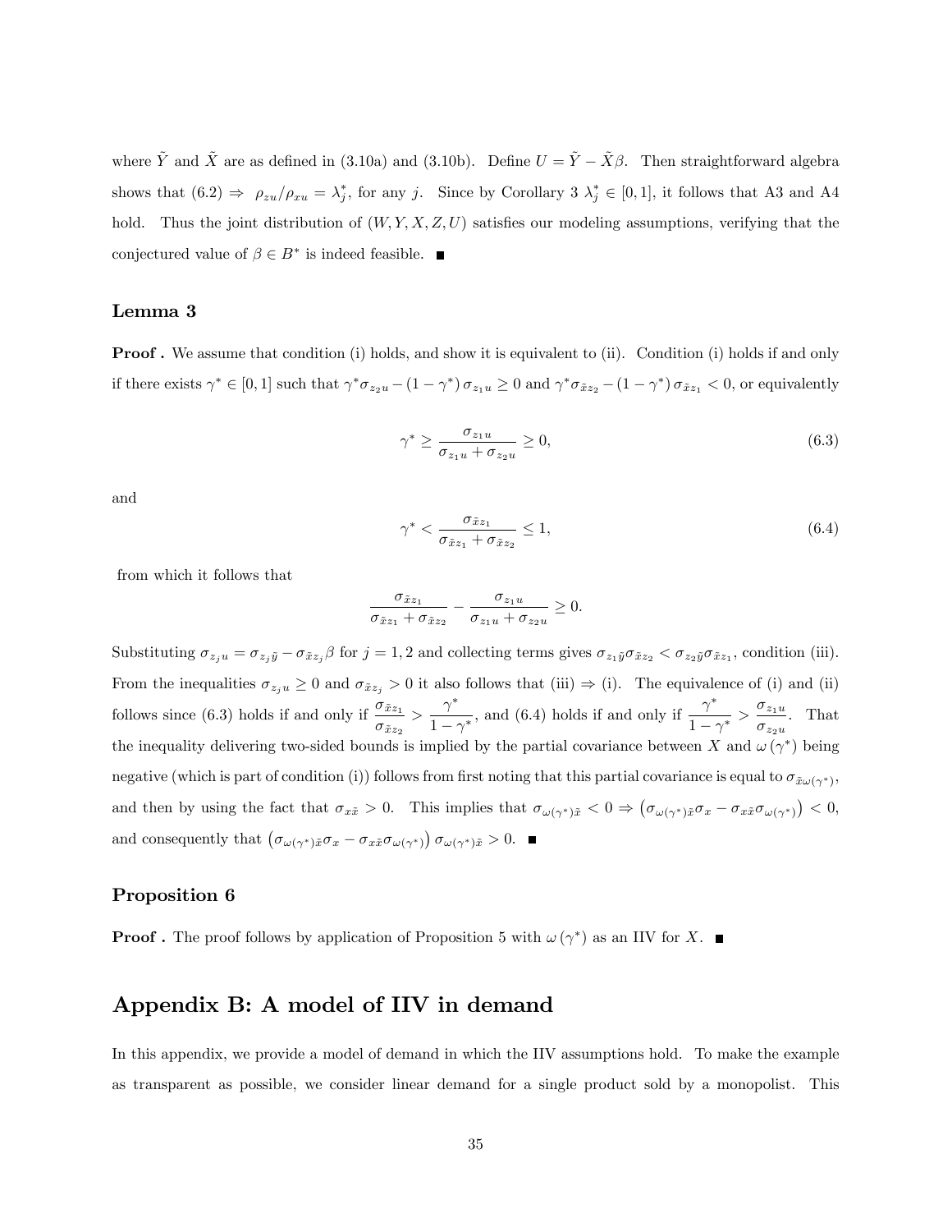where $\tilde{Y}$ and $\tilde{X}$ are as defined in (3.10a) and (3.10b). Define $U = \tilde{Y} - \tilde{X}\beta$. Then straightforward algebra shows that (6.2) $\Rightarrow$ $\rho_{zu}/\rho_{xu} = \lambda_j^*$, for any $j$. Since by Corollary 3 $\lambda_j^* \in [0,1]$, it follows that A3 and A4 hold. Thus the joint distribution of $(W, Y, X, Z, U)$ satisfies our modeling assumptions, verifying that the conjectured value of $\beta \in B^*$ is indeed feasible. ■

### Lemma 3

**Proof .** We assume that condition (i) holds, and show it is equivalent to (ii). Condition (i) holds if and only if there exists $\gamma^* \in [0,1]$ such that $\gamma^* \sigma_{z_2 u} - (1-\gamma^*)\, \sigma_{z_1 u} \geq 0$ and $\gamma^* \sigma_{\tilde{x} z_2} - (1-\gamma^*)\, \sigma_{\tilde{x} z_1} < 0$, or equivalently

$$\gamma^* \geq \frac{\sigma_{z_1 u}}{\sigma_{z_1 u} + \sigma_{z_2 u}} \geq 0, \tag{6.3}$$

and

$$\gamma^* < \frac{\sigma_{\tilde{x} z_1}}{\sigma_{\tilde{x} z_1} + \sigma_{\tilde{x} z_2}} \leq 1, \tag{6.4}$$

from which it follows that

$$\frac{\sigma_{\tilde{x} z_1}}{\sigma_{\tilde{x} z_1} + \sigma_{\tilde{x} z_2}} - \frac{\sigma_{z_1 u}}{\sigma_{z_1 u} + \sigma_{z_2 u}} \geq 0.$$

Substituting $\sigma_{z_j u} = \sigma_{z_j \tilde{y}} - \sigma_{\tilde{x} z_j}\beta$ for $j = 1, 2$ and collecting terms gives $\sigma_{z_1 \tilde{y}} \sigma_{\tilde{x} z_2} < \sigma_{z_2 \tilde{y}} \sigma_{\tilde{x} z_1}$, condition (iii). From the inequalities $\sigma_{z_j u} \geq 0$ and $\sigma_{\tilde{x} z_j} > 0$ it also follows that (iii) $\Rightarrow$ (i). The equivalence of (i) and (ii) follows since (6.3) holds if and only if $\dfrac{\sigma_{\tilde{x} z_1}}{\sigma_{\tilde{x} z_2}} > \dfrac{\gamma^*}{1-\gamma^*}$, and (6.4) holds if and only if $\dfrac{\gamma^*}{1-\gamma^*} > \dfrac{\sigma_{z_1 u}}{\sigma_{z_2 u}}$. That the inequality delivering two-sided bounds is implied by the partial covariance between $X$ and $\omega(\gamma^*)$ being negative (which is part of condition (i)) follows from first noting that this partial covariance is equal to $\sigma_{\tilde{x}\omega(\gamma^*)}$, and then by using the fact that $\sigma_{x\tilde{x}} > 0$. This implies that $\sigma_{\omega(\gamma^*)\tilde{x}} < 0 \Rightarrow \left(\sigma_{\omega(\gamma^*)\tilde{x}}\sigma_x - \sigma_{x\tilde{x}}\sigma_{\omega(\gamma^*)}\right) < 0$, and consequently that $\left(\sigma_{\omega(\gamma^*)\tilde{x}}\sigma_x - \sigma_{x\tilde{x}}\sigma_{\omega(\gamma^*)}\right)\sigma_{\omega(\gamma^*)\tilde{x}} > 0$. ■

### Proposition 6

**Proof .** The proof follows by application of Proposition 5 with $\omega(\gamma^*)$ as an IIV for $X$. ■

## Appendix B: A model of IIV in demand

In this appendix, we provide a model of demand in which the IIV assumptions hold. To make the example as transparent as possible, we consider linear demand for a single product sold by a monopolist. This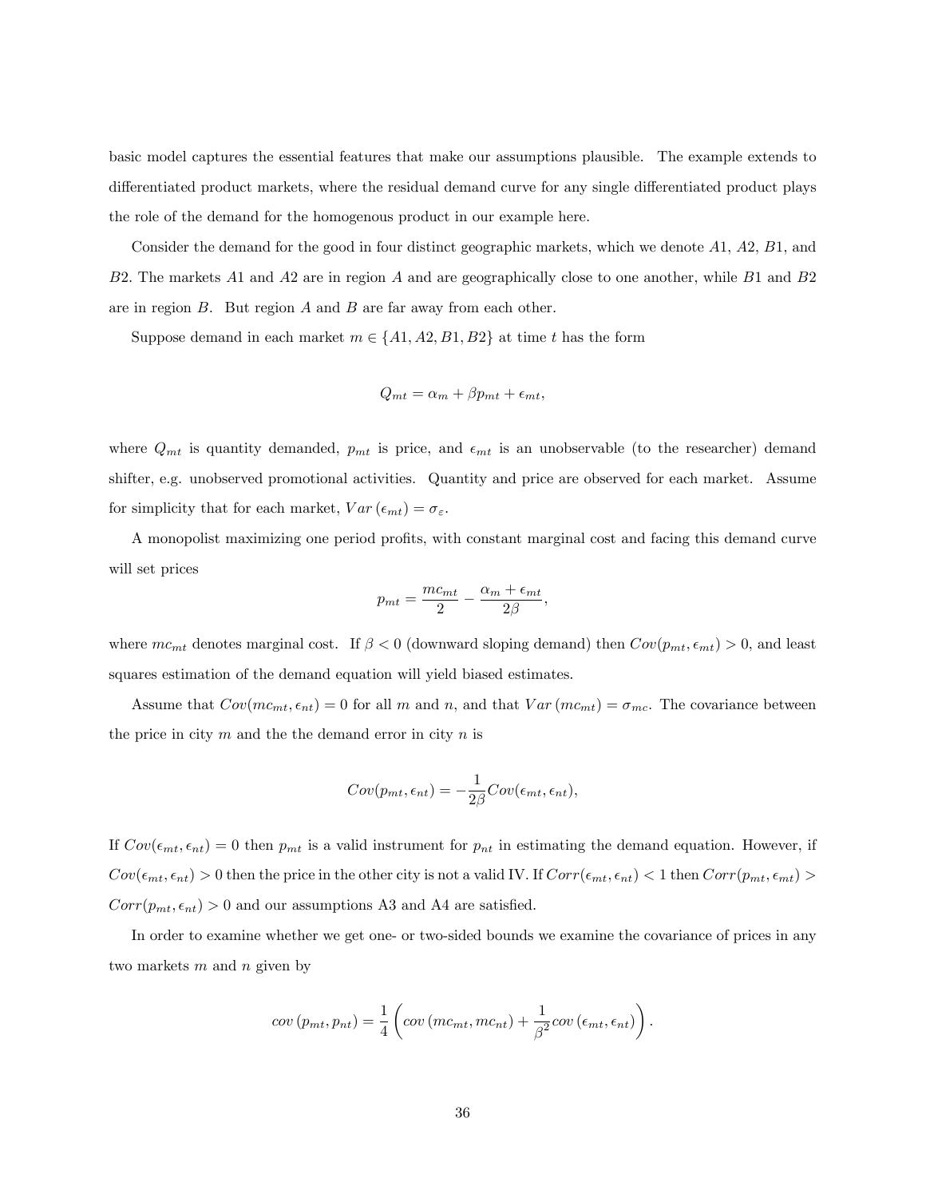basic model captures the essential features that make our assumptions plausible. The example extends to differentiated product markets, where the residual demand curve for any single differentiated product plays the role of the demand for the homogenous product in our example here.

Consider the demand for the good in four distinct geographic markets, which we denote $A1$, $A2$, $B1$, and $B2$. The markets $A1$ and $A2$ are in region $A$ and are geographically close to one another, while $B1$ and $B2$ are in region $B$. But region $A$ and $B$ are far away from each other.

Suppose demand in each market $m \in \{A1, A2, B1, B2\}$ at time $t$ has the form

$$Q_{mt} = \alpha_m + \beta p_{mt} + \epsilon_{mt},$$

where $Q_{mt}$ is quantity demanded, $p_{mt}$ is price, and $\epsilon_{mt}$ is an unobservable (to the researcher) demand shifter, e.g. unobserved promotional activities. Quantity and price are observed for each market. Assume for simplicity that for each market, $Var(\epsilon_{mt}) = \sigma_{\varepsilon}$.

A monopolist maximizing one period profits, with constant marginal cost and facing this demand curve will set prices

$$p_{mt} = \frac{mc_{mt}}{2} - \frac{\alpha_m + \epsilon_{mt}}{2\beta},$$

where $mc_{mt}$ denotes marginal cost. If $\beta < 0$ (downward sloping demand) then $Cov(p_{mt}, \epsilon_{mt}) > 0$, and least squares estimation of the demand equation will yield biased estimates.

Assume that $Cov(mc_{mt}, \epsilon_{nt}) = 0$ for all $m$ and $n$, and that $Var(mc_{mt}) = \sigma_{mc}$. The covariance between the price in city $m$ and the the demand error in city $n$ is

$$Cov(p_{mt}, \epsilon_{nt}) = -\frac{1}{2\beta} Cov(\epsilon_{mt}, \epsilon_{nt}),$$

If $Cov(\epsilon_{mt}, \epsilon_{nt}) = 0$ then $p_{mt}$ is a valid instrument for $p_{nt}$ in estimating the demand equation. However, if $Cov(\epsilon_{mt}, \epsilon_{nt}) > 0$ then the price in the other city is not a valid IV. If $Corr(\epsilon_{mt}, \epsilon_{nt}) < 1$ then $Corr(p_{mt}, \epsilon_{mt}) > Corr(p_{mt}, \epsilon_{nt}) > 0$ and our assumptions A3 and A4 are satisfied.

In order to examine whether we get one- or two-sided bounds we examine the covariance of prices in any two markets $m$ and $n$ given by

$$cov(p_{mt}, p_{nt}) = \frac{1}{4} \left( cov(mc_{mt}, mc_{nt}) + \frac{1}{\beta^2} cov(\epsilon_{mt}, \epsilon_{nt}) \right).$$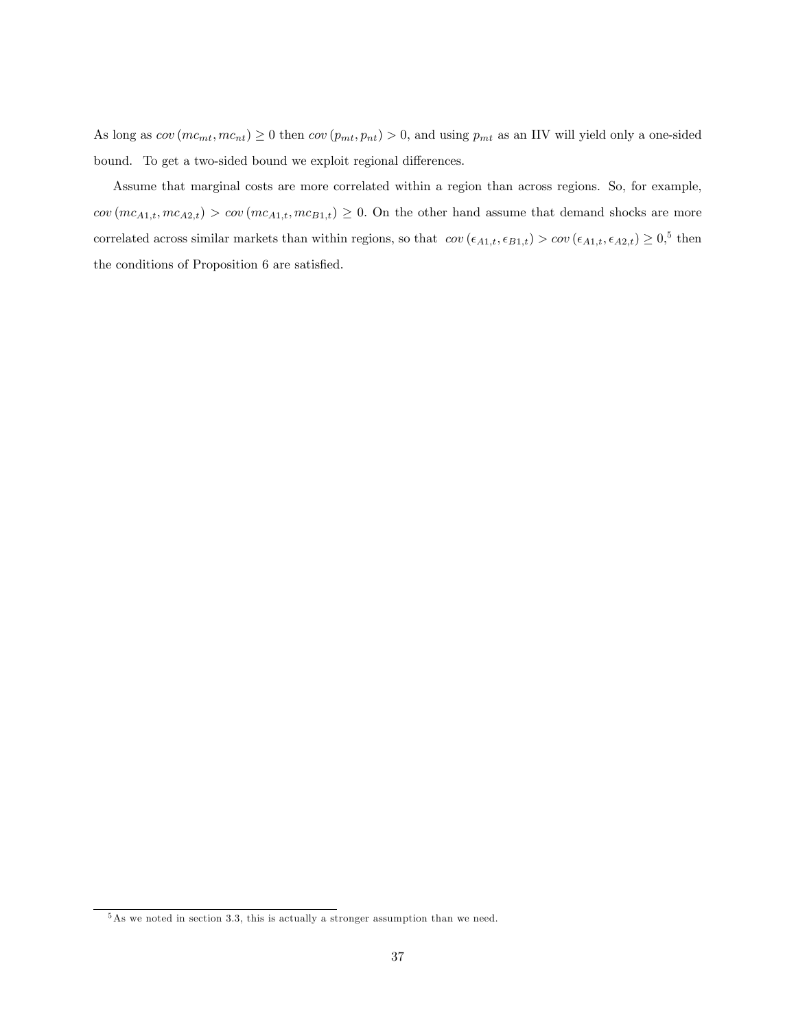As long as $cov(mc_{mt}, mc_{nt}) \geq 0$ then $cov(p_{mt}, p_{nt}) > 0$, and using $p_{mt}$ as an IIV will yield only a one-sided bound. To get a two-sided bound we exploit regional differences.

Assume that marginal costs are more correlated within a region than across regions. So, for example, $cov(mc_{A1,t}, mc_{A2,t}) > cov(mc_{A1,t}, mc_{B1,t}) \geq 0$. On the other hand assume that demand shocks are more correlated across similar markets than within regions, so that $cov(\epsilon_{A1,t}, \epsilon_{B1,t}) > cov(\epsilon_{A1,t}, \epsilon_{A2,t}) \geq 0$,[5] then the conditions of Proposition 6 are satisfied.

[5] As we noted in section 3.3, this is actually a stronger assumption than we need.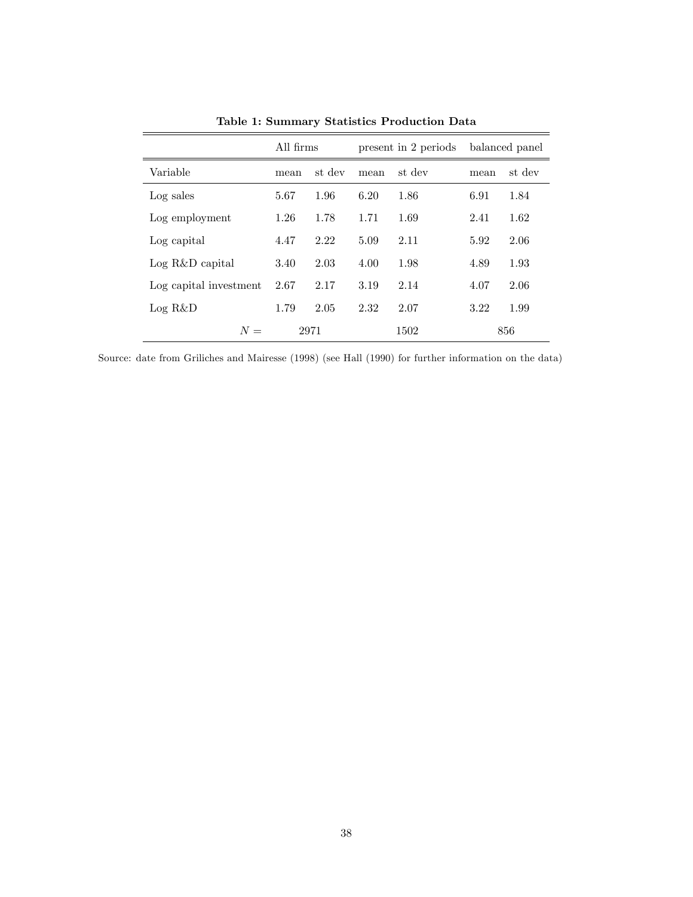**Table 1: Summary Statistics Production Data**

| | All firms | | present in 2 periods | | balanced panel | |
|---|---|---|---|---|---|---|
| Variable | mean | st dev | mean | st dev | mean | st dev |
| Log sales | 5.67 | 1.96 | 6.20 | 1.86 | 6.91 | 1.84 |
| Log employment | 1.26 | 1.78 | 1.71 | 1.69 | 2.41 | 1.62 |
| Log capital | 4.47 | 2.22 | 5.09 | 2.11 | 5.92 | 2.06 |
| Log R&D capital | 3.40 | 2.03 | 4.00 | 1.98 | 4.89 | 1.93 |
| Log capital investment | 2.67 | 2.17 | 3.19 | 2.14 | 4.07 | 2.06 |
| Log R&D | 1.79 | 2.05 | 2.32 | 2.07 | 3.22 | 1.99 |
| $N =$ | 2971 | | 1502 | | 856 | |

Source: date from Griliches and Mairesse (1998) (see Hall (1990) for further information on the data)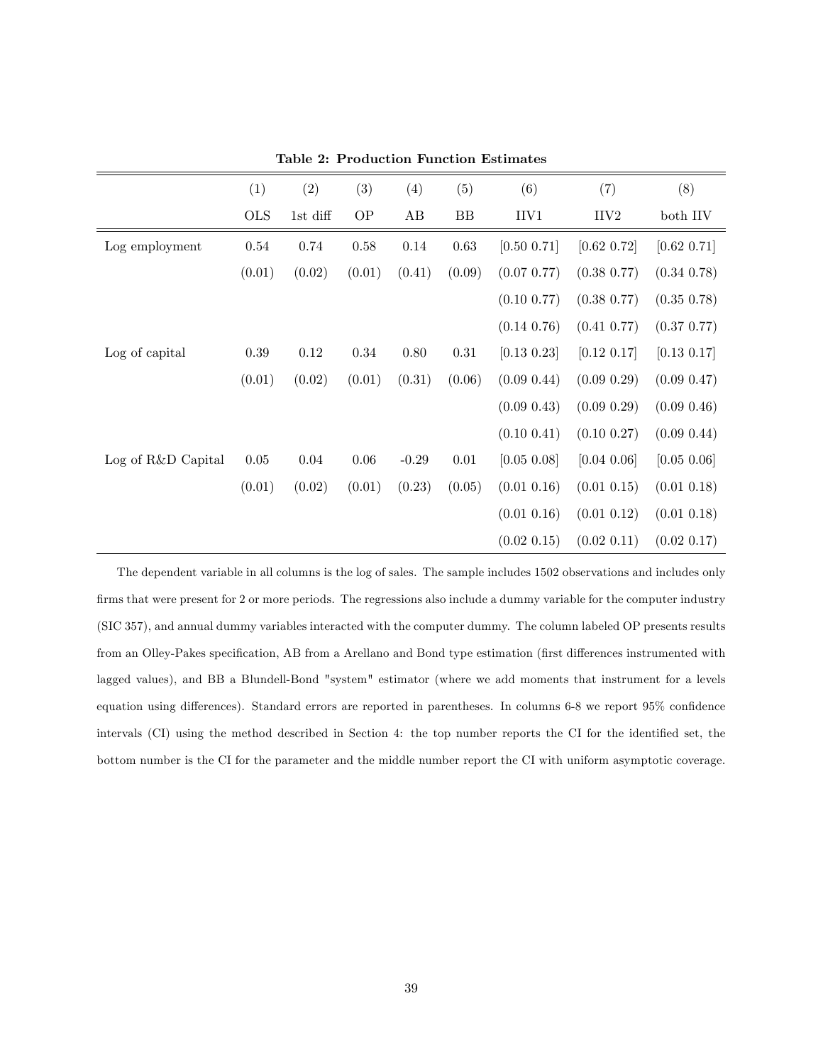**Table 2: Production Function Estimates**

| | (1) | (2) | (3) | (4) | (5) | (6) | (7) | (8) |
|---|---|---|---|---|---|---|---|---|
| | OLS | 1st diff | OP | AB | BB | IIV1 | IIV2 | both IIV |
| Log employment | 0.54 | 0.74 | 0.58 | 0.14 | 0.63 | [0.50 0.71] | [0.62 0.72] | [0.62 0.71] |
| | (0.01) | (0.02) | (0.01) | (0.41) | (0.09) | (0.07 0.77) | (0.38 0.77) | (0.34 0.78) |
| | | | | | | (0.10 0.77) | (0.38 0.77) | (0.35 0.78) |
| | | | | | | (0.14 0.76) | (0.41 0.77) | (0.37 0.77) |
| Log of capital | 0.39 | 0.12 | 0.34 | 0.80 | 0.31 | [0.13 0.23] | [0.12 0.17] | [0.13 0.17] |
| | (0.01) | (0.02) | (0.01) | (0.31) | (0.06) | (0.09 0.44) | (0.09 0.29) | (0.09 0.47) |
| | | | | | | (0.09 0.43) | (0.09 0.29) | (0.09 0.46) |
| | | | | | | (0.10 0.41) | (0.10 0.27) | (0.09 0.44) |
| Log of R&D Capital | 0.05 | 0.04 | 0.06 | -0.29 | 0.01 | [0.05 0.08] | [0.04 0.06] | [0.05 0.06] |
| | (0.01) | (0.02) | (0.01) | (0.23) | (0.05) | (0.01 0.16) | (0.01 0.15) | (0.01 0.18) |
| | | | | | | (0.01 0.16) | (0.01 0.12) | (0.01 0.18) |
| | | | | | | (0.02 0.15) | (0.02 0.11) | (0.02 0.17) |

The dependent variable in all columns is the log of sales. The sample includes 1502 observations and includes only firms that were present for 2 or more periods. The regressions also include a dummy variable for the computer industry (SIC 357), and annual dummy variables interacted with the computer dummy. The column labeled OP presents results from an Olley-Pakes specification, AB from a Arellano and Bond type estimation (first differences instrumented with lagged values), and BB a Blundell-Bond "system" estimator (where we add moments that instrument for a levels equation using differences). Standard errors are reported in parentheses. In columns 6-8 we report 95% confidence intervals (CI) using the method described in Section 4: the top number reports the CI for the identified set, the bottom number is the CI for the parameter and the middle number report the CI with uniform asymptotic coverage.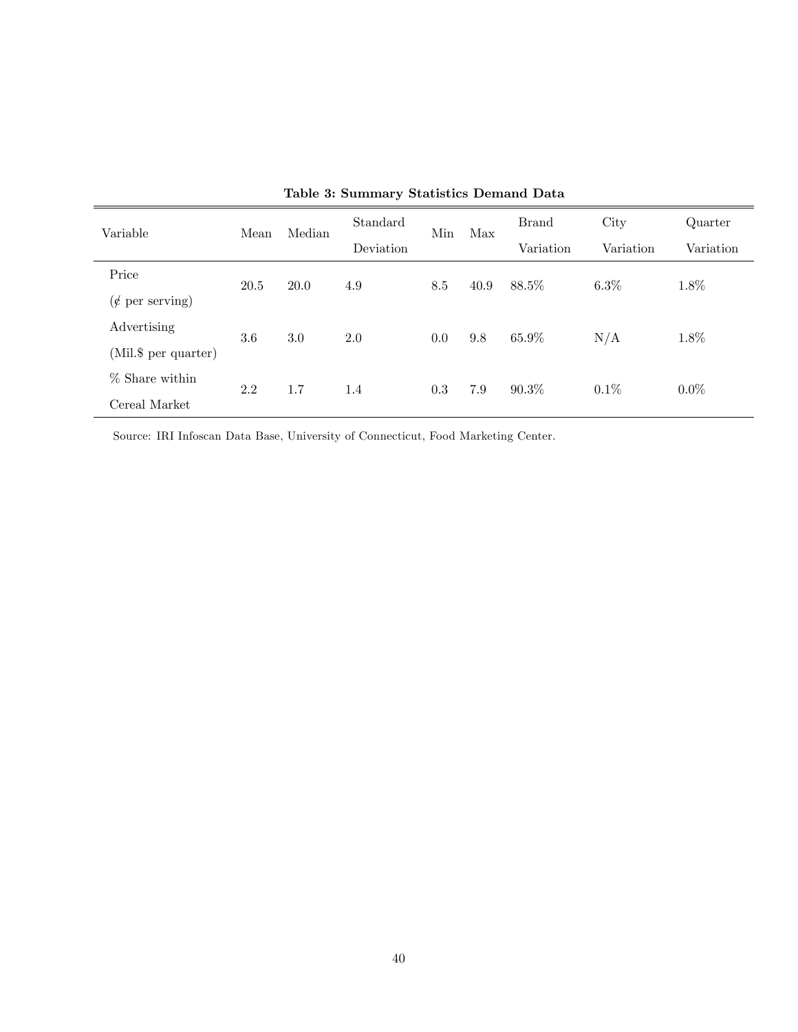**Table 3: Summary Statistics Demand Data**

| Variable | Mean | Median | Standard Deviation | Min | Max | Brand Variation | City Variation | Quarter Variation |
|---|---|---|---|---|---|---|---|---|
| Price (¢ per serving) | 20.5 | 20.0 | 4.9 | 8.5 | 40.9 | 88.5% | 6.3% | 1.8% |
| Advertising (Mil.$ per quarter) | 3.6 | 3.0 | 2.0 | 0.0 | 9.8 | 65.9% | N/A | 1.8% |
| % Share within Cereal Market | 2.2 | 1.7 | 1.4 | 0.3 | 7.9 | 90.3% | 0.1% | 0.0% |

Source: IRI Infoscan Data Base, University of Connecticut, Food Marketing Center.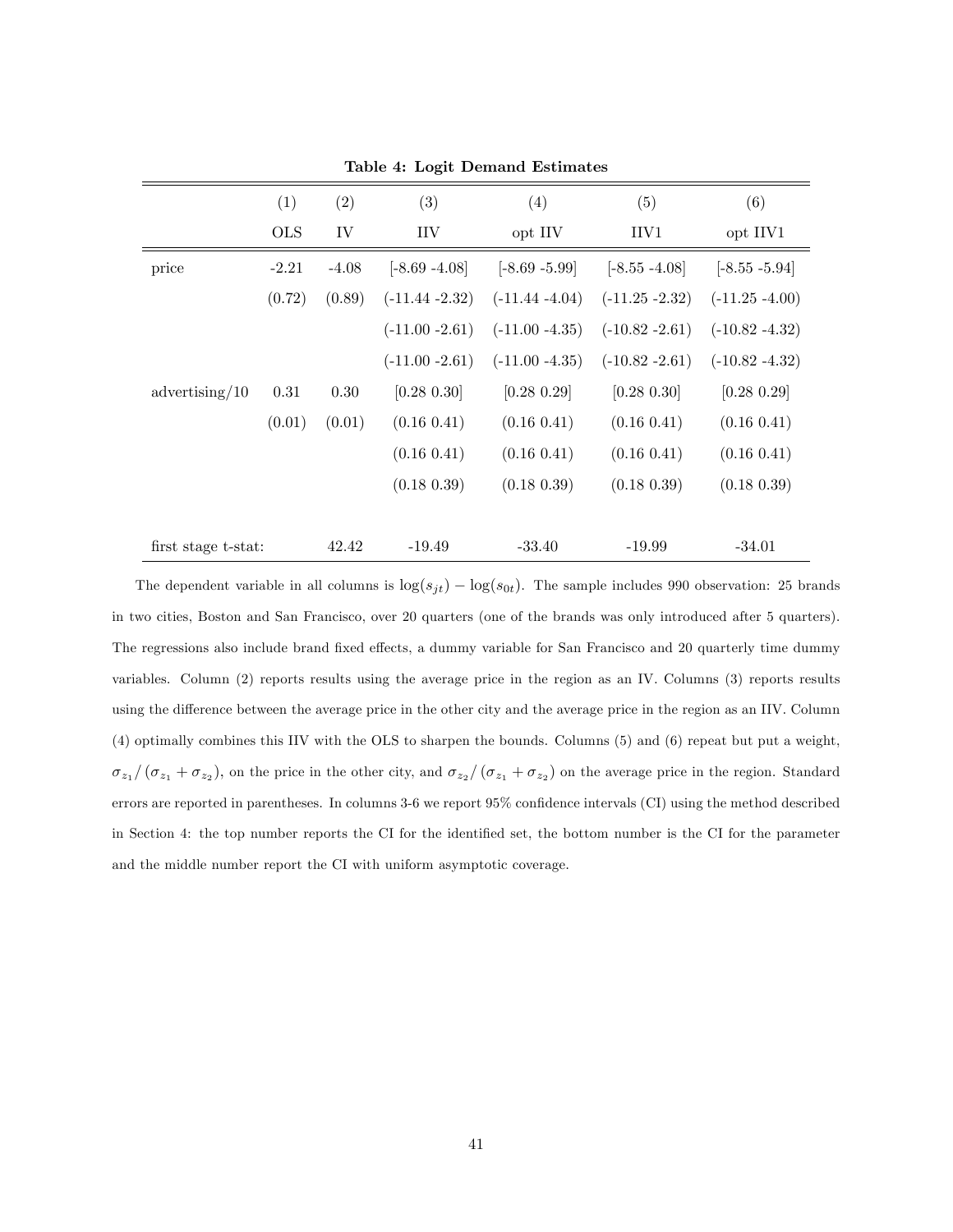**Table 4: Logit Demand Estimates**

| | (1) | (2) | (3) | (4) | (5) | (6) |
|---|---|---|---|---|---|---|
| | OLS | IV | IIV | opt IIV | IIV1 | opt IIV1 |
| price | -2.21 | -4.08 | [-8.69 -4.08] | [-8.69 -5.99] | [-8.55 -4.08] | [-8.55 -5.94] |
| | (0.72) | (0.89) | (-11.44 -2.32) | (-11.44 -4.04) | (-11.25 -2.32) | (-11.25 -4.00) |
| | | | (-11.00 -2.61) | (-11.00 -4.35) | (-10.82 -2.61) | (-10.82 -4.32) |
| | | | (-11.00 -2.61) | (-11.00 -4.35) | (-10.82 -2.61) | (-10.82 -4.32) |
| advertising/10 | 0.31 | 0.30 | [0.28 0.30] | [0.28 0.29] | [0.28 0.30] | [0.28 0.29] |
| | (0.01) | (0.01) | (0.16 0.41) | (0.16 0.41) | (0.16 0.41) | (0.16 0.41) |
| | | | (0.16 0.41) | (0.16 0.41) | (0.16 0.41) | (0.16 0.41) |
| | | | (0.18 0.39) | (0.18 0.39) | (0.18 0.39) | (0.18 0.39) |
| first stage t-stat: | | 42.42 | -19.49 | -33.40 | -19.99 | -34.01 |

The dependent variable in all columns is $\log(s_{jt}) - \log(s_{0t})$. The sample includes 990 observation: 25 brands in two cities, Boston and San Francisco, over 20 quarters (one of the brands was only introduced after 5 quarters). The regressions also include brand fixed effects, a dummy variable for San Francisco and 20 quarterly time dummy variables. Column (2) reports results using the average price in the region as an IV. Columns (3) reports results using the difference between the average price in the other city and the average price in the region as an IIV. Column (4) optimally combines this IIV with the OLS to sharpen the bounds. Columns (5) and (6) repeat but put a weight, $\sigma_{z_1}/(\sigma_{z_1} + \sigma_{z_2})$, on the price in the other city, and $\sigma_{z_2}/(\sigma_{z_1} + \sigma_{z_2})$ on the average price in the region. Standard errors are reported in parentheses. In columns 3-6 we report 95% confidence intervals (CI) using the method described in Section 4: the top number reports the CI for the identified set, the bottom number is the CI for the parameter and the middle number report the CI with uniform asymptotic coverage.